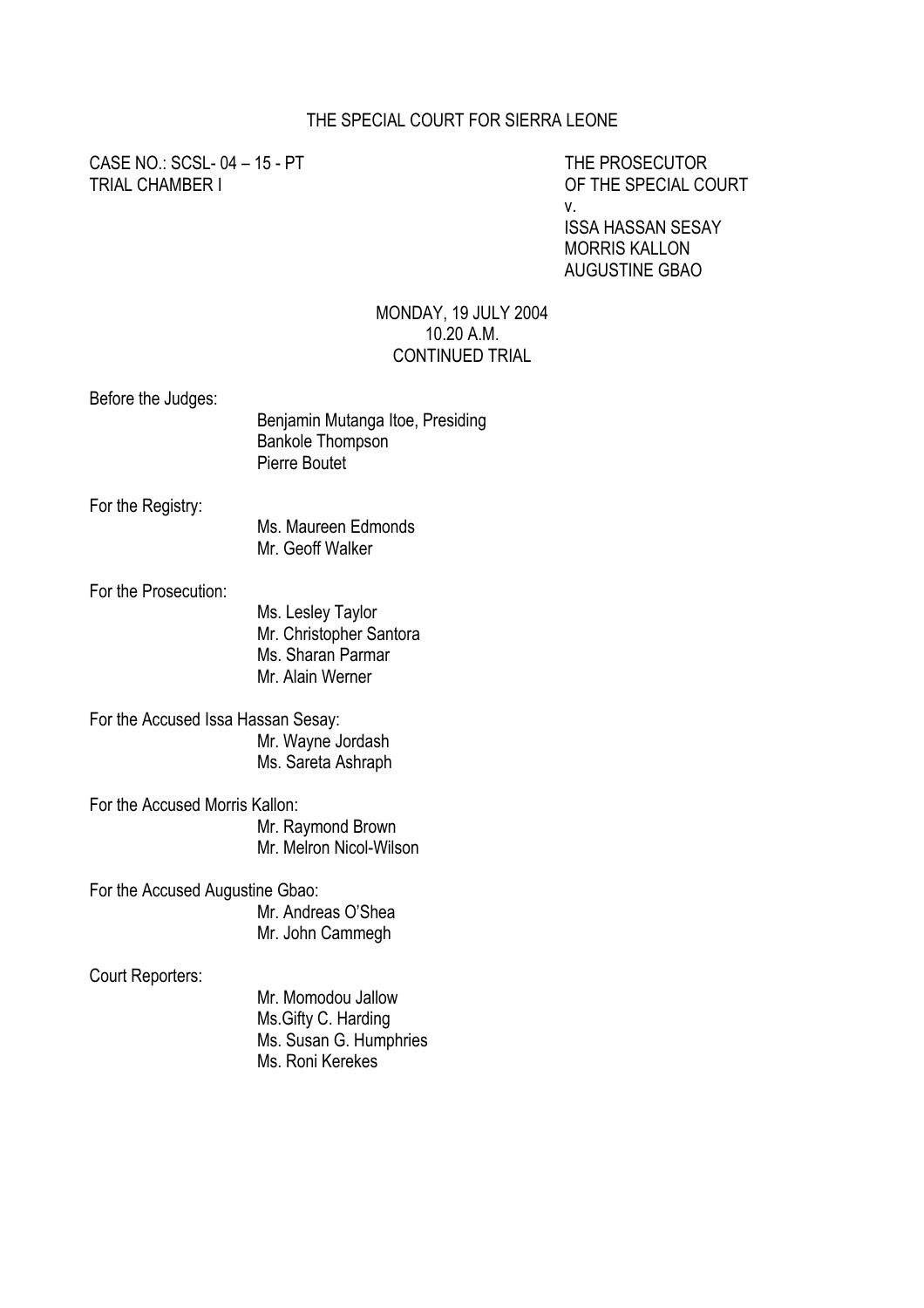# THE SPECIAL COURT FOR SIERRA LEONE

CASE NO.: SCSL- 04 – 15 - PT
TRIAL CHAMBER I

THE PROSECUTOR
OF THE SPECIAL COURT
v.
ISSA HASSAN SESAY
MORRIS KALLON
AUGUSTINE GBAO

MONDAY, 19 JULY 2004
10.20 A.M.
CONTINUED TRIAL

Before the Judges:

Benjamin Mutanga Itoe, Presiding
Bankole Thompson
Pierre Boutet

For the Registry:

Ms. Maureen Edmonds
Mr. Geoff Walker

For the Prosecution:

Ms. Lesley Taylor
Mr. Christopher Santora
Ms. Sharan Parmar
Mr. Alain Werner

For the Accused Issa Hassan Sesay:

Mr. Wayne Jordash
Ms. Sareta Ashraph

For the Accused Morris Kallon:

Mr. Raymond Brown
Mr. Melron Nicol-Wilson

For the Accused Augustine Gbao:

Mr. Andreas O'Shea
Mr. John Cammegh

Court Reporters:

Mr. Momodou Jallow
Ms.Gifty C. Harding
Ms. Susan G. Humphries
Ms. Roni Kerekes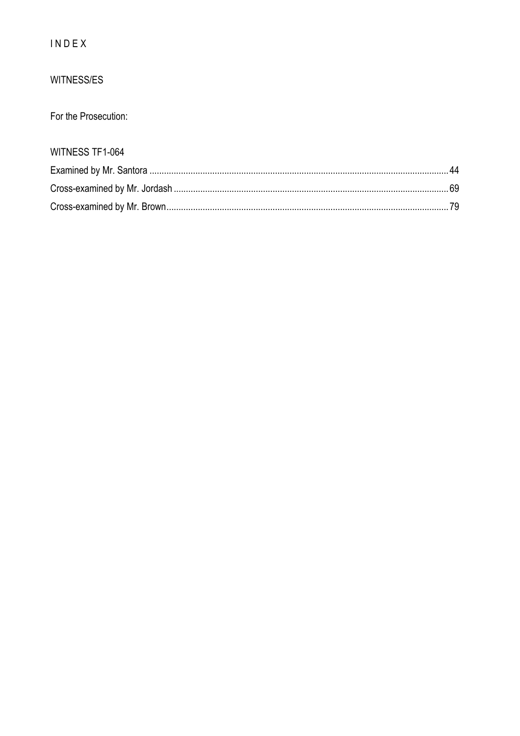# I N D E X

## WITNESS/ES

For the Prosecution:

WITNESS TF1-064

Examined by Mr. Santora ........................................................................................................................ 44

Cross-examined by Mr. Jordash ............................................................................................................... 69

Cross-examined by Mr. Brown.................................................................................................................. 79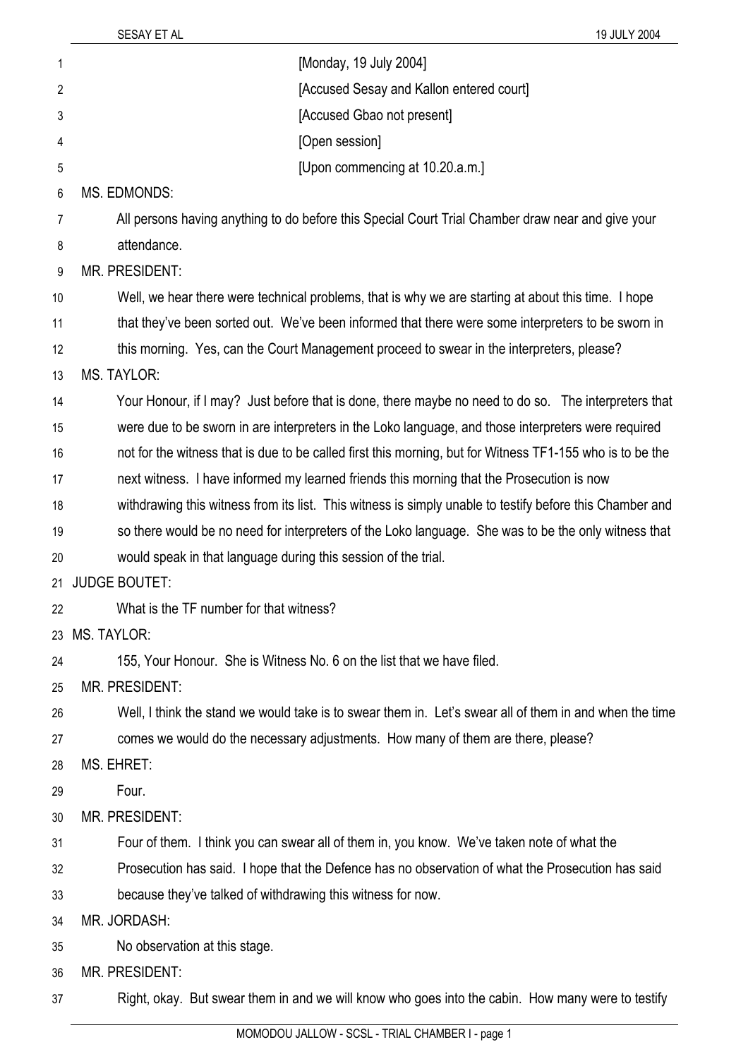[Monday, 19 July 2004]

[Accused Sesay and Kallon entered court]

[Accused Gbao not present]

[Open session]

[Upon commencing at 10.20.a.m.]

MS. EDMONDS:

All persons having anything to do before this Special Court Trial Chamber draw near and give your attendance.

MR. PRESIDENT:

Well, we hear there were technical problems, that is why we are starting at about this time. I hope that they've been sorted out. We've been informed that there were some interpreters to be sworn in this morning. Yes, can the Court Management proceed to swear in the interpreters, please?

MS. TAYLOR:

Your Honour, if I may? Just before that is done, there maybe no need to do so. The interpreters that were due to be sworn in are interpreters in the Loko language, and those interpreters were required not for the witness that is due to be called first this morning, but for Witness TF1-155 who is to be the next witness. I have informed my learned friends this morning that the Prosecution is now withdrawing this witness from its list. This witness is simply unable to testify before this Chamber and so there would be no need for interpreters of the Loko language. She was to be the only witness that would speak in that language during this session of the trial.

JUDGE BOUTET:

What is the TF number for that witness?

MS. TAYLOR:

155, Your Honour. She is Witness No. 6 on the list that we have filed.

MR. PRESIDENT:

Well, I think the stand we would take is to swear them in. Let's swear all of them in and when the time comes we would do the necessary adjustments. How many of them are there, please?

MS. EHRET:

Four.

MR. PRESIDENT:

Four of them. I think you can swear all of them in, you know. We've taken note of what the Prosecution has said. I hope that the Defence has no observation of what the Prosecution has said because they've talked of withdrawing this witness for now.

MR. JORDASH:

No observation at this stage.

MR. PRESIDENT:

Right, okay. But swear them in and we will know who goes into the cabin. How many were to testify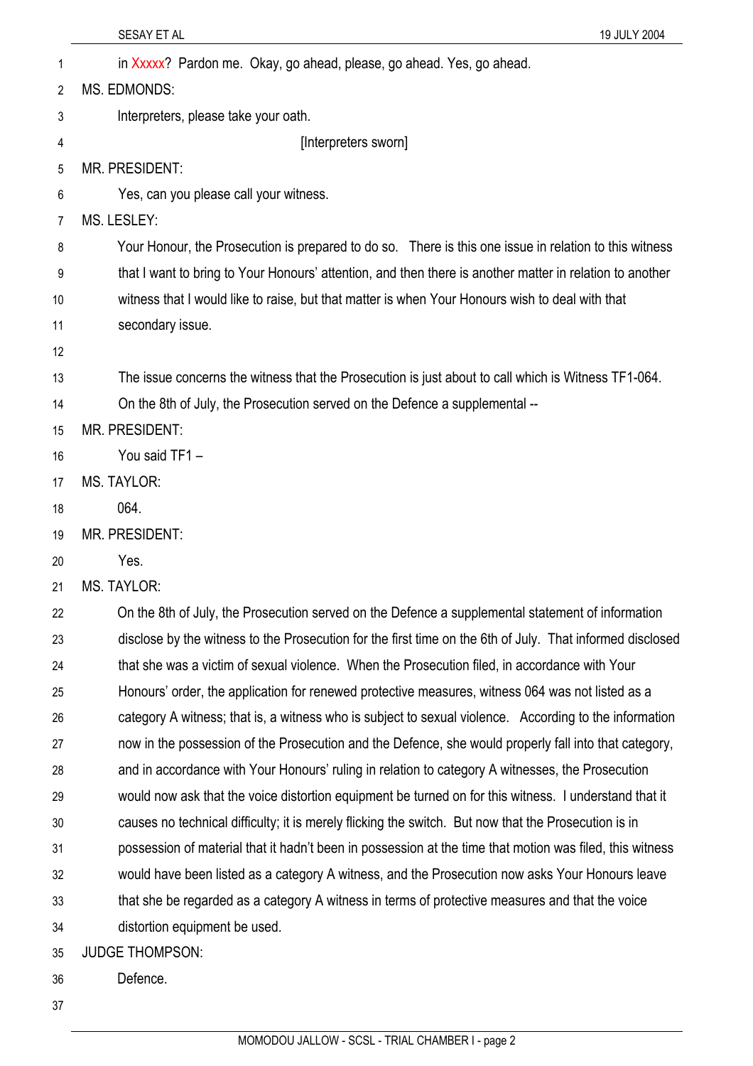in Xxxxx? Pardon me. Okay, go ahead, please, go ahead. Yes, go ahead.

MS. EDMONDS:

Interpreters, please take your oath.

[Interpreters sworn]

MR. PRESIDENT:

Yes, can you please call your witness.

MS. LESLEY:

Your Honour, the Prosecution is prepared to do so. There is this one issue in relation to this witness that I want to bring to Your Honours' attention, and then there is another matter in relation to another witness that I would like to raise, but that matter is when Your Honours wish to deal with that secondary issue.

The issue concerns the witness that the Prosecution is just about to call which is Witness TF1-064. On the 8th of July, the Prosecution served on the Defence a supplemental --

MR. PRESIDENT:

You said TF1 –

MS. TAYLOR:

064.

MR. PRESIDENT:

Yes.

MS. TAYLOR:

On the 8th of July, the Prosecution served on the Defence a supplemental statement of information disclose by the witness to the Prosecution for the first time on the 6th of July. That informed disclosed that she was a victim of sexual violence. When the Prosecution filed, in accordance with Your Honours' order, the application for renewed protective measures, witness 064 was not listed as a category A witness; that is, a witness who is subject to sexual violence. According to the information now in the possession of the Prosecution and the Defence, she would properly fall into that category, and in accordance with Your Honours' ruling in relation to category A witnesses, the Prosecution would now ask that the voice distortion equipment be turned on for this witness. I understand that it causes no technical difficulty; it is merely flicking the switch. But now that the Prosecution is in possession of material that it hadn't been in possession at the time that motion was filed, this witness would have been listed as a category A witness, and the Prosecution now asks Your Honours leave that she be regarded as a category A witness in terms of protective measures and that the voice distortion equipment be used.

JUDGE THOMPSON:

Defence.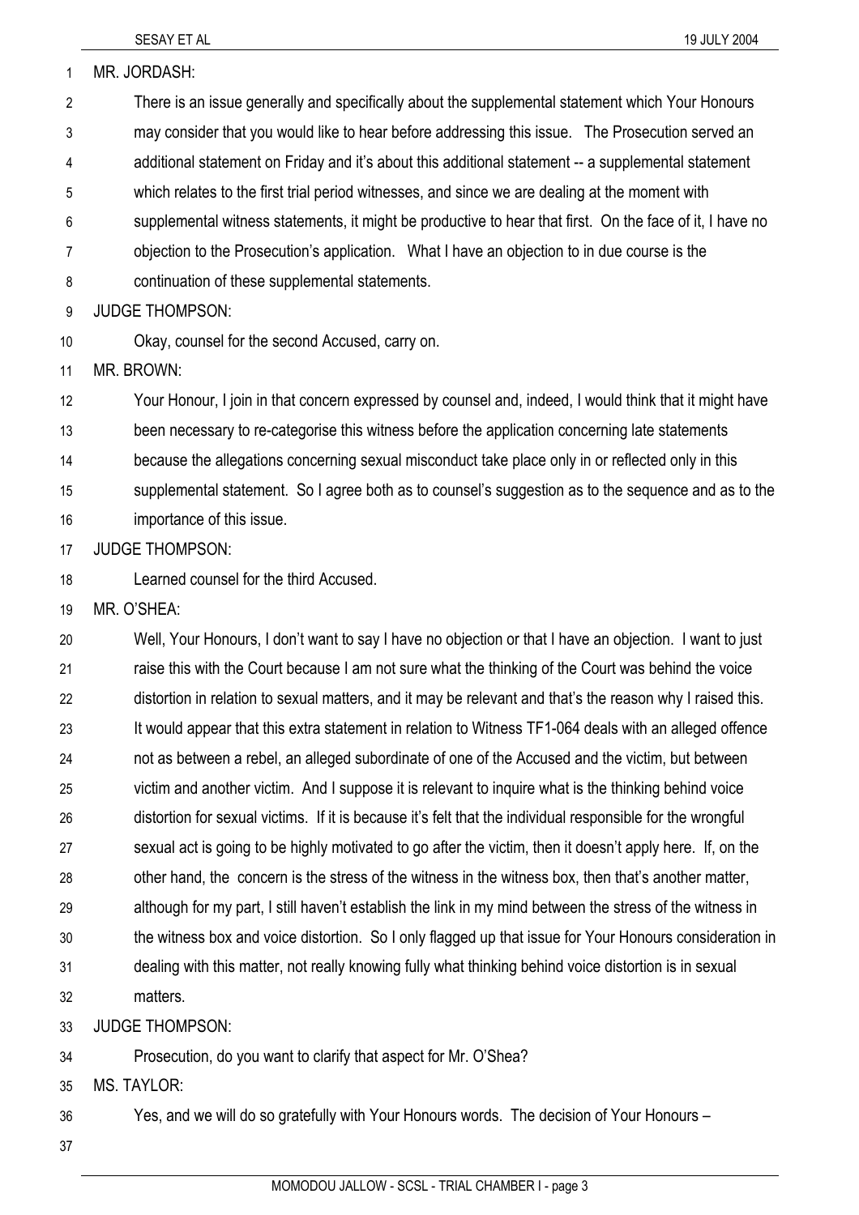MR. JORDASH:

There is an issue generally and specifically about the supplemental statement which Your Honours may consider that you would like to hear before addressing this issue. The Prosecution served an additional statement on Friday and it's about this additional statement -- a supplemental statement which relates to the first trial period witnesses, and since we are dealing at the moment with supplemental witness statements, it might be productive to hear that first. On the face of it, I have no objection to the Prosecution's application. What I have an objection to in due course is the continuation of these supplemental statements.

JUDGE THOMPSON:

Okay, counsel for the second Accused, carry on.

MR. BROWN:

Your Honour, I join in that concern expressed by counsel and, indeed, I would think that it might have been necessary to re-categorise this witness before the application concerning late statements because the allegations concerning sexual misconduct take place only in or reflected only in this supplemental statement. So I agree both as to counsel's suggestion as to the sequence and as to the importance of this issue.

JUDGE THOMPSON:

Learned counsel for the third Accused.

MR. O'SHEA:

Well, Your Honours, I don't want to say I have no objection or that I have an objection. I want to just raise this with the Court because I am not sure what the thinking of the Court was behind the voice distortion in relation to sexual matters, and it may be relevant and that's the reason why I raised this. It would appear that this extra statement in relation to Witness TF1-064 deals with an alleged offence not as between a rebel, an alleged subordinate of one of the Accused and the victim, but between victim and another victim. And I suppose it is relevant to inquire what is the thinking behind voice distortion for sexual victims. If it is because it's felt that the individual responsible for the wrongful sexual act is going to be highly motivated to go after the victim, then it doesn't apply here. If, on the other hand, the concern is the stress of the witness in the witness box, then that's another matter, although for my part, I still haven't establish the link in my mind between the stress of the witness in the witness box and voice distortion. So I only flagged up that issue for Your Honours consideration in dealing with this matter, not really knowing fully what thinking behind voice distortion is in sexual matters.

JUDGE THOMPSON:

Prosecution, do you want to clarify that aspect for Mr. O'Shea?

MS. TAYLOR:

Yes, and we will do so gratefully with Your Honours words. The decision of Your Honours –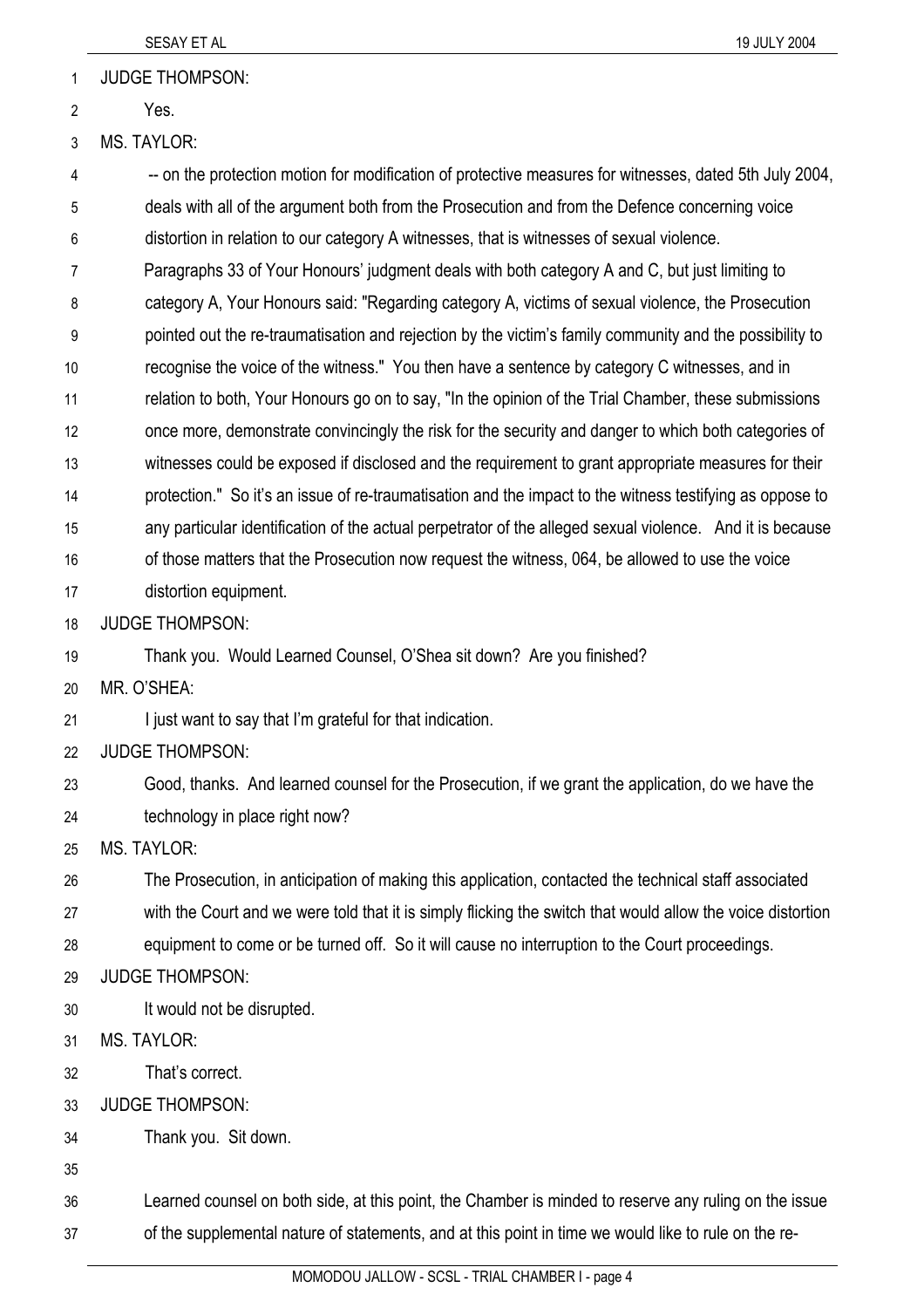JUDGE THOMPSON:

Yes.

MS. TAYLOR:

-- on the protection motion for modification of protective measures for witnesses, dated 5th July 2004, deals with all of the argument both from the Prosecution and from the Defence concerning voice distortion in relation to our category A witnesses, that is witnesses of sexual violence. Paragraphs 33 of Your Honours' judgment deals with both category A and C, but just limiting to category A, Your Honours said: "Regarding category A, victims of sexual violence, the Prosecution pointed out the re-traumatisation and rejection by the victim's family community and the possibility to recognise the voice of the witness." You then have a sentence by category C witnesses, and in relation to both, Your Honours go on to say, "In the opinion of the Trial Chamber, these submissions once more, demonstrate convincingly the risk for the security and danger to which both categories of witnesses could be exposed if disclosed and the requirement to grant appropriate measures for their protection." So it's an issue of re-traumatisation and the impact to the witness testifying as oppose to any particular identification of the actual perpetrator of the alleged sexual violence. And it is because of those matters that the Prosecution now request the witness, 064, be allowed to use the voice distortion equipment.

JUDGE THOMPSON:

Thank you. Would Learned Counsel, O'Shea sit down? Are you finished?

MR. O'SHEA:

I just want to say that I'm grateful for that indication.

JUDGE THOMPSON:

Good, thanks. And learned counsel for the Prosecution, if we grant the application, do we have the technology in place right now?

MS. TAYLOR:

The Prosecution, in anticipation of making this application, contacted the technical staff associated with the Court and we were told that it is simply flicking the switch that would allow the voice distortion equipment to come or be turned off. So it will cause no interruption to the Court proceedings.

JUDGE THOMPSON:

It would not be disrupted.

MS. TAYLOR:

That's correct.

JUDGE THOMPSON:

Thank you. Sit down.

Learned counsel on both side, at this point, the Chamber is minded to reserve any ruling on the issue of the supplemental nature of statements, and at this point in time we would like to rule on the re-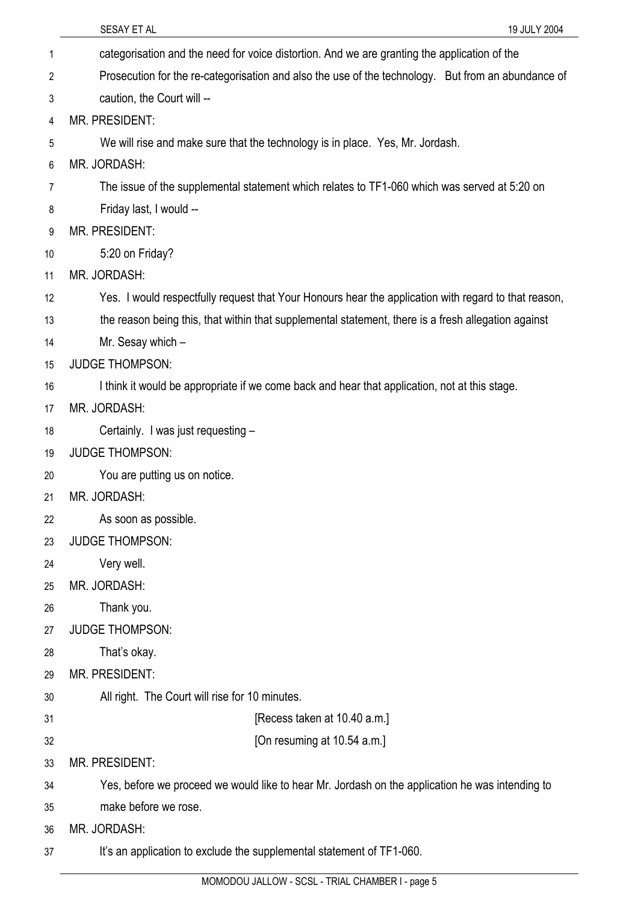categorisation and the need for voice distortion. And we are granting the application of the Prosecution for the re-categorisation and also the use of the technology. But from an abundance of caution, the Court will --

MR. PRESIDENT:

We will rise and make sure that the technology is in place. Yes, Mr. Jordash.

MR. JORDASH:

The issue of the supplemental statement which relates to TF1-060 which was served at 5:20 on Friday last, I would --

MR. PRESIDENT:

5:20 on Friday?

MR. JORDASH:

Yes. I would respectfully request that Your Honours hear the application with regard to that reason, the reason being this, that within that supplemental statement, there is a fresh allegation against Mr. Sesay which –

JUDGE THOMPSON:

I think it would be appropriate if we come back and hear that application, not at this stage.

MR. JORDASH:

Certainly. I was just requesting –

JUDGE THOMPSON:

You are putting us on notice.

MR. JORDASH:

As soon as possible.

JUDGE THOMPSON:

Very well.

MR. JORDASH:

Thank you.

JUDGE THOMPSON:

That's okay.

MR. PRESIDENT:

All right. The Court will rise for 10 minutes.

[Recess taken at 10.40 a.m.]

[On resuming at 10.54 a.m.]

MR. PRESIDENT:

Yes, before we proceed we would like to hear Mr. Jordash on the application he was intending to make before we rose.

MR. JORDASH:

It's an application to exclude the supplemental statement of TF1-060.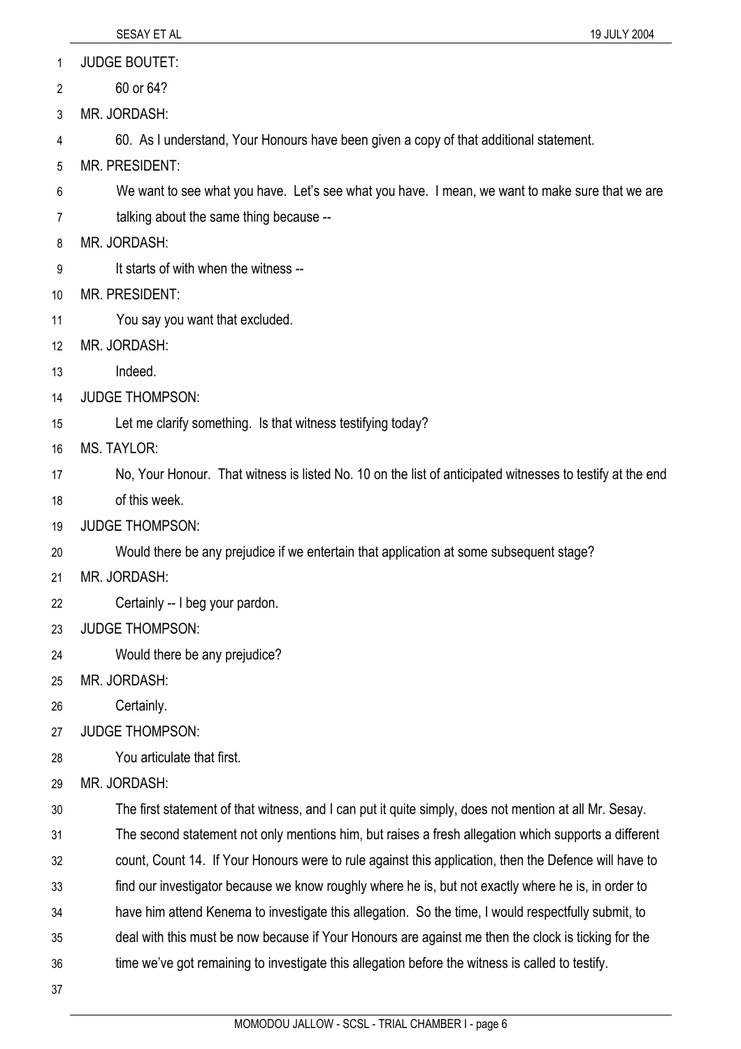JUDGE BOUTET:

60 or 64?

MR. JORDASH:

60. As I understand, Your Honours have been given a copy of that additional statement.

MR. PRESIDENT:

We want to see what you have. Let's see what you have. I mean, we want to make sure that we are talking about the same thing because --

MR. JORDASH:

It starts of with when the witness --

MR. PRESIDENT:

You say you want that excluded.

MR. JORDASH:

Indeed.

JUDGE THOMPSON:

Let me clarify something. Is that witness testifying today?

MS. TAYLOR:

No, Your Honour. That witness is listed No. 10 on the list of anticipated witnesses to testify at the end of this week.

JUDGE THOMPSON:

Would there be any prejudice if we entertain that application at some subsequent stage?

MR. JORDASH:

Certainly -- I beg your pardon.

JUDGE THOMPSON:

Would there be any prejudice?

MR. JORDASH:

Certainly.

JUDGE THOMPSON:

You articulate that first.

MR. JORDASH:

The first statement of that witness, and I can put it quite simply, does not mention at all Mr. Sesay. The second statement not only mentions him, but raises a fresh allegation which supports a different count, Count 14. If Your Honours were to rule against this application, then the Defence will have to find our investigator because we know roughly where he is, but not exactly where he is, in order to have him attend Kenema to investigate this allegation. So the time, I would respectfully submit, to deal with this must be now because if Your Honours are against me then the clock is ticking for the time we've got remaining to investigate this allegation before the witness is called to testify.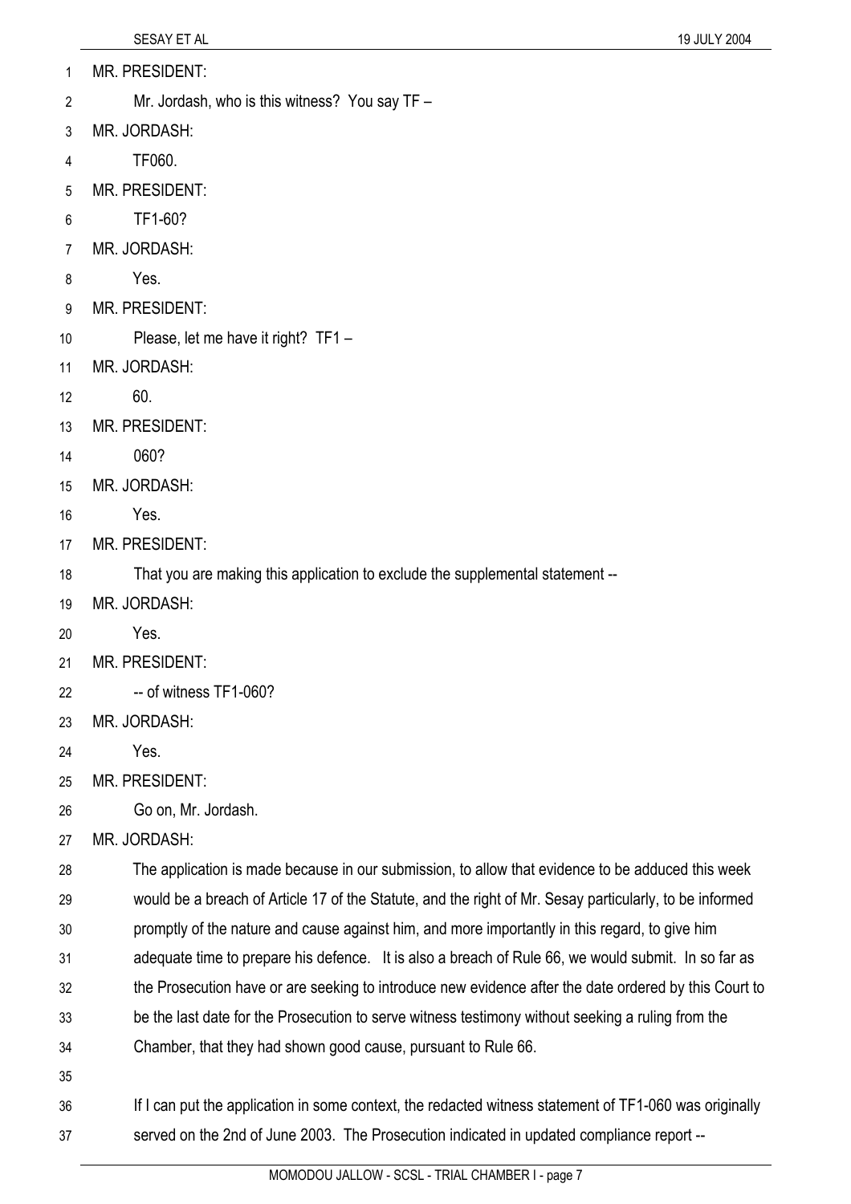MR. PRESIDENT:

Mr. Jordash, who is this witness? You say TF –

MR. JORDASH:

TF060.

MR. PRESIDENT:

TF1-60?

MR. JORDASH:

Yes.

MR. PRESIDENT:

Please, let me have it right? TF1 –

MR. JORDASH:

60.

MR. PRESIDENT:

060?

MR. JORDASH:

Yes.

MR. PRESIDENT:

That you are making this application to exclude the supplemental statement --

MR. JORDASH:

Yes.

MR. PRESIDENT:

-- of witness TF1-060?

MR. JORDASH:

Yes.

MR. PRESIDENT:

Go on, Mr. Jordash.

MR. JORDASH:

The application is made because in our submission, to allow that evidence to be adduced this week would be a breach of Article 17 of the Statute, and the right of Mr. Sesay particularly, to be informed promptly of the nature and cause against him, and more importantly in this regard, to give him adequate time to prepare his defence. It is also a breach of Rule 66, we would submit. In so far as the Prosecution have or are seeking to introduce new evidence after the date ordered by this Court to be the last date for the Prosecution to serve witness testimony without seeking a ruling from the Chamber, that they had shown good cause, pursuant to Rule 66.

If I can put the application in some context, the redacted witness statement of TF1-060 was originally served on the 2nd of June 2003. The Prosecution indicated in updated compliance report --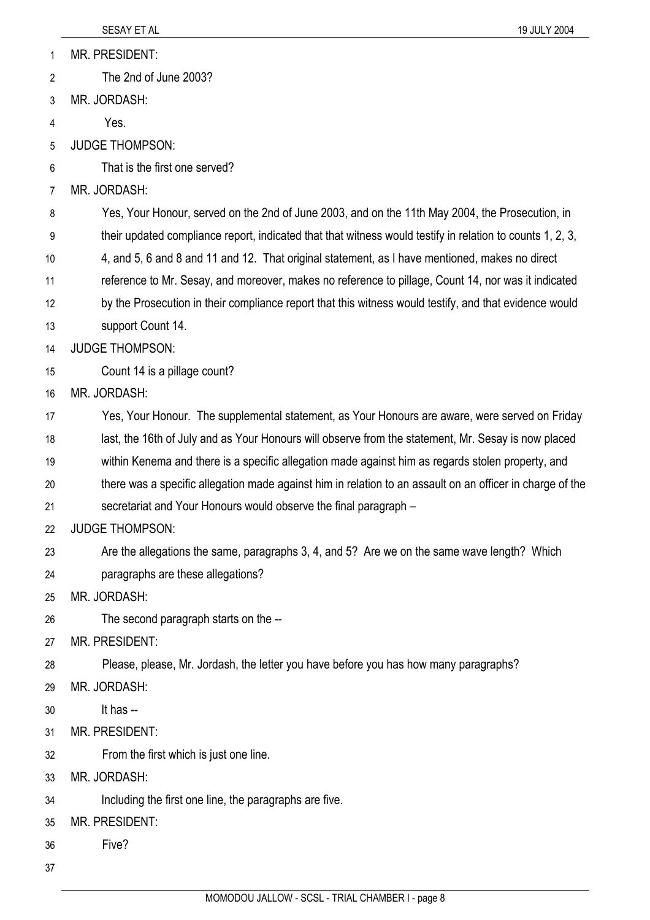MR. PRESIDENT:

The 2nd of June 2003?

MR. JORDASH:

Yes.

JUDGE THOMPSON:

That is the first one served?

MR. JORDASH:

Yes, Your Honour, served on the 2nd of June 2003, and on the 11th May 2004, the Prosecution, in their updated compliance report, indicated that that witness would testify in relation to counts 1, 2, 3, 4, and 5, 6 and 8 and 11 and 12. That original statement, as I have mentioned, makes no direct reference to Mr. Sesay, and moreover, makes no reference to pillage, Count 14, nor was it indicated by the Prosecution in their compliance report that this witness would testify, and that evidence would support Count 14.

JUDGE THOMPSON:

Count 14 is a pillage count?

MR. JORDASH:

Yes, Your Honour. The supplemental statement, as Your Honours are aware, were served on Friday last, the 16th of July and as Your Honours will observe from the statement, Mr. Sesay is now placed within Kenema and there is a specific allegation made against him as regards stolen property, and there was a specific allegation made against him in relation to an assault on an officer in charge of the secretariat and Your Honours would observe the final paragraph –

JUDGE THOMPSON:

Are the allegations the same, paragraphs 3, 4, and 5? Are we on the same wave length? Which paragraphs are these allegations?

MR. JORDASH:

The second paragraph starts on the --

MR. PRESIDENT:

Please, please, Mr. Jordash, the letter you have before you has how many paragraphs?

MR. JORDASH:

It has --

MR. PRESIDENT:

From the first which is just one line.

MR. JORDASH:

Including the first one line, the paragraphs are five.

MR. PRESIDENT:

Five?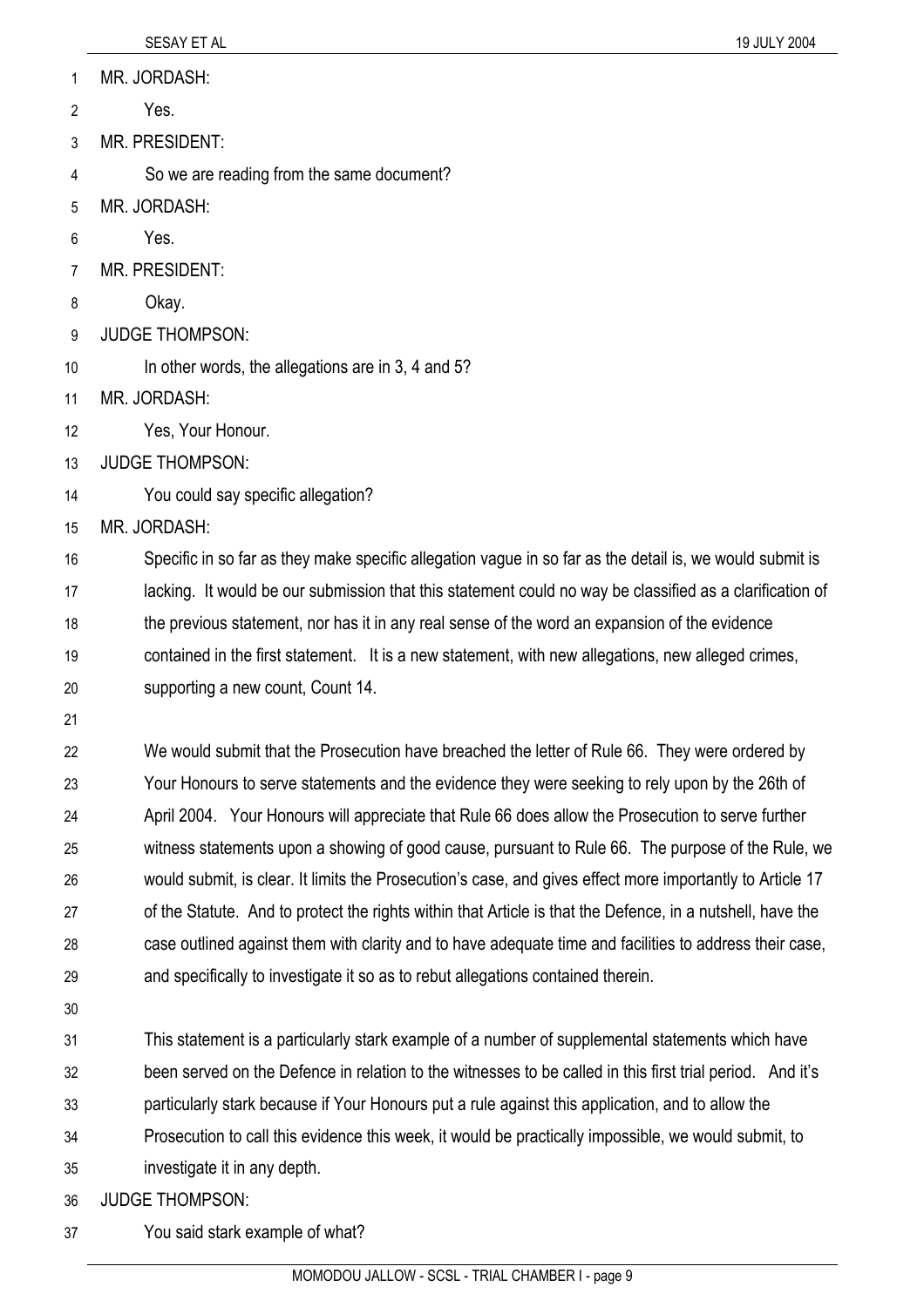MR. JORDASH:

Yes.

MR. PRESIDENT:

So we are reading from the same document?

MR. JORDASH:

Yes.

MR. PRESIDENT:

Okay.

JUDGE THOMPSON:

In other words, the allegations are in 3, 4 and 5?

MR. JORDASH:

Yes, Your Honour.

JUDGE THOMPSON:

You could say specific allegation?

MR. JORDASH:

Specific in so far as they make specific allegation vague in so far as the detail is, we would submit is lacking. It would be our submission that this statement could no way be classified as a clarification of the previous statement, nor has it in any real sense of the word an expansion of the evidence contained in the first statement. It is a new statement, with new allegations, new alleged crimes, supporting a new count, Count 14.

We would submit that the Prosecution have breached the letter of Rule 66. They were ordered by Your Honours to serve statements and the evidence they were seeking to rely upon by the 26th of April 2004. Your Honours will appreciate that Rule 66 does allow the Prosecution to serve further witness statements upon a showing of good cause, pursuant to Rule 66. The purpose of the Rule, we would submit, is clear. It limits the Prosecution's case, and gives effect more importantly to Article 17 of the Statute. And to protect the rights within that Article is that the Defence, in a nutshell, have the case outlined against them with clarity and to have adequate time and facilities to address their case, and specifically to investigate it so as to rebut allegations contained therein.

This statement is a particularly stark example of a number of supplemental statements which have been served on the Defence in relation to the witnesses to be called in this first trial period. And it's particularly stark because if Your Honours put a rule against this application, and to allow the Prosecution to call this evidence this week, it would be practically impossible, we would submit, to investigate it in any depth.

JUDGE THOMPSON:

You said stark example of what?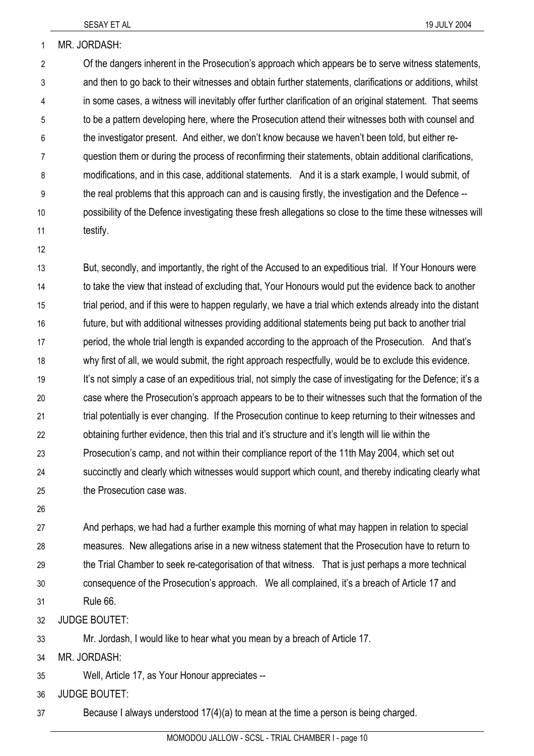MR. JORDASH:

Of the dangers inherent in the Prosecution's approach which appears be to serve witness statements, and then to go back to their witnesses and obtain further statements, clarifications or additions, whilst in some cases, a witness will inevitably offer further clarification of an original statement. That seems to be a pattern developing here, where the Prosecution attend their witnesses both with counsel and the investigator present. And either, we don't know because we haven't been told, but either re-question them or during the process of reconfirming their statements, obtain additional clarifications, modifications, and in this case, additional statements. And it is a stark example, I would submit, of the real problems that this approach can and is causing firstly, the investigation and the Defence -- possibility of the Defence investigating these fresh allegations so close to the time these witnesses will testify.

But, secondly, and importantly, the right of the Accused to an expeditious trial. If Your Honours were to take the view that instead of excluding that, Your Honours would put the evidence back to another trial period, and if this were to happen regularly, we have a trial which extends already into the distant future, but with additional witnesses providing additional statements being put back to another trial period, the whole trial length is expanded according to the approach of the Prosecution. And that's why first of all, we would submit, the right approach respectfully, would be to exclude this evidence. It's not simply a case of an expeditious trial, not simply the case of investigating for the Defence; it's a case where the Prosecution's approach appears to be to their witnesses such that the formation of the trial potentially is ever changing. If the Prosecution continue to keep returning to their witnesses and obtaining further evidence, then this trial and it's structure and it's length will lie within the Prosecution's camp, and not within their compliance report of the 11th May 2004, which set out succinctly and clearly which witnesses would support which count, and thereby indicating clearly what the Prosecution case was.

And perhaps, we had had a further example this morning of what may happen in relation to special measures. New allegations arise in a new witness statement that the Prosecution have to return to the Trial Chamber to seek re-categorisation of that witness. That is just perhaps a more technical consequence of the Prosecution's approach. We all complained, it's a breach of Article 17 and Rule 66.

JUDGE BOUTET:

Mr. Jordash, I would like to hear what you mean by a breach of Article 17.

MR. JORDASH:

Well, Article 17, as Your Honour appreciates --

JUDGE BOUTET:

Because I always understood 17(4)(a) to mean at the time a person is being charged.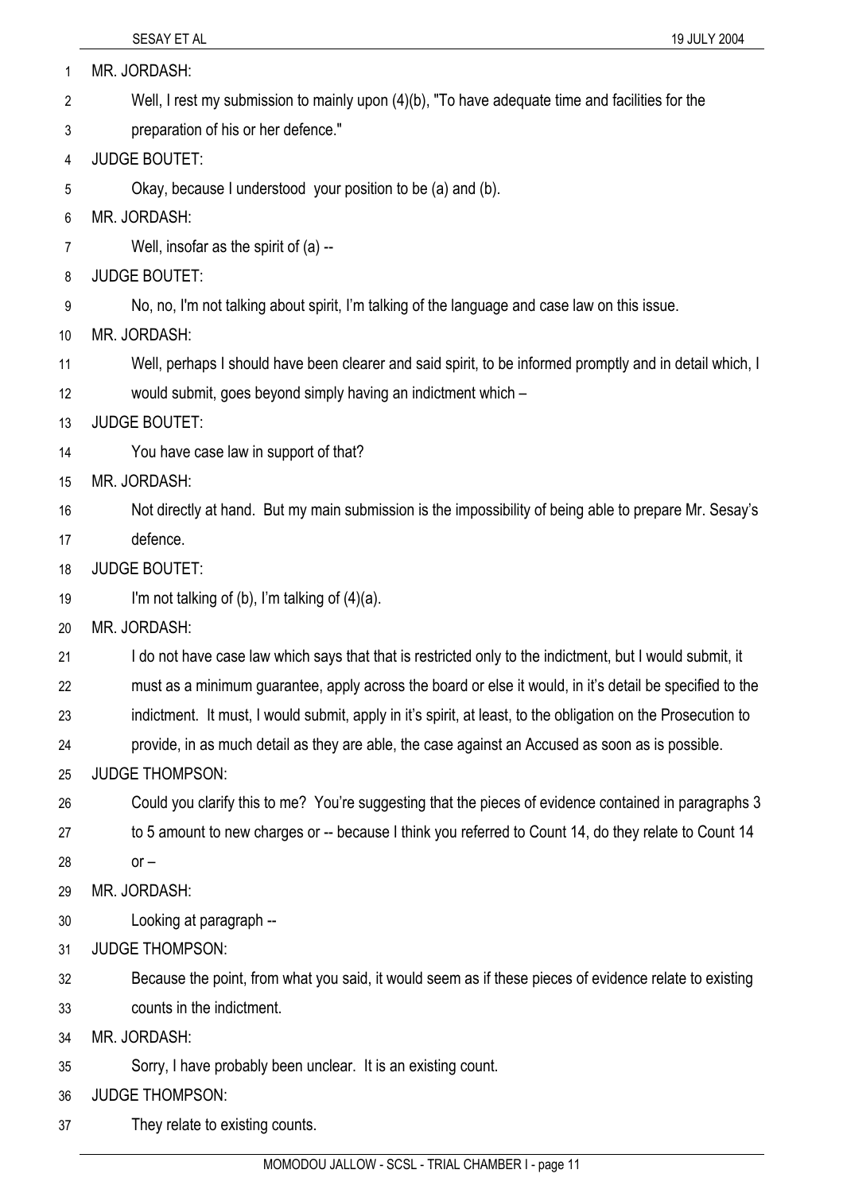MR. JORDASH:

Well, I rest my submission to mainly upon (4)(b), "To have adequate time and facilities for the preparation of his or her defence."

JUDGE BOUTET:

Okay, because I understood your position to be (a) and (b).

MR. JORDASH:

Well, insofar as the spirit of (a) --

JUDGE BOUTET:

No, no, I'm not talking about spirit, I'm talking of the language and case law on this issue.

MR. JORDASH:

Well, perhaps I should have been clearer and said spirit, to be informed promptly and in detail which, I would submit, goes beyond simply having an indictment which –

JUDGE BOUTET:

You have case law in support of that?

MR. JORDASH:

Not directly at hand. But my main submission is the impossibility of being able to prepare Mr. Sesay's defence.

JUDGE BOUTET:

I'm not talking of (b), I'm talking of (4)(a).

MR. JORDASH:

I do not have case law which says that that is restricted only to the indictment, but I would submit, it must as a minimum guarantee, apply across the board or else it would, in it's detail be specified to the indictment. It must, I would submit, apply in it's spirit, at least, to the obligation on the Prosecution to provide, in as much detail as they are able, the case against an Accused as soon as is possible.

JUDGE THOMPSON:

Could you clarify this to me? You're suggesting that the pieces of evidence contained in paragraphs 3 to 5 amount to new charges or -- because I think you referred to Count 14, do they relate to Count 14 or –

MR. JORDASH:

Looking at paragraph --

JUDGE THOMPSON:

Because the point, from what you said, it would seem as if these pieces of evidence relate to existing counts in the indictment.

MR. JORDASH:

Sorry, I have probably been unclear. It is an existing count.

JUDGE THOMPSON:

They relate to existing counts.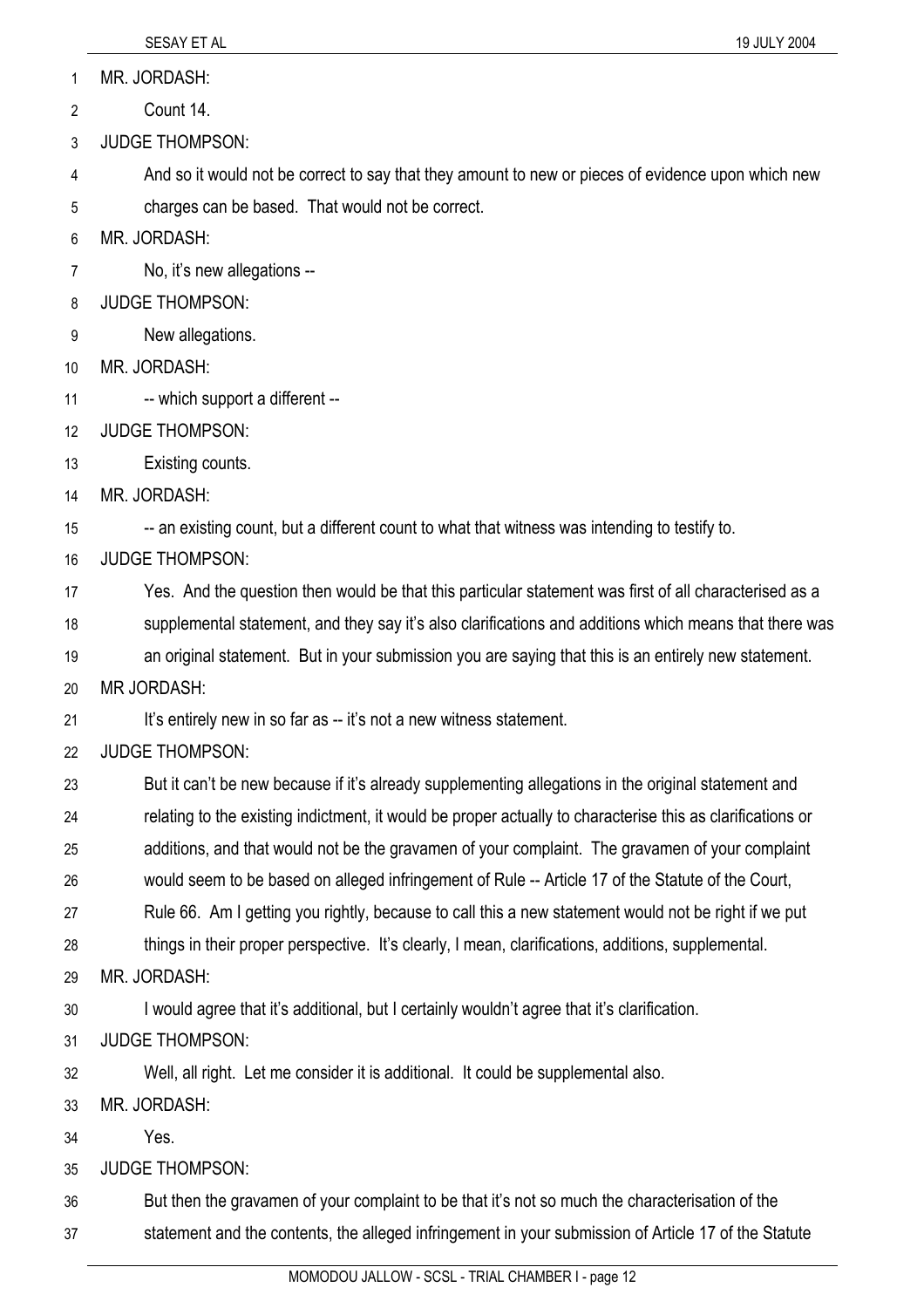MR. JORDASH:

Count 14.

JUDGE THOMPSON:

And so it would not be correct to say that they amount to new or pieces of evidence upon which new charges can be based. That would not be correct.

MR. JORDASH:

No, it's new allegations --

JUDGE THOMPSON:

New allegations.

MR. JORDASH:

-- which support a different --

JUDGE THOMPSON:

Existing counts.

MR. JORDASH:

-- an existing count, but a different count to what that witness was intending to testify to.

JUDGE THOMPSON:

Yes. And the question then would be that this particular statement was first of all characterised as a supplemental statement, and they say it's also clarifications and additions which means that there was an original statement. But in your submission you are saying that this is an entirely new statement.

MR JORDASH:

It's entirely new in so far as -- it's not a new witness statement.

JUDGE THOMPSON:

But it can't be new because if it's already supplementing allegations in the original statement and relating to the existing indictment, it would be proper actually to characterise this as clarifications or additions, and that would not be the gravamen of your complaint. The gravamen of your complaint would seem to be based on alleged infringement of Rule -- Article 17 of the Statute of the Court, Rule 66. Am I getting you rightly, because to call this a new statement would not be right if we put things in their proper perspective. It's clearly, I mean, clarifications, additions, supplemental.

MR. JORDASH:

I would agree that it's additional, but I certainly wouldn't agree that it's clarification.

JUDGE THOMPSON:

Well, all right. Let me consider it is additional. It could be supplemental also.

MR. JORDASH:

Yes.

JUDGE THOMPSON:

But then the gravamen of your complaint to be that it's not so much the characterisation of the statement and the contents, the alleged infringement in your submission of Article 17 of the Statute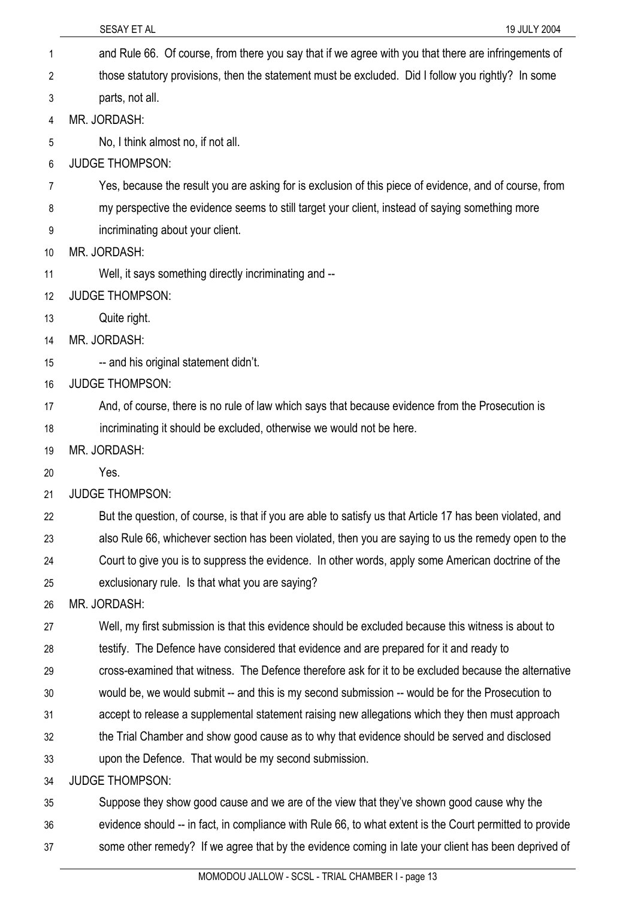and Rule 66. Of course, from there you say that if we agree with you that there are infringements of those statutory provisions, then the statement must be excluded. Did I follow you rightly? In some parts, not all.

MR. JORDASH:

No, I think almost no, if not all.

JUDGE THOMPSON:

Yes, because the result you are asking for is exclusion of this piece of evidence, and of course, from my perspective the evidence seems to still target your client, instead of saying something more incriminating about your client.

MR. JORDASH:

Well, it says something directly incriminating and --

JUDGE THOMPSON:

Quite right.

MR. JORDASH:

-- and his original statement didn't.

JUDGE THOMPSON:

And, of course, there is no rule of law which says that because evidence from the Prosecution is incriminating it should be excluded, otherwise we would not be here.

MR. JORDASH:

Yes.

JUDGE THOMPSON:

But the question, of course, is that if you are able to satisfy us that Article 17 has been violated, and also Rule 66, whichever section has been violated, then you are saying to us the remedy open to the Court to give you is to suppress the evidence. In other words, apply some American doctrine of the exclusionary rule. Is that what you are saying?

MR. JORDASH:

Well, my first submission is that this evidence should be excluded because this witness is about to testify. The Defence have considered that evidence and are prepared for it and ready to cross-examined that witness. The Defence therefore ask for it to be excluded because the alternative would be, we would submit -- and this is my second submission -- would be for the Prosecution to accept to release a supplemental statement raising new allegations which they then must approach the Trial Chamber and show good cause as to why that evidence should be served and disclosed upon the Defence. That would be my second submission.

JUDGE THOMPSON:

Suppose they show good cause and we are of the view that they've shown good cause why the evidence should -- in fact, in compliance with Rule 66, to what extent is the Court permitted to provide some other remedy? If we agree that by the evidence coming in late your client has been deprived of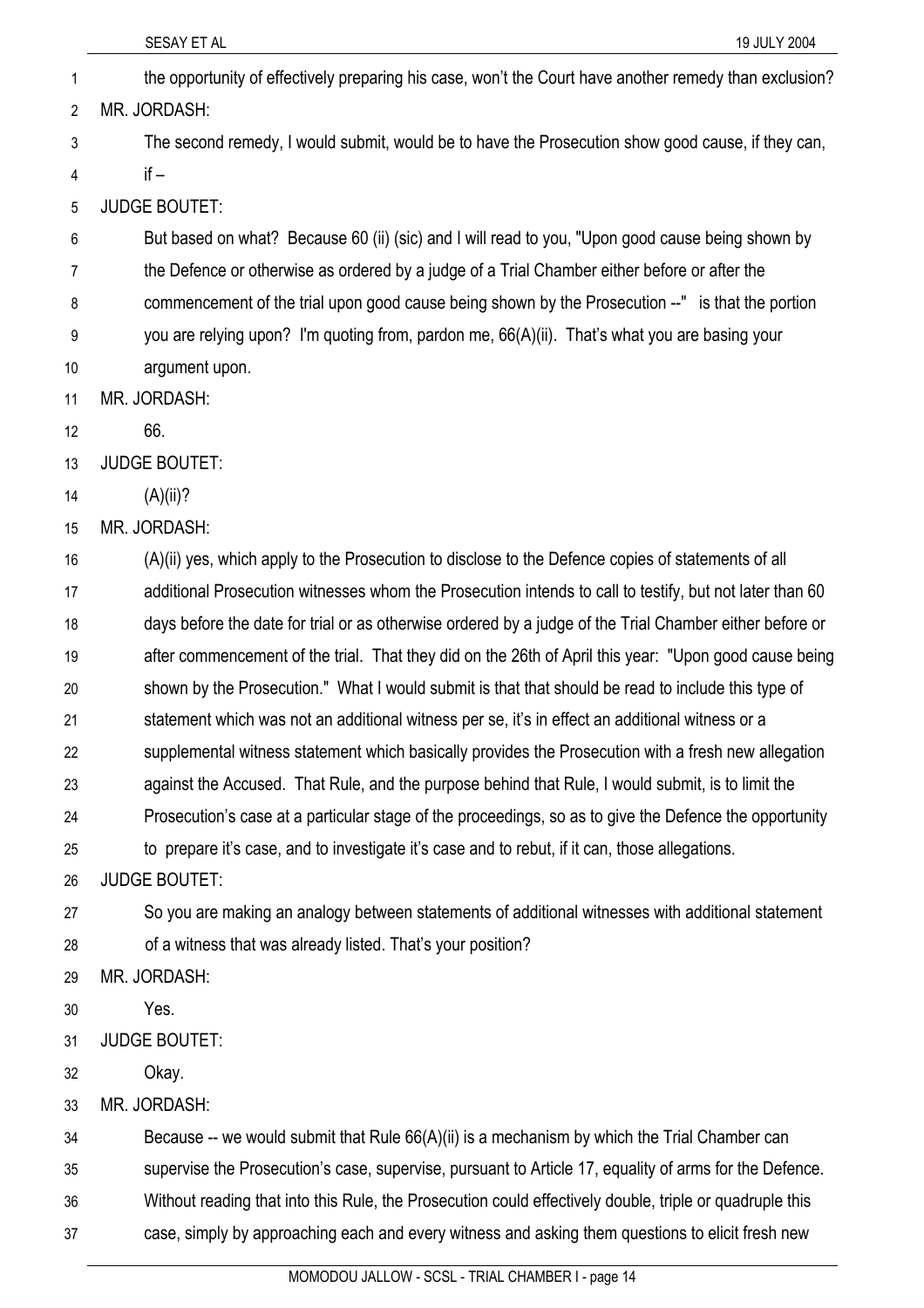the opportunity of effectively preparing his case, won't the Court have another remedy than exclusion?

MR. JORDASH:

The second remedy, I would submit, would be to have the Prosecution show good cause, if they can, if –

JUDGE BOUTET:

But based on what? Because 60 (ii) (sic) and I will read to you, "Upon good cause being shown by the Defence or otherwise as ordered by a judge of a Trial Chamber either before or after the commencement of the trial upon good cause being shown by the Prosecution --" is that the portion you are relying upon? I'm quoting from, pardon me, 66(A)(ii). That's what you are basing your argument upon.

MR. JORDASH:

66.

JUDGE BOUTET:

(A)(ii)?

MR. JORDASH:

(A)(ii) yes, which apply to the Prosecution to disclose to the Defence copies of statements of all additional Prosecution witnesses whom the Prosecution intends to call to testify, but not later than 60 days before the date for trial or as otherwise ordered by a judge of the Trial Chamber either before or after commencement of the trial. That they did on the 26th of April this year: "Upon good cause being shown by the Prosecution." What I would submit is that that should be read to include this type of statement which was not an additional witness per se, it's in effect an additional witness or a supplemental witness statement which basically provides the Prosecution with a fresh new allegation against the Accused. That Rule, and the purpose behind that Rule, I would submit, is to limit the Prosecution's case at a particular stage of the proceedings, so as to give the Defence the opportunity to prepare it's case, and to investigate it's case and to rebut, if it can, those allegations.

JUDGE BOUTET:

So you are making an analogy between statements of additional witnesses with additional statement of a witness that was already listed. That's your position?

MR. JORDASH:

Yes.

JUDGE BOUTET:

Okay.

MR. JORDASH:

Because -- we would submit that Rule 66(A)(ii) is a mechanism by which the Trial Chamber can supervise the Prosecution's case, supervise, pursuant to Article 17, equality of arms for the Defence. Without reading that into this Rule, the Prosecution could effectively double, triple or quadruple this case, simply by approaching each and every witness and asking them questions to elicit fresh new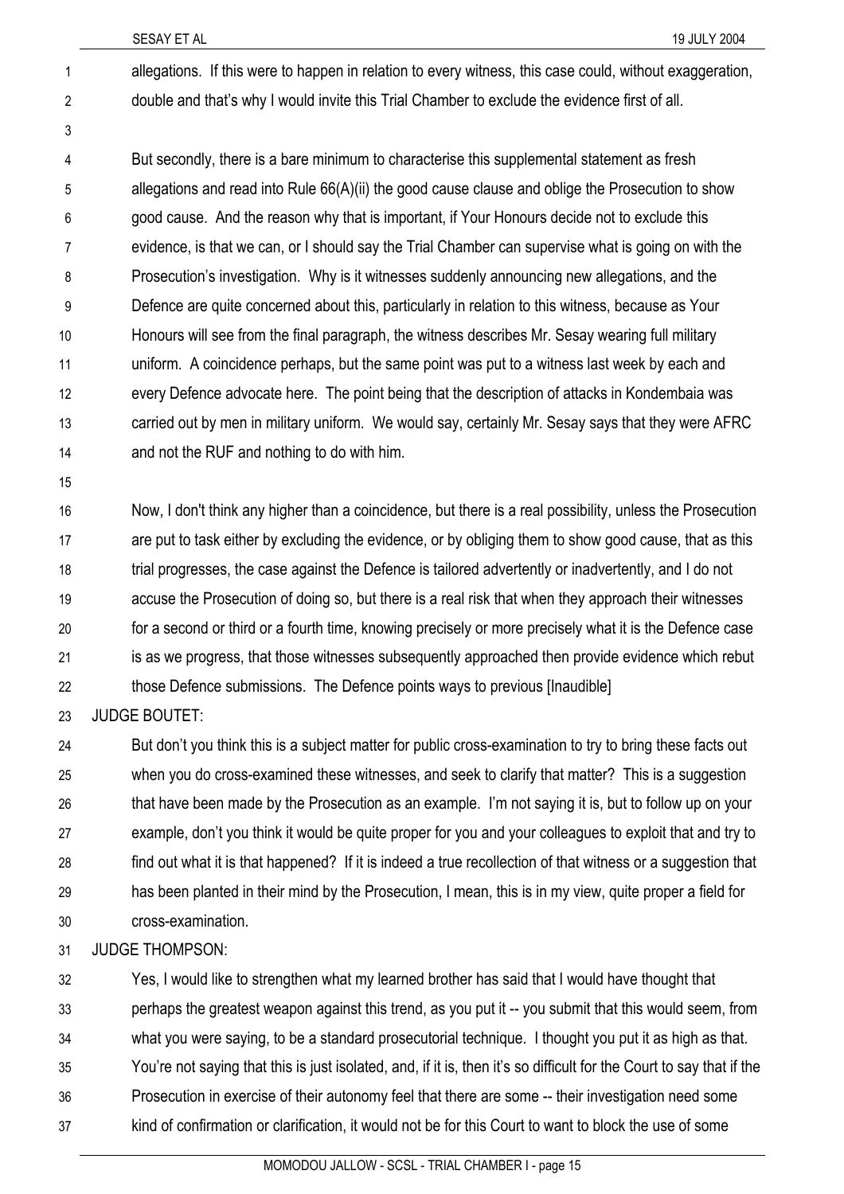allegations. If this were to happen in relation to every witness, this case could, without exaggeration, double and that's why I would invite this Trial Chamber to exclude the evidence first of all.

But secondly, there is a bare minimum to characterise this supplemental statement as fresh allegations and read into Rule 66(A)(ii) the good cause clause and oblige the Prosecution to show good cause. And the reason why that is important, if Your Honours decide not to exclude this evidence, is that we can, or I should say the Trial Chamber can supervise what is going on with the Prosecution's investigation. Why is it witnesses suddenly announcing new allegations, and the Defence are quite concerned about this, particularly in relation to this witness, because as Your Honours will see from the final paragraph, the witness describes Mr. Sesay wearing full military uniform. A coincidence perhaps, but the same point was put to a witness last week by each and every Defence advocate here. The point being that the description of attacks in Kondembaia was carried out by men in military uniform. We would say, certainly Mr. Sesay says that they were AFRC and not the RUF and nothing to do with him.

Now, I don't think any higher than a coincidence, but there is a real possibility, unless the Prosecution are put to task either by excluding the evidence, or by obliging them to show good cause, that as this trial progresses, the case against the Defence is tailored advertently or inadvertently, and I do not accuse the Prosecution of doing so, but there is a real risk that when they approach their witnesses for a second or third or a fourth time, knowing precisely or more precisely what it is the Defence case is as we progress, that those witnesses subsequently approached then provide evidence which rebut those Defence submissions. The Defence points ways to previous [Inaudible]

JUDGE BOUTET:

But don't you think this is a subject matter for public cross-examination to try to bring these facts out when you do cross-examined these witnesses, and seek to clarify that matter? This is a suggestion that have been made by the Prosecution as an example. I'm not saying it is, but to follow up on your example, don't you think it would be quite proper for you and your colleagues to exploit that and try to find out what it is that happened? If it is indeed a true recollection of that witness or a suggestion that has been planted in their mind by the Prosecution, I mean, this is in my view, quite proper a field for cross-examination.

JUDGE THOMPSON:

Yes, I would like to strengthen what my learned brother has said that I would have thought that perhaps the greatest weapon against this trend, as you put it -- you submit that this would seem, from what you were saying, to be a standard prosecutorial technique. I thought you put it as high as that. You're not saying that this is just isolated, and, if it is, then it's so difficult for the Court to say that if the Prosecution in exercise of their autonomy feel that there are some -- their investigation need some kind of confirmation or clarification, it would not be for this Court to want to block the use of some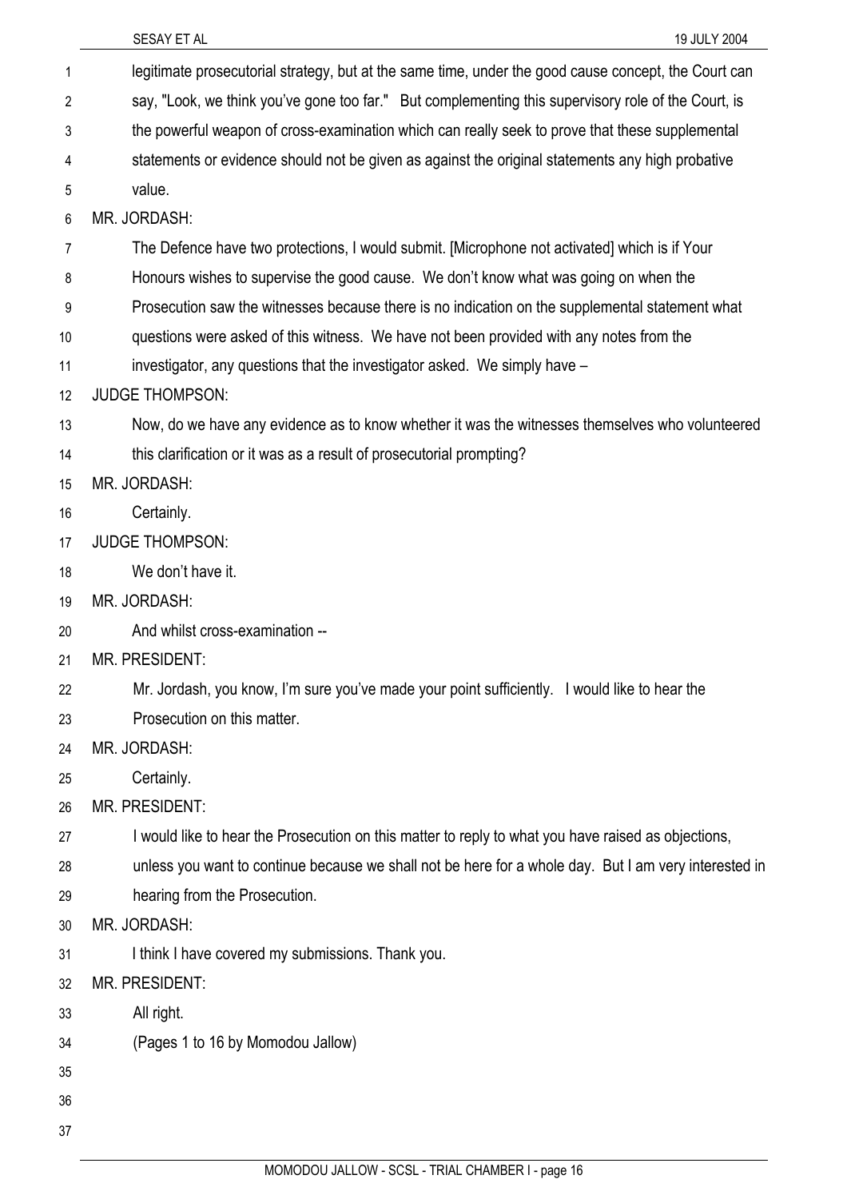legitimate prosecutorial strategy, but at the same time, under the good cause concept, the Court can say, "Look, we think you've gone too far." But complementing this supervisory role of the Court, is the powerful weapon of cross-examination which can really seek to prove that these supplemental statements or evidence should not be given as against the original statements any high probative value.

MR. JORDASH:

The Defence have two protections, I would submit. [Microphone not activated] which is if Your Honours wishes to supervise the good cause. We don't know what was going on when the Prosecution saw the witnesses because there is no indication on the supplemental statement what questions were asked of this witness. We have not been provided with any notes from the investigator, any questions that the investigator asked. We simply have –

JUDGE THOMPSON:

Now, do we have any evidence as to know whether it was the witnesses themselves who volunteered this clarification or it was as a result of prosecutorial prompting?

MR. JORDASH:

Certainly.

JUDGE THOMPSON:

We don't have it.

MR. JORDASH:

And whilst cross-examination --

MR. PRESIDENT:

Mr. Jordash, you know, I'm sure you've made your point sufficiently. I would like to hear the Prosecution on this matter.

MR. JORDASH:

Certainly.

MR. PRESIDENT:

I would like to hear the Prosecution on this matter to reply to what you have raised as objections, unless you want to continue because we shall not be here for a whole day. But I am very interested in hearing from the Prosecution.

MR. JORDASH:

I think I have covered my submissions. Thank you.

MR. PRESIDENT:

All right.

(Pages 1 to 16 by Momodou Jallow)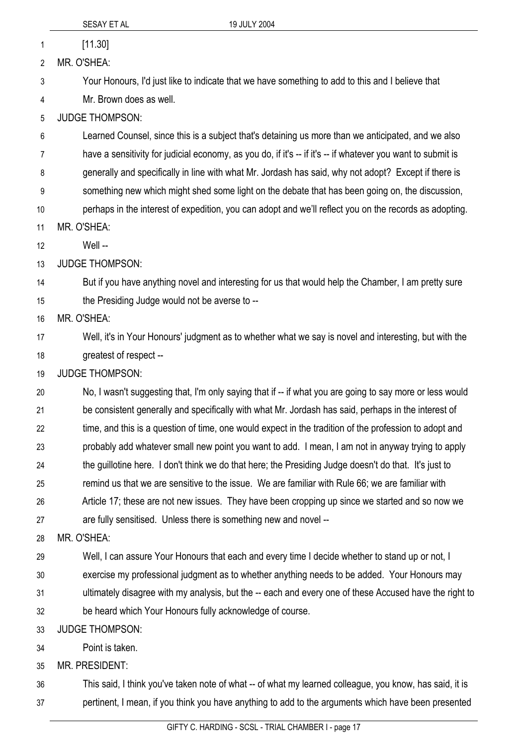[11.30]

MR. O'SHEA:

Your Honours, I'd just like to indicate that we have something to add to this and I believe that Mr. Brown does as well.

JUDGE THOMPSON:

Learned Counsel, since this is a subject that's detaining us more than we anticipated, and we also have a sensitivity for judicial economy, as you do, if it's -- if it's -- if whatever you want to submit is generally and specifically in line with what Mr. Jordash has said, why not adopt? Except if there is something new which might shed some light on the debate that has been going on, the discussion, perhaps in the interest of expedition, you can adopt and we'll reflect you on the records as adopting.

MR. O'SHEA:

Well --

JUDGE THOMPSON:

But if you have anything novel and interesting for us that would help the Chamber, I am pretty sure the Presiding Judge would not be averse to --

MR. O'SHEA:

Well, it's in Your Honours' judgment as to whether what we say is novel and interesting, but with the greatest of respect --

JUDGE THOMPSON:

No, I wasn't suggesting that, I'm only saying that if -- if what you are going to say more or less would be consistent generally and specifically with what Mr. Jordash has said, perhaps in the interest of time, and this is a question of time, one would expect in the tradition of the profession to adopt and probably add whatever small new point you want to add. I mean, I am not in anyway trying to apply the guillotine here. I don't think we do that here; the Presiding Judge doesn't do that. It's just to remind us that we are sensitive to the issue. We are familiar with Rule 66; we are familiar with Article 17; these are not new issues. They have been cropping up since we started and so now we are fully sensitised. Unless there is something new and novel --

MR. O'SHEA:

Well, I can assure Your Honours that each and every time I decide whether to stand up or not, I exercise my professional judgment as to whether anything needs to be added. Your Honours may ultimately disagree with my analysis, but the -- each and every one of these Accused have the right to be heard which Your Honours fully acknowledge of course.

JUDGE THOMPSON:

Point is taken.

MR. PRESIDENT:

This said, I think you've taken note of what -- of what my learned colleague, you know, has said, it is pertinent, I mean, if you think you have anything to add to the arguments which have been presented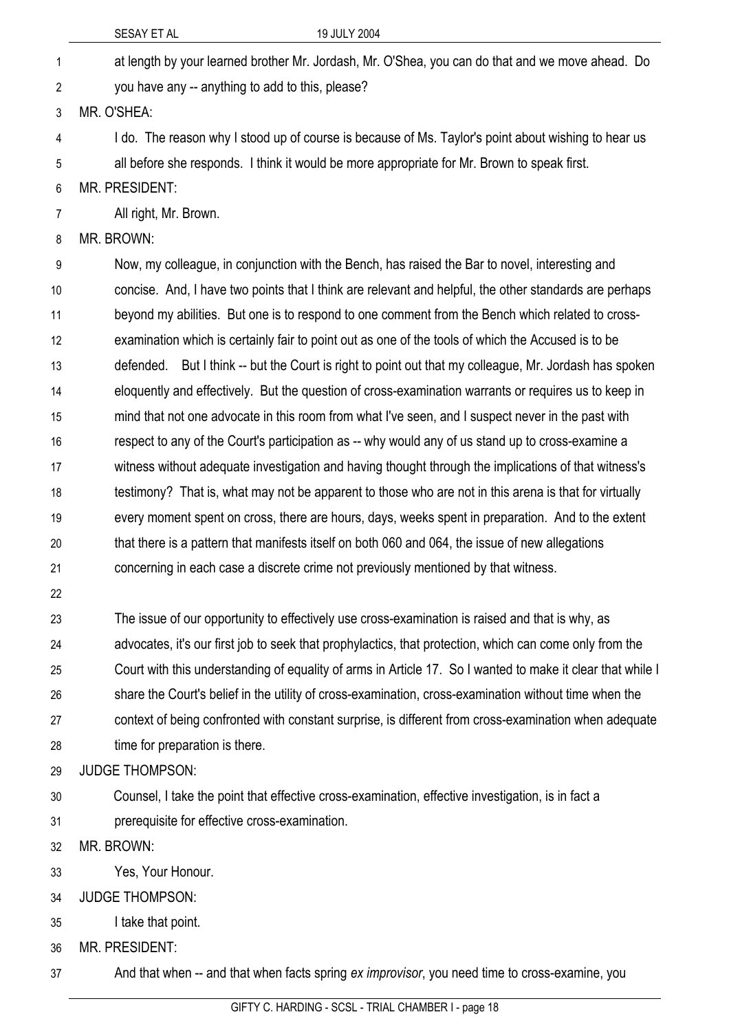at length by your learned brother Mr. Jordash, Mr. O'Shea, you can do that and we move ahead. Do you have any -- anything to add to this, please?

MR. O'SHEA:

I do. The reason why I stood up of course is because of Ms. Taylor's point about wishing to hear us all before she responds. I think it would be more appropriate for Mr. Brown to speak first.

MR. PRESIDENT:

All right, Mr. Brown.

MR. BROWN:

Now, my colleague, in conjunction with the Bench, has raised the Bar to novel, interesting and concise. And, I have two points that I think are relevant and helpful, the other standards are perhaps beyond my abilities. But one is to respond to one comment from the Bench which related to cross-examination which is certainly fair to point out as one of the tools of which the Accused is to be defended. But I think -- but the Court is right to point out that my colleague, Mr. Jordash has spoken eloquently and effectively. But the question of cross-examination warrants or requires us to keep in mind that not one advocate in this room from what I've seen, and I suspect never in the past with respect to any of the Court's participation as -- why would any of us stand up to cross-examine a witness without adequate investigation and having thought through the implications of that witness's testimony? That is, what may not be apparent to those who are not in this arena is that for virtually every moment spent on cross, there are hours, days, weeks spent in preparation. And to the extent that there is a pattern that manifests itself on both 060 and 064, the issue of new allegations concerning in each case a discrete crime not previously mentioned by that witness.

The issue of our opportunity to effectively use cross-examination is raised and that is why, as advocates, it's our first job to seek that prophylactics, that protection, which can come only from the Court with this understanding of equality of arms in Article 17. So I wanted to make it clear that while I share the Court's belief in the utility of cross-examination, cross-examination without time when the context of being confronted with constant surprise, is different from cross-examination when adequate time for preparation is there.

JUDGE THOMPSON:

Counsel, I take the point that effective cross-examination, effective investigation, is in fact a prerequisite for effective cross-examination.

MR. BROWN:

Yes, Your Honour.

JUDGE THOMPSON:

I take that point.

MR. PRESIDENT:

And that when -- and that when facts spring *ex improvisor*, you need time to cross-examine, you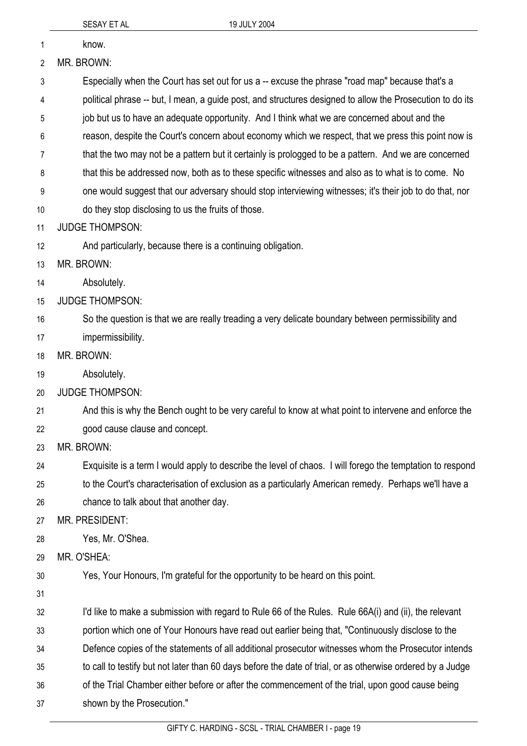know.

MR. BROWN:

Especially when the Court has set out for us a -- excuse the phrase "road map" because that's a political phrase -- but, I mean, a guide post, and structures designed to allow the Prosecution to do its job but us to have an adequate opportunity. And I think what we are concerned about and the reason, despite the Court's concern about economy which we respect, that we press this point now is that the two may not be a pattern but it certainly is prologged to be a pattern. And we are concerned that this be addressed now, both as to these specific witnesses and also as to what is to come. No one would suggest that our adversary should stop interviewing witnesses; it's their job to do that, nor do they stop disclosing to us the fruits of those.

JUDGE THOMPSON:

And particularly, because there is a continuing obligation.

MR. BROWN:

Absolutely.

JUDGE THOMPSON:

So the question is that we are really treading a very delicate boundary between permissibility and impermissibility.

MR. BROWN:

Absolutely.

JUDGE THOMPSON:

And this is why the Bench ought to be very careful to know at what point to intervene and enforce the good cause clause and concept.

MR. BROWN:

Exquisite is a term I would apply to describe the level of chaos. I will forego the temptation to respond to the Court's characterisation of exclusion as a particularly American remedy. Perhaps we'll have a chance to talk about that another day.

MR. PRESIDENT:

Yes, Mr. O'Shea.

MR. O'SHEA:

Yes, Your Honours, I'm grateful for the opportunity to be heard on this point.

I'd like to make a submission with regard to Rule 66 of the Rules. Rule 66A(i) and (ii), the relevant portion which one of Your Honours have read out earlier being that, "Continuously disclose to the Defence copies of the statements of all additional prosecutor witnesses whom the Prosecutor intends to call to testify but not later than 60 days before the date of trial, or as otherwise ordered by a Judge of the Trial Chamber either before or after the commencement of the trial, upon good cause being shown by the Prosecution."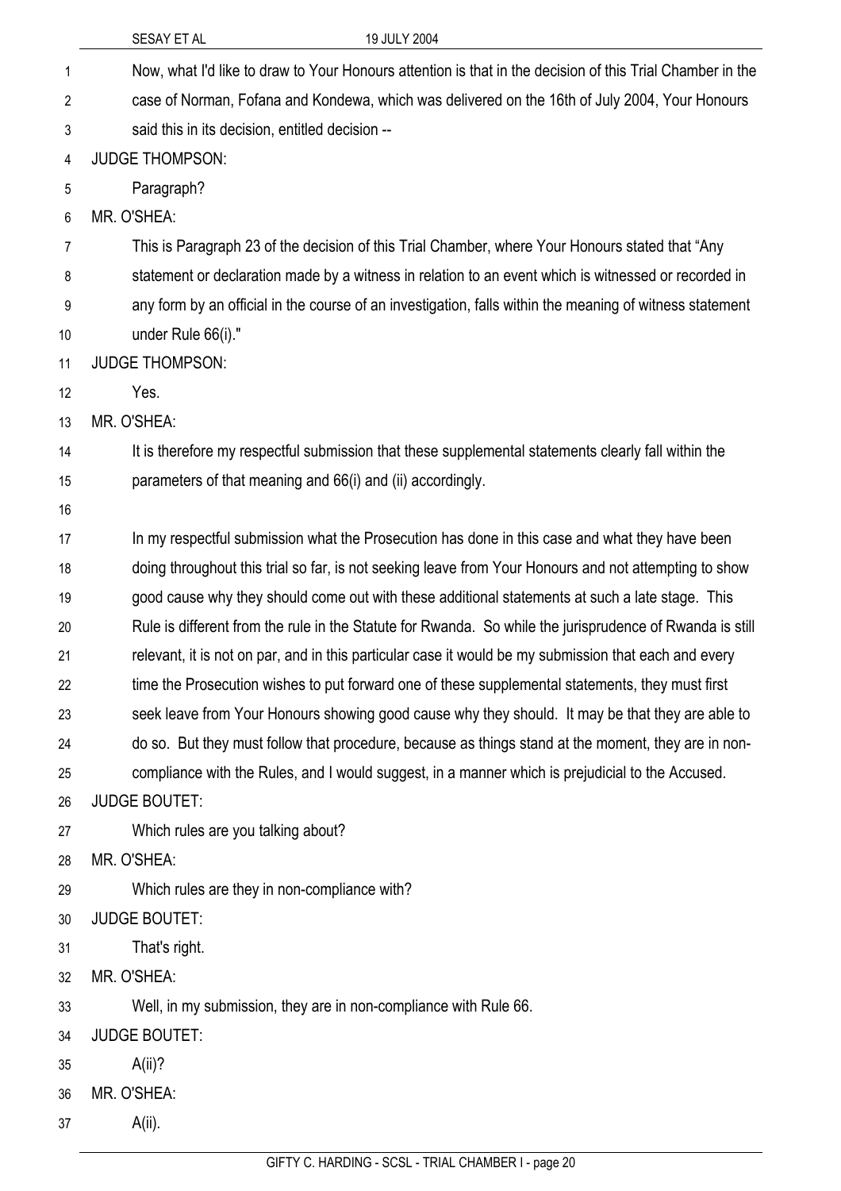Now, what I'd like to draw to Your Honours attention is that in the decision of this Trial Chamber in the case of Norman, Fofana and Kondewa, which was delivered on the 16th of July 2004, Your Honours said this in its decision, entitled decision --

JUDGE THOMPSON:

Paragraph?

MR. O'SHEA:

This is Paragraph 23 of the decision of this Trial Chamber, where Your Honours stated that "Any statement or declaration made by a witness in relation to an event which is witnessed or recorded in any form by an official in the course of an investigation, falls within the meaning of witness statement under Rule 66(i)."

JUDGE THOMPSON:

Yes.

MR. O'SHEA:

It is therefore my respectful submission that these supplemental statements clearly fall within the parameters of that meaning and 66(i) and (ii) accordingly.

In my respectful submission what the Prosecution has done in this case and what they have been doing throughout this trial so far, is not seeking leave from Your Honours and not attempting to show good cause why they should come out with these additional statements at such a late stage. This Rule is different from the rule in the Statute for Rwanda. So while the jurisprudence of Rwanda is still relevant, it is not on par, and in this particular case it would be my submission that each and every time the Prosecution wishes to put forward one of these supplemental statements, they must first seek leave from Your Honours showing good cause why they should. It may be that they are able to do so. But they must follow that procedure, because as things stand at the moment, they are in non-compliance with the Rules, and I would suggest, in a manner which is prejudicial to the Accused.

JUDGE BOUTET:

Which rules are you talking about?

MR. O'SHEA:

Which rules are they in non-compliance with?

JUDGE BOUTET:

That's right.

MR. O'SHEA:

Well, in my submission, they are in non-compliance with Rule 66.

JUDGE BOUTET:

A(ii)?

MR. O'SHEA:

A(ii).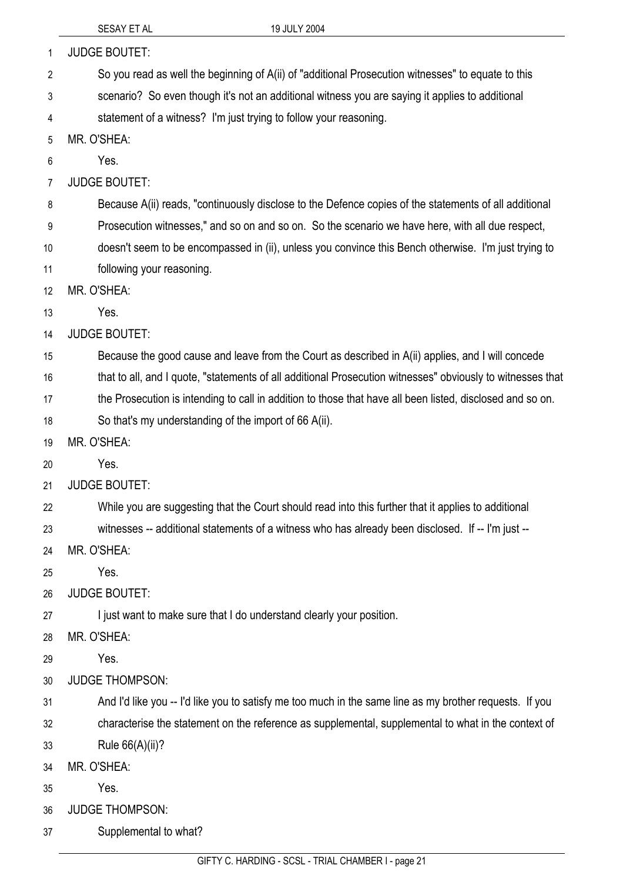JUDGE BOUTET:

So you read as well the beginning of A(ii) of "additional Prosecution witnesses" to equate to this scenario? So even though it's not an additional witness you are saying it applies to additional statement of a witness? I'm just trying to follow your reasoning.

MR. O'SHEA:

Yes.

JUDGE BOUTET:

Because A(ii) reads, "continuously disclose to the Defence copies of the statements of all additional Prosecution witnesses," and so on and so on. So the scenario we have here, with all due respect, doesn't seem to be encompassed in (ii), unless you convince this Bench otherwise. I'm just trying to following your reasoning.

MR. O'SHEA:

Yes.

JUDGE BOUTET:

Because the good cause and leave from the Court as described in A(ii) applies, and I will concede that to all, and I quote, "statements of all additional Prosecution witnesses" obviously to witnesses that the Prosecution is intending to call in addition to those that have all been listed, disclosed and so on. So that's my understanding of the import of 66 A(ii).

MR. O'SHEA:

Yes.

JUDGE BOUTET:

While you are suggesting that the Court should read into this further that it applies to additional witnesses -- additional statements of a witness who has already been disclosed. If -- I'm just --

MR. O'SHEA:

Yes.

JUDGE BOUTET:

I just want to make sure that I do understand clearly your position.

MR. O'SHEA:

Yes.

JUDGE THOMPSON:

And I'd like you -- I'd like you to satisfy me too much in the same line as my brother requests. If you characterise the statement on the reference as supplemental, supplemental to what in the context of Rule 66(A)(ii)?

MR. O'SHEA:

Yes.

JUDGE THOMPSON:

Supplemental to what?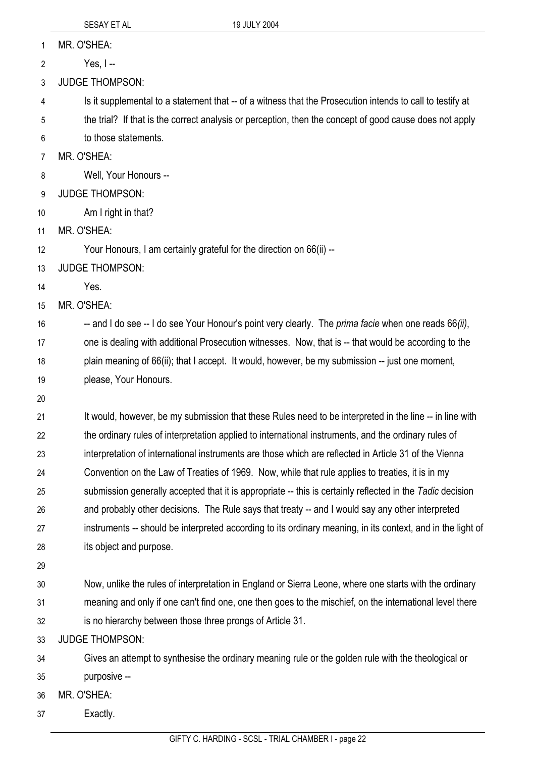MR. O'SHEA:

Yes, I --

JUDGE THOMPSON:

Is it supplemental to a statement that -- of a witness that the Prosecution intends to call to testify at the trial? If that is the correct analysis or perception, then the concept of good cause does not apply to those statements.

MR. O'SHEA:

Well, Your Honours --

JUDGE THOMPSON:

Am I right in that?

MR. O'SHEA:

Your Honours, I am certainly grateful for the direction on 66(ii) --

JUDGE THOMPSON:

Yes.

MR. O'SHEA:

-- and I do see -- I do see Your Honour's point very clearly. The *prima facie* when one reads 66*(ii)*, one is dealing with additional Prosecution witnesses. Now, that is -- that would be according to the plain meaning of 66(ii); that I accept. It would, however, be my submission -- just one moment, please, Your Honours.

It would, however, be my submission that these Rules need to be interpreted in the line -- in line with the ordinary rules of interpretation applied to international instruments, and the ordinary rules of interpretation of international instruments are those which are reflected in Article 31 of the Vienna Convention on the Law of Treaties of 1969. Now, while that rule applies to treaties, it is in my submission generally accepted that it is appropriate -- this is certainly reflected in the *Tadic* decision and probably other decisions. The Rule says that treaty -- and I would say any other interpreted instruments -- should be interpreted according to its ordinary meaning, in its context, and in the light of its object and purpose.

Now, unlike the rules of interpretation in England or Sierra Leone, where one starts with the ordinary meaning and only if one can't find one, one then goes to the mischief, on the international level there is no hierarchy between those three prongs of Article 31.

JUDGE THOMPSON:

Gives an attempt to synthesise the ordinary meaning rule or the golden rule with the theological or purposive --

MR. O'SHEA:

Exactly.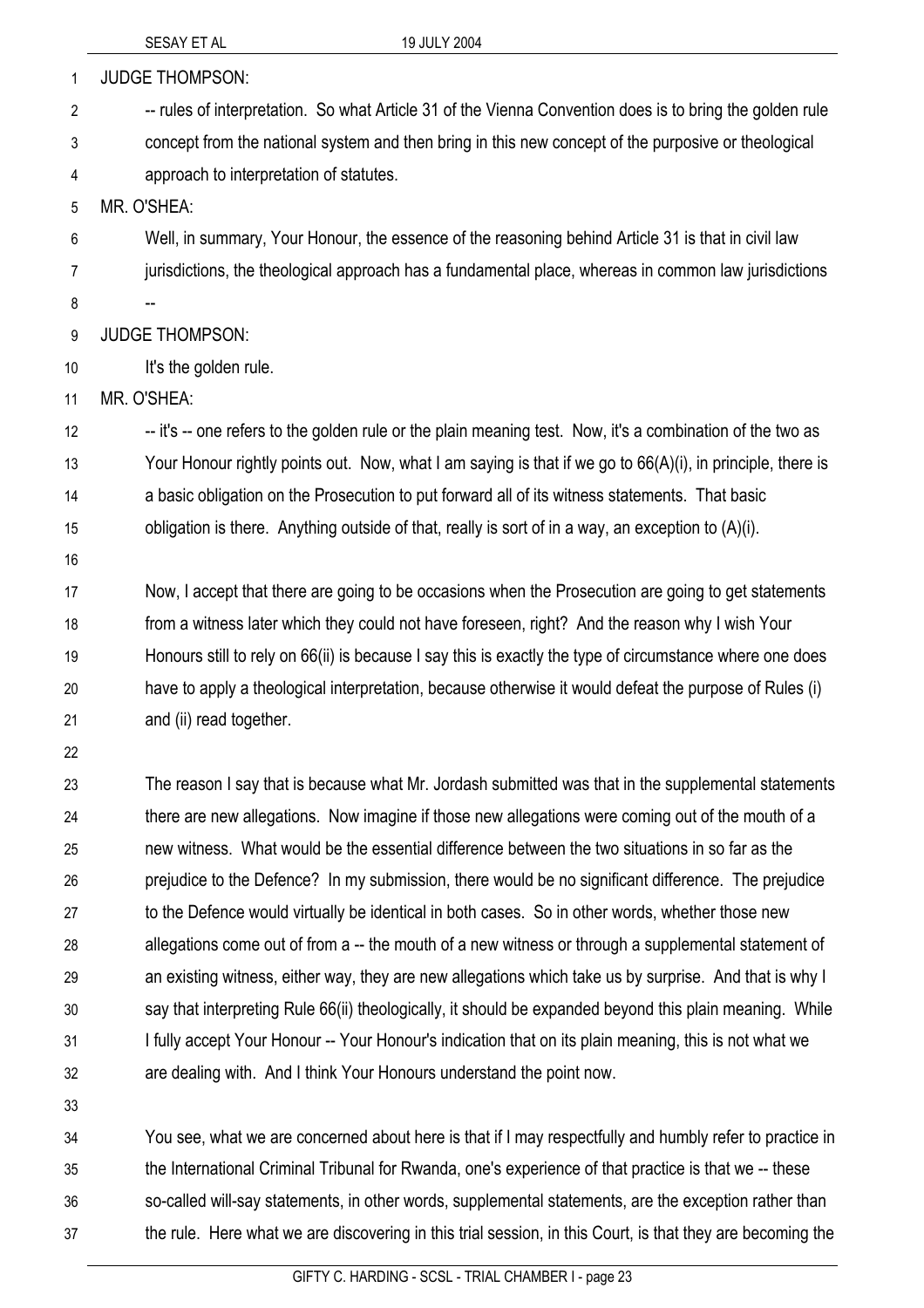JUDGE THOMPSON:

-- rules of interpretation. So what Article 31 of the Vienna Convention does is to bring the golden rule concept from the national system and then bring in this new concept of the purposive or theological approach to interpretation of statutes.

MR. O'SHEA:

Well, in summary, Your Honour, the essence of the reasoning behind Article 31 is that in civil law jurisdictions, the theological approach has a fundamental place, whereas in common law jurisdictions --

JUDGE THOMPSON:

It's the golden rule.

MR. O'SHEA:

-- it's -- one refers to the golden rule or the plain meaning test. Now, it's a combination of the two as Your Honour rightly points out. Now, what I am saying is that if we go to 66(A)(i), in principle, there is a basic obligation on the Prosecution to put forward all of its witness statements. That basic obligation is there. Anything outside of that, really is sort of in a way, an exception to (A)(i).

Now, I accept that there are going to be occasions when the Prosecution are going to get statements from a witness later which they could not have foreseen, right? And the reason why I wish Your Honours still to rely on 66(ii) is because I say this is exactly the type of circumstance where one does have to apply a theological interpretation, because otherwise it would defeat the purpose of Rules (i) and (ii) read together.

The reason I say that is because what Mr. Jordash submitted was that in the supplemental statements there are new allegations. Now imagine if those new allegations were coming out of the mouth of a new witness. What would be the essential difference between the two situations in so far as the prejudice to the Defence? In my submission, there would be no significant difference. The prejudice to the Defence would virtually be identical in both cases. So in other words, whether those new allegations come out of from a -- the mouth of a new witness or through a supplemental statement of an existing witness, either way, they are new allegations which take us by surprise. And that is why I say that interpreting Rule 66(ii) theologically, it should be expanded beyond this plain meaning. While I fully accept Your Honour -- Your Honour's indication that on its plain meaning, this is not what we are dealing with. And I think Your Honours understand the point now.

You see, what we are concerned about here is that if I may respectfully and humbly refer to practice in the International Criminal Tribunal for Rwanda, one's experience of that practice is that we -- these so-called will-say statements, in other words, supplemental statements, are the exception rather than the rule. Here what we are discovering in this trial session, in this Court, is that they are becoming the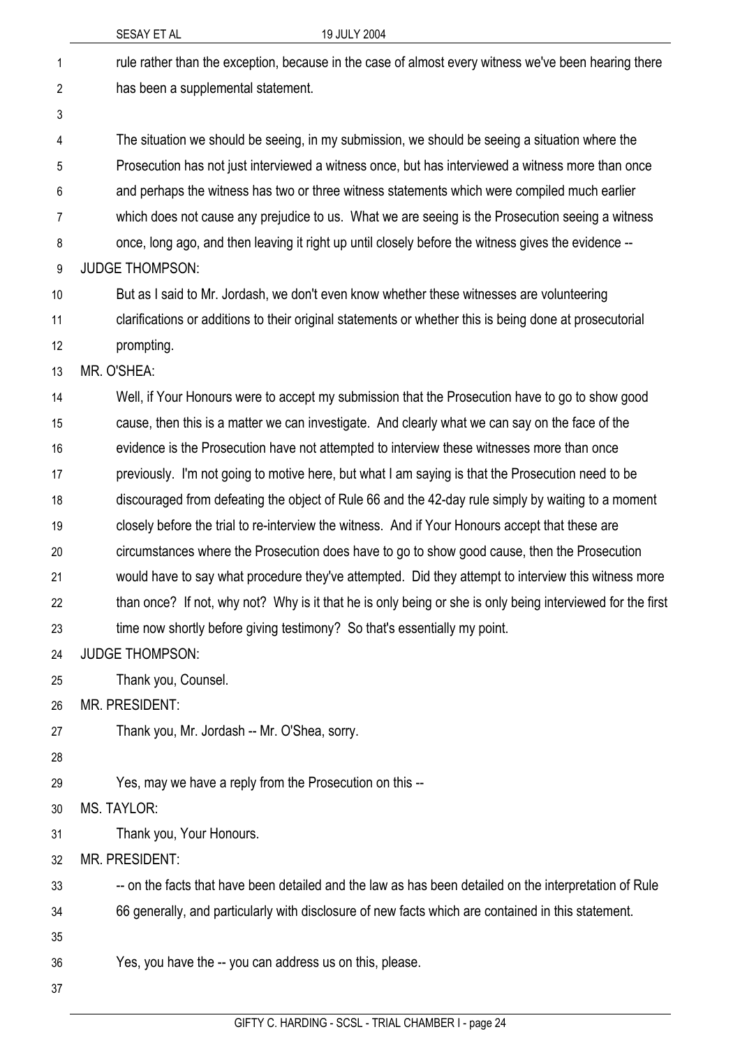rule rather than the exception, because in the case of almost every witness we've been hearing there has been a supplemental statement.

The situation we should be seeing, in my submission, we should be seeing a situation where the Prosecution has not just interviewed a witness once, but has interviewed a witness more than once and perhaps the witness has two or three witness statements which were compiled much earlier which does not cause any prejudice to us. What we are seeing is the Prosecution seeing a witness once, long ago, and then leaving it right up until closely before the witness gives the evidence --

JUDGE THOMPSON:

But as I said to Mr. Jordash, we don't even know whether these witnesses are volunteering clarifications or additions to their original statements or whether this is being done at prosecutorial prompting.

MR. O'SHEA:

Well, if Your Honours were to accept my submission that the Prosecution have to go to show good cause, then this is a matter we can investigate. And clearly what we can say on the face of the evidence is the Prosecution have not attempted to interview these witnesses more than once previously. I'm not going to motive here, but what I am saying is that the Prosecution need to be discouraged from defeating the object of Rule 66 and the 42-day rule simply by waiting to a moment closely before the trial to re-interview the witness. And if Your Honours accept that these are circumstances where the Prosecution does have to go to show good cause, then the Prosecution would have to say what procedure they've attempted. Did they attempt to interview this witness more than once? If not, why not? Why is it that he is only being or she is only being interviewed for the first time now shortly before giving testimony? So that's essentially my point.

JUDGE THOMPSON:

Thank you, Counsel.

MR. PRESIDENT:

Thank you, Mr. Jordash -- Mr. O'Shea, sorry.

Yes, may we have a reply from the Prosecution on this --

MS. TAYLOR:

Thank you, Your Honours.

MR. PRESIDENT:

-- on the facts that have been detailed and the law as has been detailed on the interpretation of Rule 66 generally, and particularly with disclosure of new facts which are contained in this statement.

Yes, you have the -- you can address us on this, please.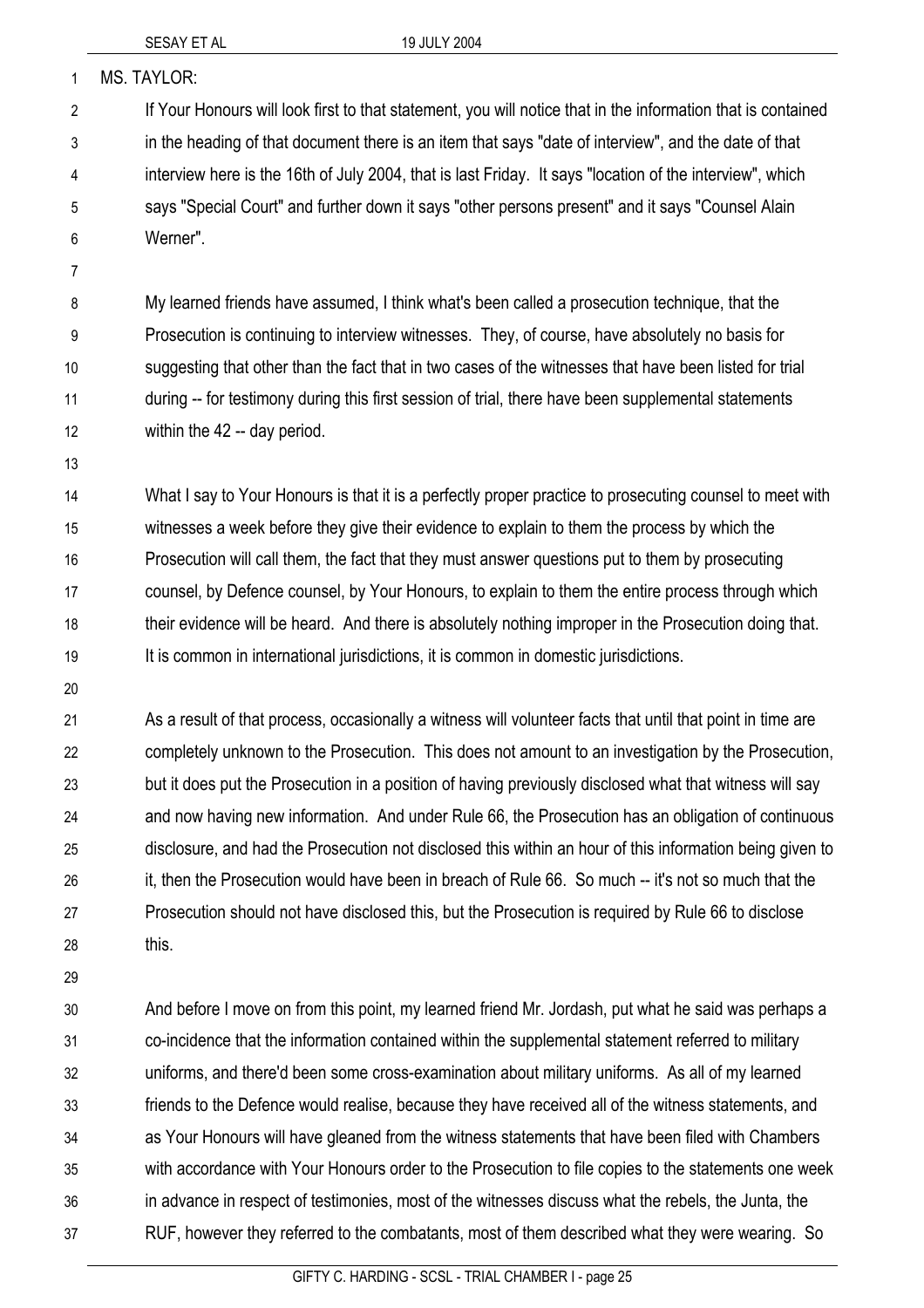MS. TAYLOR:

If Your Honours will look first to that statement, you will notice that in the information that is contained in the heading of that document there is an item that says "date of interview", and the date of that interview here is the 16th of July 2004, that is last Friday. It says "location of the interview", which says "Special Court" and further down it says "other persons present" and it says "Counsel Alain Werner".

My learned friends have assumed, I think what's been called a prosecution technique, that the Prosecution is continuing to interview witnesses. They, of course, have absolutely no basis for suggesting that other than the fact that in two cases of the witnesses that have been listed for trial during -- for testimony during this first session of trial, there have been supplemental statements within the 42 -- day period.

What I say to Your Honours is that it is a perfectly proper practice to prosecuting counsel to meet with witnesses a week before they give their evidence to explain to them the process by which the Prosecution will call them, the fact that they must answer questions put to them by prosecuting counsel, by Defence counsel, by Your Honours, to explain to them the entire process through which their evidence will be heard. And there is absolutely nothing improper in the Prosecution doing that. It is common in international jurisdictions, it is common in domestic jurisdictions.

As a result of that process, occasionally a witness will volunteer facts that until that point in time are completely unknown to the Prosecution. This does not amount to an investigation by the Prosecution, but it does put the Prosecution in a position of having previously disclosed what that witness will say and now having new information. And under Rule 66, the Prosecution has an obligation of continuous disclosure, and had the Prosecution not disclosed this within an hour of this information being given to it, then the Prosecution would have been in breach of Rule 66. So much -- it's not so much that the Prosecution should not have disclosed this, but the Prosecution is required by Rule 66 to disclose this.

And before I move on from this point, my learned friend Mr. Jordash, put what he said was perhaps a co-incidence that the information contained within the supplemental statement referred to military uniforms, and there'd been some cross-examination about military uniforms. As all of my learned friends to the Defence would realise, because they have received all of the witness statements, and as Your Honours will have gleaned from the witness statements that have been filed with Chambers with accordance with Your Honours order to the Prosecution to file copies to the statements one week in advance in respect of testimonies, most of the witnesses discuss what the rebels, the Junta, the RUF, however they referred to the combatants, most of them described what they were wearing. So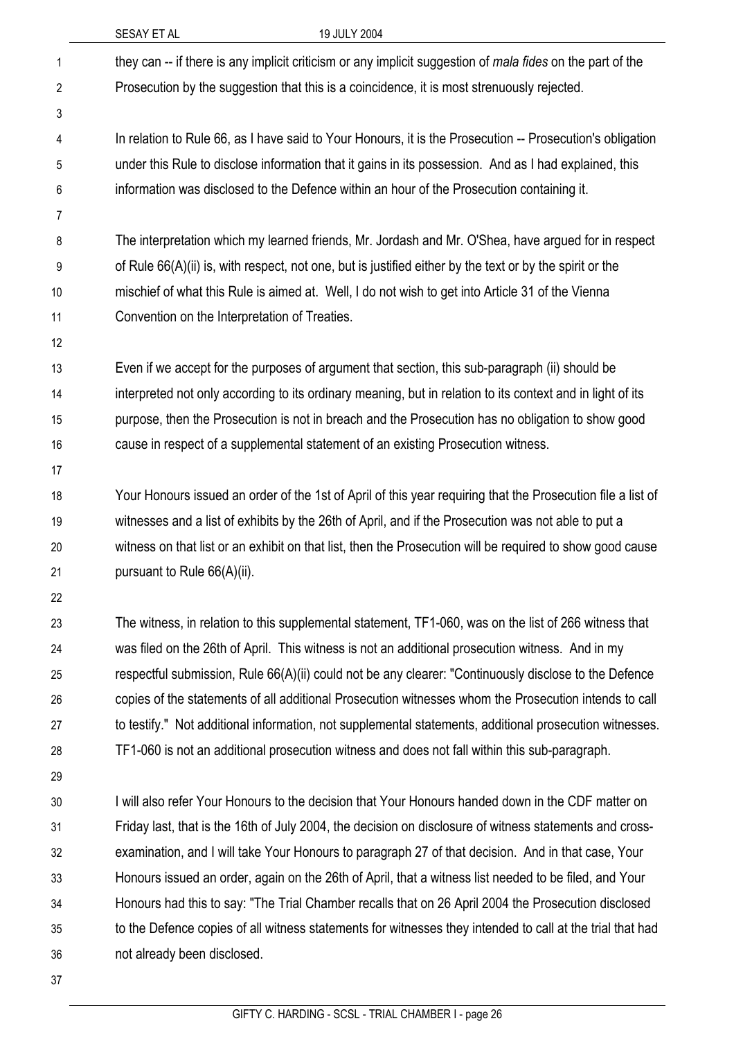they can -- if there is any implicit criticism or any implicit suggestion of *mala fides* on the part of the Prosecution by the suggestion that this is a coincidence, it is most strenuously rejected.

In relation to Rule 66, as I have said to Your Honours, it is the Prosecution -- Prosecution's obligation under this Rule to disclose information that it gains in its possession. And as I had explained, this information was disclosed to the Defence within an hour of the Prosecution containing it.

The interpretation which my learned friends, Mr. Jordash and Mr. O'Shea, have argued for in respect of Rule 66(A)(ii) is, with respect, not one, but is justified either by the text or by the spirit or the mischief of what this Rule is aimed at. Well, I do not wish to get into Article 31 of the Vienna Convention on the Interpretation of Treaties.

Even if we accept for the purposes of argument that section, this sub-paragraph (ii) should be interpreted not only according to its ordinary meaning, but in relation to its context and in light of its purpose, then the Prosecution is not in breach and the Prosecution has no obligation to show good cause in respect of a supplemental statement of an existing Prosecution witness.

Your Honours issued an order of the 1st of April of this year requiring that the Prosecution file a list of witnesses and a list of exhibits by the 26th of April, and if the Prosecution was not able to put a witness on that list or an exhibit on that list, then the Prosecution will be required to show good cause pursuant to Rule 66(A)(ii).

The witness, in relation to this supplemental statement, TF1-060, was on the list of 266 witness that was filed on the 26th of April. This witness is not an additional prosecution witness. And in my respectful submission, Rule 66(A)(ii) could not be any clearer: "Continuously disclose to the Defence copies of the statements of all additional Prosecution witnesses whom the Prosecution intends to call to testify." Not additional information, not supplemental statements, additional prosecution witnesses. TF1-060 is not an additional prosecution witness and does not fall within this sub-paragraph.

I will also refer Your Honours to the decision that Your Honours handed down in the CDF matter on Friday last, that is the 16th of July 2004, the decision on disclosure of witness statements and cross-examination, and I will take Your Honours to paragraph 27 of that decision. And in that case, Your Honours issued an order, again on the 26th of April, that a witness list needed to be filed, and Your Honours had this to say: "The Trial Chamber recalls that on 26 April 2004 the Prosecution disclosed to the Defence copies of all witness statements for witnesses they intended to call at the trial that had not already been disclosed.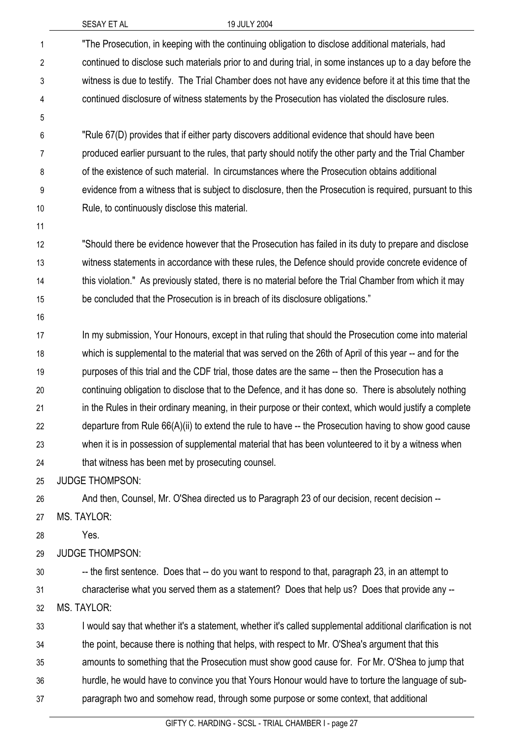"The Prosecution, in keeping with the continuing obligation to disclose additional materials, had continued to disclose such materials prior to and during trial, in some instances up to a day before the witness is due to testify. The Trial Chamber does not have any evidence before it at this time that the continued disclosure of witness statements by the Prosecution has violated the disclosure rules.

"Rule 67(D) provides that if either party discovers additional evidence that should have been produced earlier pursuant to the rules, that party should notify the other party and the Trial Chamber of the existence of such material. In circumstances where the Prosecution obtains additional evidence from a witness that is subject to disclosure, then the Prosecution is required, pursuant to this Rule, to continuously disclose this material.

"Should there be evidence however that the Prosecution has failed in its duty to prepare and disclose witness statements in accordance with these rules, the Defence should provide concrete evidence of this violation." As previously stated, there is no material before the Trial Chamber from which it may be concluded that the Prosecution is in breach of its disclosure obligations."

In my submission, Your Honours, except in that ruling that should the Prosecution come into material which is supplemental to the material that was served on the 26th of April of this year -- and for the purposes of this trial and the CDF trial, those dates are the same -- then the Prosecution has a continuing obligation to disclose that to the Defence, and it has done so. There is absolutely nothing in the Rules in their ordinary meaning, in their purpose or their context, which would justify a complete departure from Rule 66(A)(ii) to extend the rule to have -- the Prosecution having to show good cause when it is in possession of supplemental material that has been volunteered to it by a witness when that witness has been met by prosecuting counsel.

JUDGE THOMPSON:

And then, Counsel, Mr. O'Shea directed us to Paragraph 23 of our decision, recent decision --

MS. TAYLOR:

Yes.

JUDGE THOMPSON:

-- the first sentence. Does that -- do you want to respond to that, paragraph 23, in an attempt to characterise what you served them as a statement? Does that help us? Does that provide any --

MS. TAYLOR:

I would say that whether it's a statement, whether it's called supplemental additional clarification is not the point, because there is nothing that helps, with respect to Mr. O'Shea's argument that this amounts to something that the Prosecution must show good cause for. For Mr. O'Shea to jump that hurdle, he would have to convince you that Yours Honour would have to torture the language of sub-paragraph two and somehow read, through some purpose or some context, that additional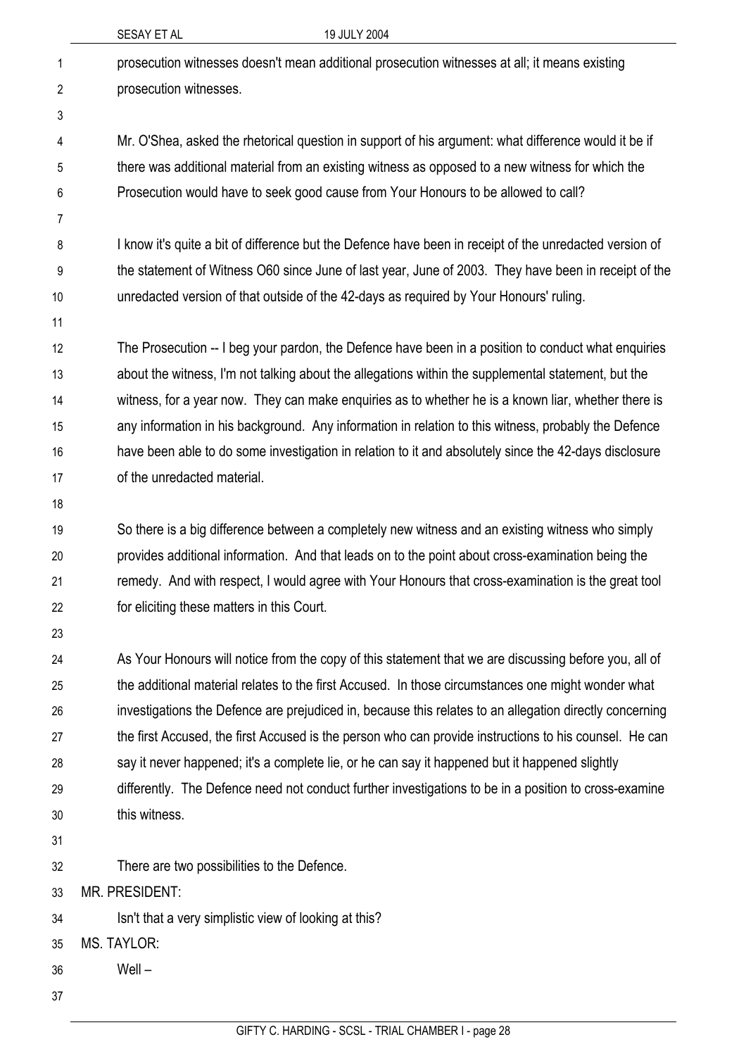prosecution witnesses doesn't mean additional prosecution witnesses at all; it means existing prosecution witnesses.

Mr. O'Shea, asked the rhetorical question in support of his argument: what difference would it be if there was additional material from an existing witness as opposed to a new witness for which the Prosecution would have to seek good cause from Your Honours to be allowed to call?

I know it's quite a bit of difference but the Defence have been in receipt of the unredacted version of the statement of Witness O60 since June of last year, June of 2003. They have been in receipt of the unredacted version of that outside of the 42-days as required by Your Honours' ruling.

The Prosecution -- I beg your pardon, the Defence have been in a position to conduct what enquiries about the witness, I'm not talking about the allegations within the supplemental statement, but the witness, for a year now. They can make enquiries as to whether he is a known liar, whether there is any information in his background. Any information in relation to this witness, probably the Defence have been able to do some investigation in relation to it and absolutely since the 42-days disclosure of the unredacted material.

So there is a big difference between a completely new witness and an existing witness who simply provides additional information. And that leads on to the point about cross-examination being the remedy. And with respect, I would agree with Your Honours that cross-examination is the great tool for eliciting these matters in this Court.

As Your Honours will notice from the copy of this statement that we are discussing before you, all of the additional material relates to the first Accused. In those circumstances one might wonder what investigations the Defence are prejudiced in, because this relates to an allegation directly concerning the first Accused, the first Accused is the person who can provide instructions to his counsel. He can say it never happened; it's a complete lie, or he can say it happened but it happened slightly differently. The Defence need not conduct further investigations to be in a position to cross-examine this witness.

There are two possibilities to the Defence.

MR. PRESIDENT:

Isn't that a very simplistic view of looking at this?

MS. TAYLOR:

Well –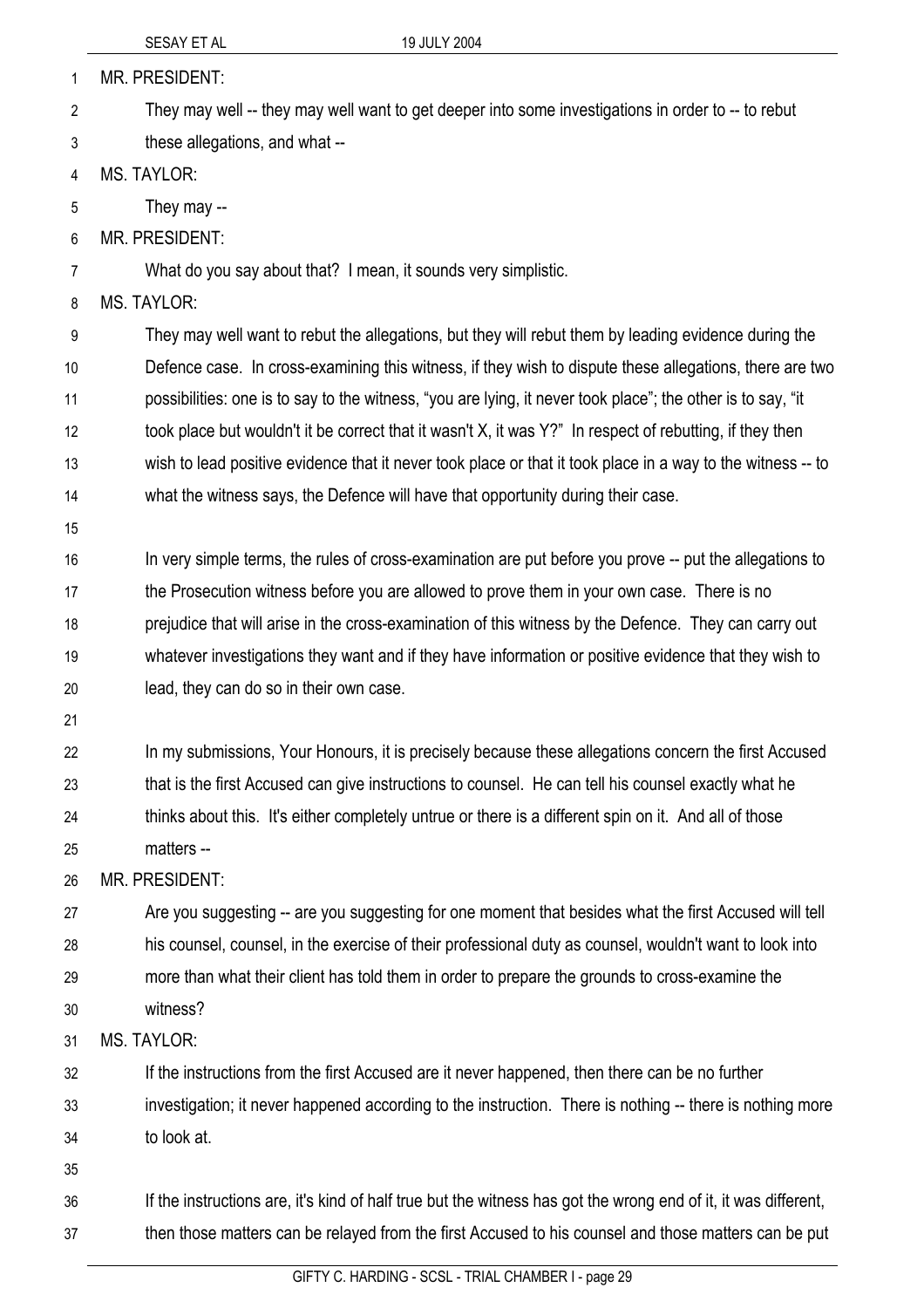MR. PRESIDENT:

They may well -- they may well want to get deeper into some investigations in order to -- to rebut these allegations, and what --

MS. TAYLOR:

They may --

MR. PRESIDENT:

What do you say about that? I mean, it sounds very simplistic.

MS. TAYLOR:

They may well want to rebut the allegations, but they will rebut them by leading evidence during the Defence case. In cross-examining this witness, if they wish to dispute these allegations, there are two possibilities: one is to say to the witness, "you are lying, it never took place"; the other is to say, "it took place but wouldn't it be correct that it wasn't X, it was Y?" In respect of rebutting, if they then wish to lead positive evidence that it never took place or that it took place in a way to the witness -- to what the witness says, the Defence will have that opportunity during their case.

In very simple terms, the rules of cross-examination are put before you prove -- put the allegations to the Prosecution witness before you are allowed to prove them in your own case. There is no prejudice that will arise in the cross-examination of this witness by the Defence. They can carry out whatever investigations they want and if they have information or positive evidence that they wish to lead, they can do so in their own case.

In my submissions, Your Honours, it is precisely because these allegations concern the first Accused that is the first Accused can give instructions to counsel. He can tell his counsel exactly what he thinks about this. It's either completely untrue or there is a different spin on it. And all of those matters --

MR. PRESIDENT:

Are you suggesting -- are you suggesting for one moment that besides what the first Accused will tell his counsel, counsel, in the exercise of their professional duty as counsel, wouldn't want to look into more than what their client has told them in order to prepare the grounds to cross-examine the witness?

MS. TAYLOR:

If the instructions from the first Accused are it never happened, then there can be no further investigation; it never happened according to the instruction. There is nothing -- there is nothing more to look at.

If the instructions are, it's kind of half true but the witness has got the wrong end of it, it was different, then those matters can be relayed from the first Accused to his counsel and those matters can be put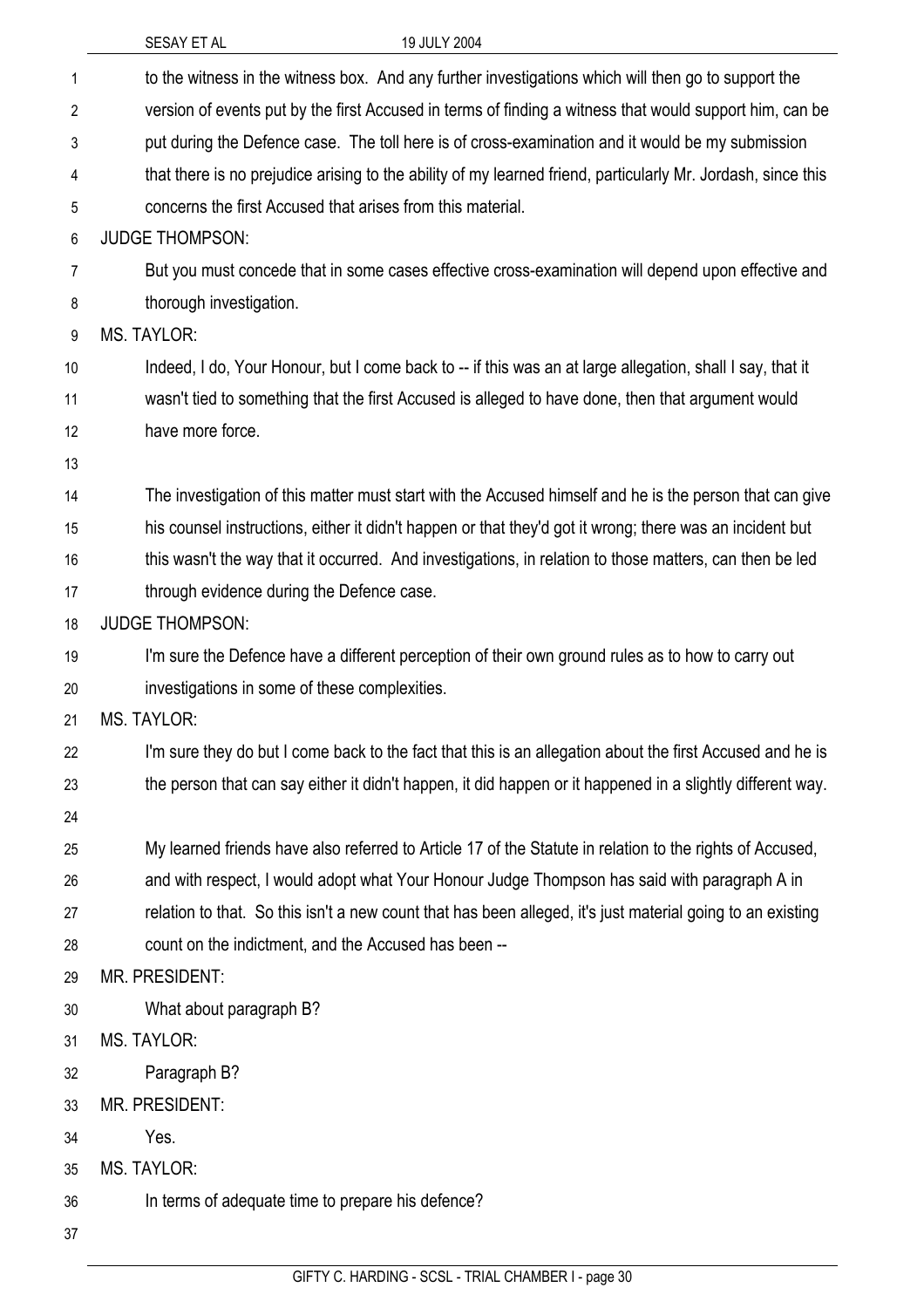to the witness in the witness box. And any further investigations which will then go to support the version of events put by the first Accused in terms of finding a witness that would support him, can be put during the Defence case. The toll here is of cross-examination and it would be my submission that there is no prejudice arising to the ability of my learned friend, particularly Mr. Jordash, since this concerns the first Accused that arises from this material.

JUDGE THOMPSON:

But you must concede that in some cases effective cross-examination will depend upon effective and thorough investigation.

MS. TAYLOR:

Indeed, I do, Your Honour, but I come back to -- if this was an at large allegation, shall I say, that it wasn't tied to something that the first Accused is alleged to have done, then that argument would have more force.

The investigation of this matter must start with the Accused himself and he is the person that can give his counsel instructions, either it didn't happen or that they'd got it wrong; there was an incident but this wasn't the way that it occurred. And investigations, in relation to those matters, can then be led through evidence during the Defence case.

JUDGE THOMPSON:

I'm sure the Defence have a different perception of their own ground rules as to how to carry out investigations in some of these complexities.

MS. TAYLOR:

I'm sure they do but I come back to the fact that this is an allegation about the first Accused and he is the person that can say either it didn't happen, it did happen or it happened in a slightly different way.

My learned friends have also referred to Article 17 of the Statute in relation to the rights of Accused, and with respect, I would adopt what Your Honour Judge Thompson has said with paragraph A in relation to that. So this isn't a new count that has been alleged, it's just material going to an existing count on the indictment, and the Accused has been --

MR. PRESIDENT:

What about paragraph B?

MS. TAYLOR:

Paragraph B?

MR. PRESIDENT:

Yes.

MS. TAYLOR:

In terms of adequate time to prepare his defence?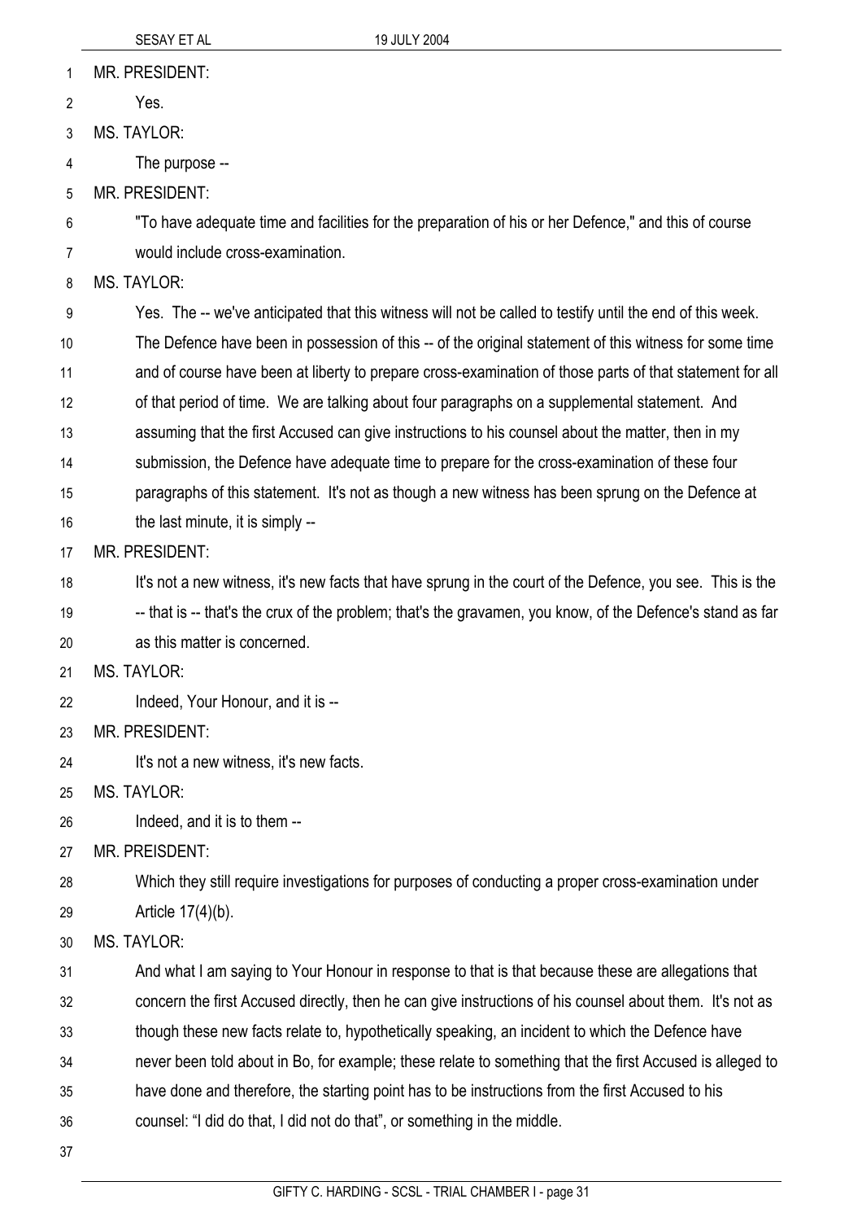MR. PRESIDENT:

Yes.

MS. TAYLOR:

The purpose --

MR. PRESIDENT:

"To have adequate time and facilities for the preparation of his or her Defence," and this of course would include cross-examination.

MS. TAYLOR:

Yes. The -- we've anticipated that this witness will not be called to testify until the end of this week. The Defence have been in possession of this -- of the original statement of this witness for some time and of course have been at liberty to prepare cross-examination of those parts of that statement for all of that period of time. We are talking about four paragraphs on a supplemental statement. And assuming that the first Accused can give instructions to his counsel about the matter, then in my submission, the Defence have adequate time to prepare for the cross-examination of these four paragraphs of this statement. It's not as though a new witness has been sprung on the Defence at the last minute, it is simply --

MR. PRESIDENT:

It's not a new witness, it's new facts that have sprung in the court of the Defence, you see. This is the -- that is -- that's the crux of the problem; that's the gravamen, you know, of the Defence's stand as far as this matter is concerned.

MS. TAYLOR:

Indeed, Your Honour, and it is --

MR. PRESIDENT:

It's not a new witness, it's new facts.

MS. TAYLOR:

Indeed, and it is to them --

MR. PREISDENT:

Which they still require investigations for purposes of conducting a proper cross-examination under Article 17(4)(b).

MS. TAYLOR:

And what I am saying to Your Honour in response to that is that because these are allegations that concern the first Accused directly, then he can give instructions of his counsel about them. It's not as though these new facts relate to, hypothetically speaking, an incident to which the Defence have never been told about in Bo, for example; these relate to something that the first Accused is alleged to have done and therefore, the starting point has to be instructions from the first Accused to his counsel: "I did do that, I did not do that", or something in the middle.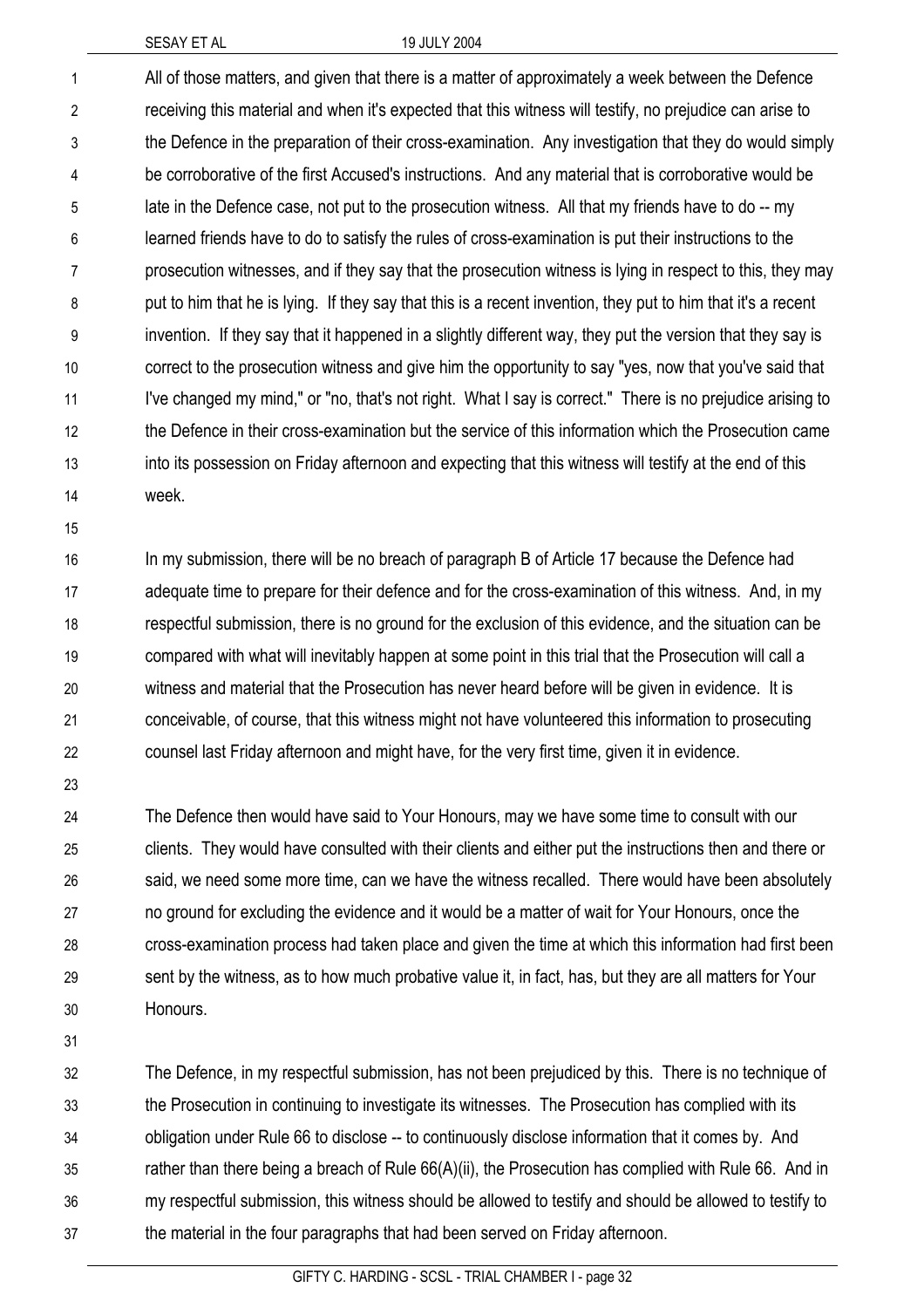All of those matters, and given that there is a matter of approximately a week between the Defence receiving this material and when it's expected that this witness will testify, no prejudice can arise to the Defence in the preparation of their cross-examination. Any investigation that they do would simply be corroborative of the first Accused's instructions. And any material that is corroborative would be late in the Defence case, not put to the prosecution witness. All that my friends have to do -- my learned friends have to do to satisfy the rules of cross-examination is put their instructions to the prosecution witnesses, and if they say that the prosecution witness is lying in respect to this, they may put to him that he is lying. If they say that this is a recent invention, they put to him that it's a recent invention. If they say that it happened in a slightly different way, they put the version that they say is correct to the prosecution witness and give him the opportunity to say "yes, now that you've said that I've changed my mind," or "no, that's not right. What I say is correct." There is no prejudice arising to the Defence in their cross-examination but the service of this information which the Prosecution came into its possession on Friday afternoon and expecting that this witness will testify at the end of this week.

In my submission, there will be no breach of paragraph B of Article 17 because the Defence had adequate time to prepare for their defence and for the cross-examination of this witness. And, in my respectful submission, there is no ground for the exclusion of this evidence, and the situation can be compared with what will inevitably happen at some point in this trial that the Prosecution will call a witness and material that the Prosecution has never heard before will be given in evidence. It is conceivable, of course, that this witness might not have volunteered this information to prosecuting counsel last Friday afternoon and might have, for the very first time, given it in evidence.

The Defence then would have said to Your Honours, may we have some time to consult with our clients. They would have consulted with their clients and either put the instructions then and there or said, we need some more time, can we have the witness recalled. There would have been absolutely no ground for excluding the evidence and it would be a matter of wait for Your Honours, once the cross-examination process had taken place and given the time at which this information had first been sent by the witness, as to how much probative value it, in fact, has, but they are all matters for Your Honours.

The Defence, in my respectful submission, has not been prejudiced by this. There is no technique of the Prosecution in continuing to investigate its witnesses. The Prosecution has complied with its obligation under Rule 66 to disclose -- to continuously disclose information that it comes by. And rather than there being a breach of Rule 66(A)(ii), the Prosecution has complied with Rule 66. And in my respectful submission, this witness should be allowed to testify and should be allowed to testify to the material in the four paragraphs that had been served on Friday afternoon.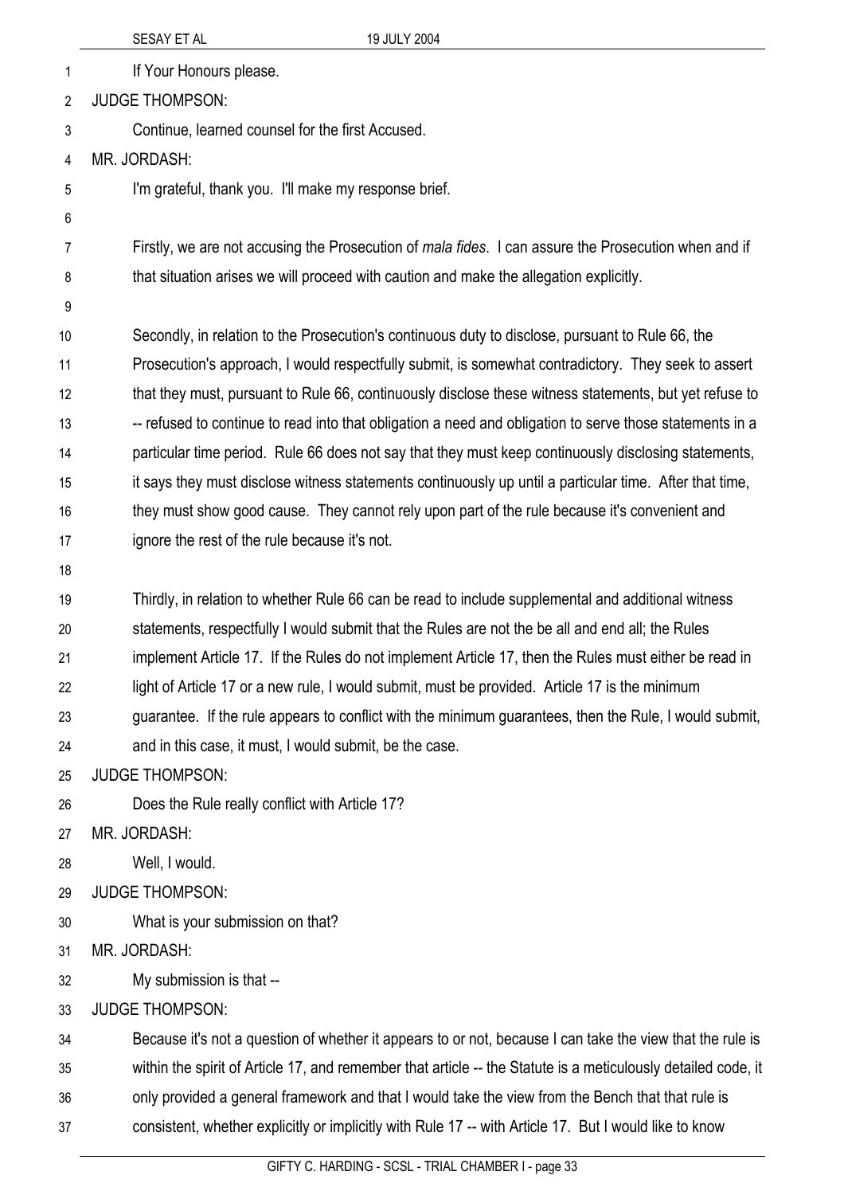If Your Honours please.

JUDGE THOMPSON:

Continue, learned counsel for the first Accused.

MR. JORDASH:

I'm grateful, thank you. I'll make my response brief.

Firstly, we are not accusing the Prosecution of *mala fides*. I can assure the Prosecution when and if that situation arises we will proceed with caution and make the allegation explicitly.

Secondly, in relation to the Prosecution's continuous duty to disclose, pursuant to Rule 66, the Prosecution's approach, I would respectfully submit, is somewhat contradictory. They seek to assert that they must, pursuant to Rule 66, continuously disclose these witness statements, but yet refuse to -- refused to continue to read into that obligation a need and obligation to serve those statements in a particular time period. Rule 66 does not say that they must keep continuously disclosing statements, it says they must disclose witness statements continuously up until a particular time. After that time, they must show good cause. They cannot rely upon part of the rule because it's convenient and ignore the rest of the rule because it's not.

Thirdly, in relation to whether Rule 66 can be read to include supplemental and additional witness statements, respectfully I would submit that the Rules are not the be all and end all; the Rules implement Article 17. If the Rules do not implement Article 17, then the Rules must either be read in light of Article 17 or a new rule, I would submit, must be provided. Article 17 is the minimum guarantee. If the rule appears to conflict with the minimum guarantees, then the Rule, I would submit, and in this case, it must, I would submit, be the case.

JUDGE THOMPSON:

Does the Rule really conflict with Article 17?

MR. JORDASH:

Well, I would.

JUDGE THOMPSON:

What is your submission on that?

MR. JORDASH:

My submission is that --

JUDGE THOMPSON:

Because it's not a question of whether it appears to or not, because I can take the view that the rule is within the spirit of Article 17, and remember that article -- the Statute is a meticulously detailed code, it only provided a general framework and that I would take the view from the Bench that that rule is consistent, whether explicitly or implicitly with Rule 17 -- with Article 17. But I would like to know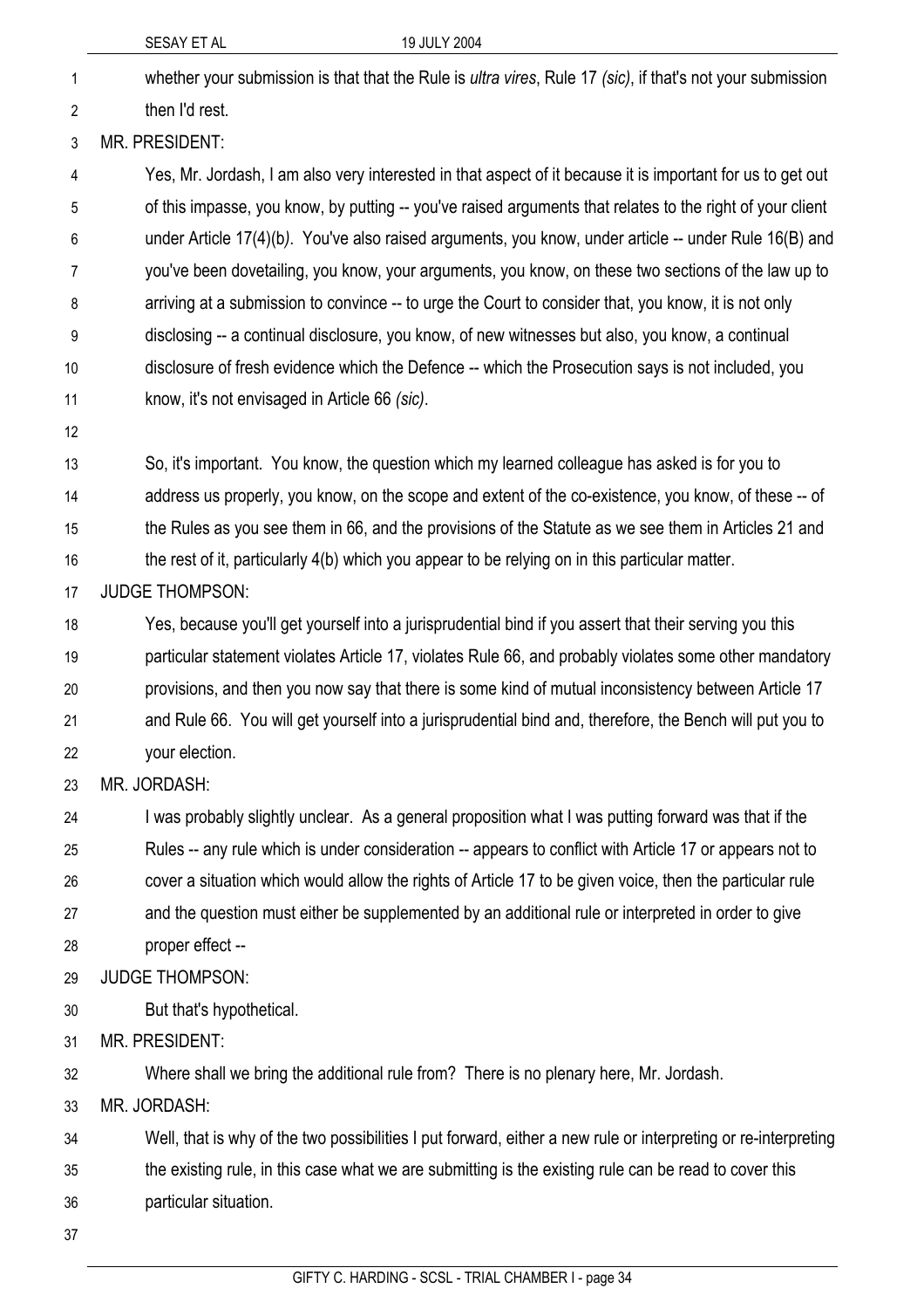whether your submission is that that the Rule is *ultra vires*, Rule 17 *(sic)*, if that's not your submission then I'd rest.

MR. PRESIDENT:

Yes, Mr. Jordash, I am also very interested in that aspect of it because it is important for us to get out of this impasse, you know, by putting -- you've raised arguments that relates to the right of your client under Article 17(4)(b*)*. You've also raised arguments, you know, under article -- under Rule 16(B) and you've been dovetailing, you know, your arguments, you know, on these two sections of the law up to arriving at a submission to convince -- to urge the Court to consider that, you know, it is not only disclosing -- a continual disclosure, you know, of new witnesses but also, you know, a continual disclosure of fresh evidence which the Defence -- which the Prosecution says is not included, you know, it's not envisaged in Article 66 *(sic)*.

So, it's important. You know, the question which my learned colleague has asked is for you to address us properly, you know, on the scope and extent of the co-existence, you know, of these -- of the Rules as you see them in 66, and the provisions of the Statute as we see them in Articles 21 and the rest of it, particularly 4(b) which you appear to be relying on in this particular matter.

JUDGE THOMPSON:

Yes, because you'll get yourself into a jurisprudential bind if you assert that their serving you this particular statement violates Article 17, violates Rule 66, and probably violates some other mandatory provisions, and then you now say that there is some kind of mutual inconsistency between Article 17 and Rule 66. You will get yourself into a jurisprudential bind and, therefore, the Bench will put you to your election.

MR. JORDASH:

I was probably slightly unclear. As a general proposition what I was putting forward was that if the Rules -- any rule which is under consideration -- appears to conflict with Article 17 or appears not to cover a situation which would allow the rights of Article 17 to be given voice, then the particular rule and the question must either be supplemented by an additional rule or interpreted in order to give proper effect --

JUDGE THOMPSON:

But that's hypothetical.

MR. PRESIDENT:

Where shall we bring the additional rule from? There is no plenary here, Mr. Jordash.

MR. JORDASH:

Well, that is why of the two possibilities I put forward, either a new rule or interpreting or re-interpreting the existing rule, in this case what we are submitting is the existing rule can be read to cover this particular situation.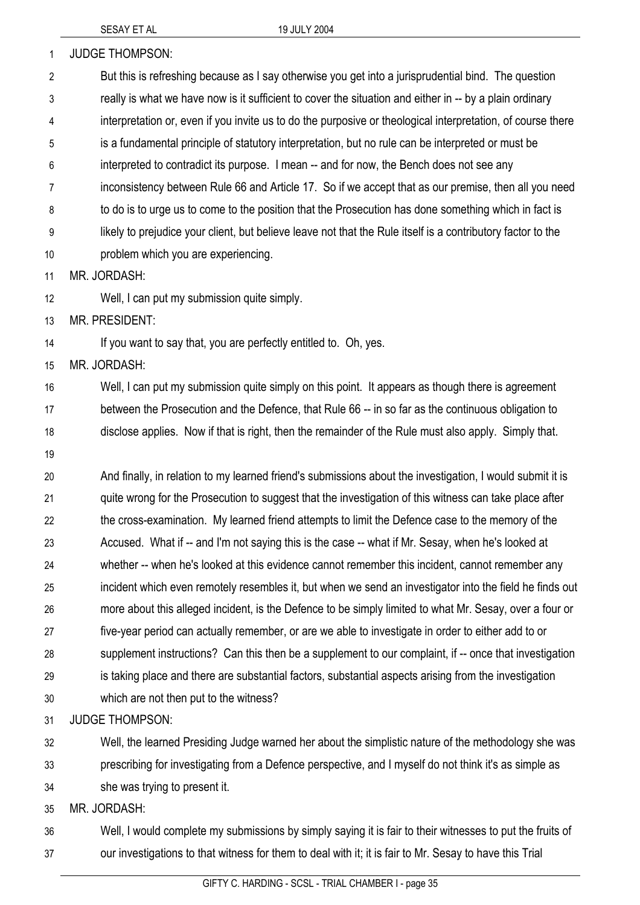JUDGE THOMPSON:

But this is refreshing because as I say otherwise you get into a jurisprudential bind. The question really is what we have now is it sufficient to cover the situation and either in -- by a plain ordinary interpretation or, even if you invite us to do the purposive or theological interpretation, of course there is a fundamental principle of statutory interpretation, but no rule can be interpreted or must be interpreted to contradict its purpose. I mean -- and for now, the Bench does not see any inconsistency between Rule 66 and Article 17. So if we accept that as our premise, then all you need to do is to urge us to come to the position that the Prosecution has done something which in fact is likely to prejudice your client, but believe leave not that the Rule itself is a contributory factor to the problem which you are experiencing.

MR. JORDASH:

Well, I can put my submission quite simply.

MR. PRESIDENT:

If you want to say that, you are perfectly entitled to. Oh, yes.

MR. JORDASH:

Well, I can put my submission quite simply on this point. It appears as though there is agreement between the Prosecution and the Defence, that Rule 66 -- in so far as the continuous obligation to disclose applies. Now if that is right, then the remainder of the Rule must also apply. Simply that.

And finally, in relation to my learned friend's submissions about the investigation, I would submit it is quite wrong for the Prosecution to suggest that the investigation of this witness can take place after the cross-examination. My learned friend attempts to limit the Defence case to the memory of the Accused. What if -- and I'm not saying this is the case -- what if Mr. Sesay, when he's looked at whether -- when he's looked at this evidence cannot remember this incident, cannot remember any incident which even remotely resembles it, but when we send an investigator into the field he finds out more about this alleged incident, is the Defence to be simply limited to what Mr. Sesay, over a four or five-year period can actually remember, or are we able to investigate in order to either add to or supplement instructions? Can this then be a supplement to our complaint, if -- once that investigation is taking place and there are substantial factors, substantial aspects arising from the investigation which are not then put to the witness?

JUDGE THOMPSON:

Well, the learned Presiding Judge warned her about the simplistic nature of the methodology she was prescribing for investigating from a Defence perspective, and I myself do not think it's as simple as she was trying to present it.

MR. JORDASH:

Well, I would complete my submissions by simply saying it is fair to their witnesses to put the fruits of our investigations to that witness for them to deal with it; it is fair to Mr. Sesay to have this Trial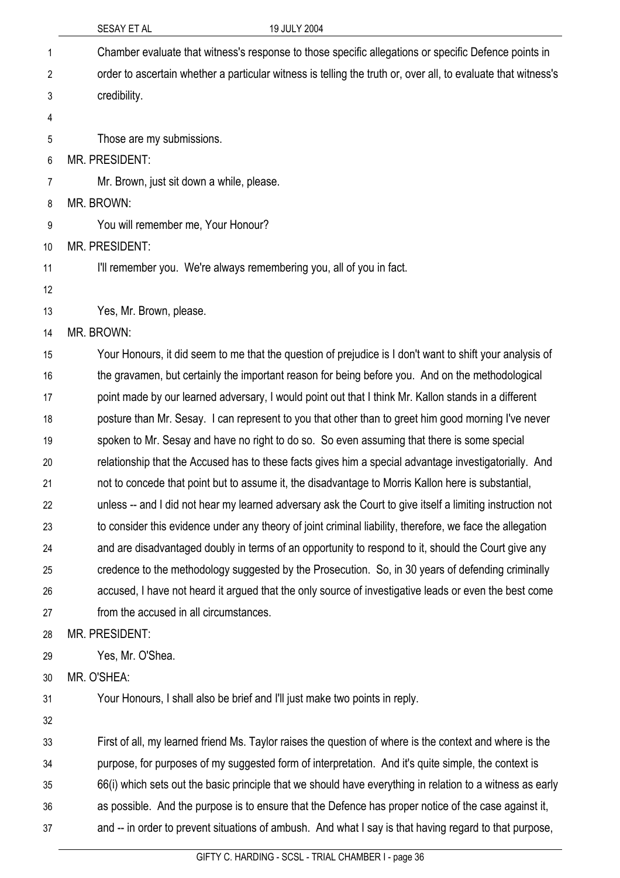Chamber evaluate that witness's response to those specific allegations or specific Defence points in order to ascertain whether a particular witness is telling the truth or, over all, to evaluate that witness's credibility.

Those are my submissions.

MR. PRESIDENT:

Mr. Brown, just sit down a while, please.

MR. BROWN:

You will remember me, Your Honour?

MR. PRESIDENT:

I'll remember you. We're always remembering you, all of you in fact.

Yes, Mr. Brown, please.

MR. BROWN:

Your Honours, it did seem to me that the question of prejudice is I don't want to shift your analysis of the gravamen, but certainly the important reason for being before you. And on the methodological point made by our learned adversary, I would point out that I think Mr. Kallon stands in a different posture than Mr. Sesay. I can represent to you that other than to greet him good morning I've never spoken to Mr. Sesay and have no right to do so. So even assuming that there is some special relationship that the Accused has to these facts gives him a special advantage investigatorially. And not to concede that point but to assume it, the disadvantage to Morris Kallon here is substantial, unless -- and I did not hear my learned adversary ask the Court to give itself a limiting instruction not to consider this evidence under any theory of joint criminal liability, therefore, we face the allegation and are disadvantaged doubly in terms of an opportunity to respond to it, should the Court give any credence to the methodology suggested by the Prosecution. So, in 30 years of defending criminally accused, I have not heard it argued that the only source of investigative leads or even the best come from the accused in all circumstances.

MR. PRESIDENT:

Yes, Mr. O'Shea.

MR. O'SHEA:

Your Honours, I shall also be brief and I'll just make two points in reply.

First of all, my learned friend Ms. Taylor raises the question of where is the context and where is the purpose, for purposes of my suggested form of interpretation. And it's quite simple, the context is 66(i) which sets out the basic principle that we should have everything in relation to a witness as early as possible. And the purpose is to ensure that the Defence has proper notice of the case against it, and -- in order to prevent situations of ambush. And what I say is that having regard to that purpose,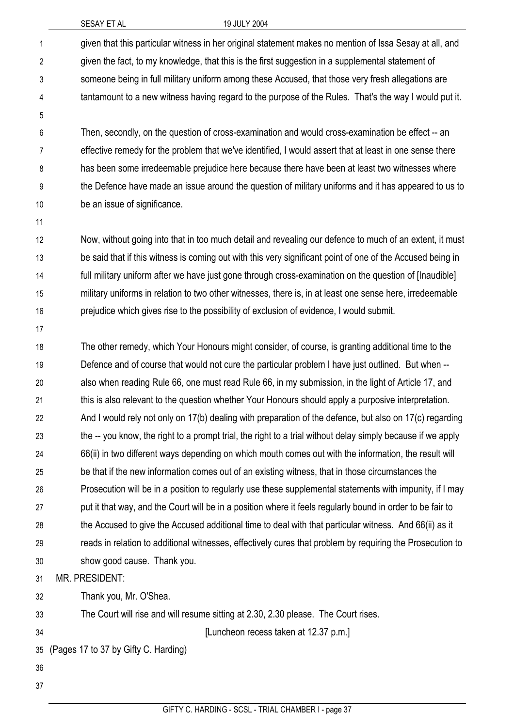given that this particular witness in her original statement makes no mention of Issa Sesay at all, and given the fact, to my knowledge, that this is the first suggestion in a supplemental statement of someone being in full military uniform among these Accused, that those very fresh allegations are tantamount to a new witness having regard to the purpose of the Rules. That's the way I would put it.

Then, secondly, on the question of cross-examination and would cross-examination be effect -- an effective remedy for the problem that we've identified, I would assert that at least in one sense there has been some irredeemable prejudice here because there have been at least two witnesses where the Defence have made an issue around the question of military uniforms and it has appeared to us to be an issue of significance.

Now, without going into that in too much detail and revealing our defence to much of an extent, it must be said that if this witness is coming out with this very significant point of one of the Accused being in full military uniform after we have just gone through cross-examination on the question of [Inaudible] military uniforms in relation to two other witnesses, there is, in at least one sense here, irredeemable prejudice which gives rise to the possibility of exclusion of evidence, I would submit.

The other remedy, which Your Honours might consider, of course, is granting additional time to the Defence and of course that would not cure the particular problem I have just outlined. But when -- also when reading Rule 66, one must read Rule 66, in my submission, in the light of Article 17, and this is also relevant to the question whether Your Honours should apply a purposive interpretation. And I would rely not only on 17(b) dealing with preparation of the defence, but also on 17(c) regarding the -- you know, the right to a prompt trial, the right to a trial without delay simply because if we apply 66(ii) in two different ways depending on which mouth comes out with the information, the result will be that if the new information comes out of an existing witness, that in those circumstances the Prosecution will be in a position to regularly use these supplemental statements with impunity, if I may put it that way, and the Court will be in a position where it feels regularly bound in order to be fair to the Accused to give the Accused additional time to deal with that particular witness. And 66(ii) as it reads in relation to additional witnesses, effectively cures that problem by requiring the Prosecution to show good cause. Thank you.

MR. PRESIDENT:

Thank you, Mr. O'Shea.

The Court will rise and will resume sitting at 2.30, 2.30 please. The Court rises.

[Luncheon recess taken at 12.37 p.m.]

(Pages 17 to 37 by Gifty C. Harding)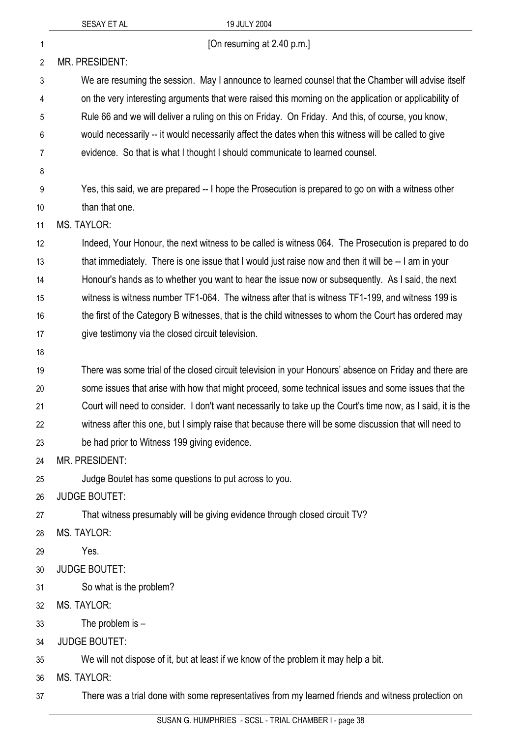[On resuming at 2.40 p.m.]

MR. PRESIDENT:

We are resuming the session. May I announce to learned counsel that the Chamber will advise itself on the very interesting arguments that were raised this morning on the application or applicability of Rule 66 and we will deliver a ruling on this on Friday. On Friday. And this, of course, you know, would necessarily -- it would necessarily affect the dates when this witness will be called to give evidence. So that is what I thought I should communicate to learned counsel.

Yes, this said, we are prepared -- I hope the Prosecution is prepared to go on with a witness other than that one.

MS. TAYLOR:

Indeed, Your Honour, the next witness to be called is witness 064. The Prosecution is prepared to do that immediately. There is one issue that I would just raise now and then it will be -- I am in your Honour's hands as to whether you want to hear the issue now or subsequently. As I said, the next witness is witness number TF1-064. The witness after that is witness TF1-199, and witness 199 is the first of the Category B witnesses, that is the child witnesses to whom the Court has ordered may give testimony via the closed circuit television.

There was some trial of the closed circuit television in your Honours' absence on Friday and there are some issues that arise with how that might proceed, some technical issues and some issues that the Court will need to consider. I don't want necessarily to take up the Court's time now, as I said, it is the witness after this one, but I simply raise that because there will be some discussion that will need to be had prior to Witness 199 giving evidence.

MR. PRESIDENT:

Judge Boutet has some questions to put across to you.

JUDGE BOUTET:

That witness presumably will be giving evidence through closed circuit TV?

MS. TAYLOR:

Yes.

JUDGE BOUTET:

So what is the problem?

MS. TAYLOR:

The problem is –

JUDGE BOUTET:

We will not dispose of it, but at least if we know of the problem it may help a bit.

MS. TAYLOR:

There was a trial done with some representatives from my learned friends and witness protection on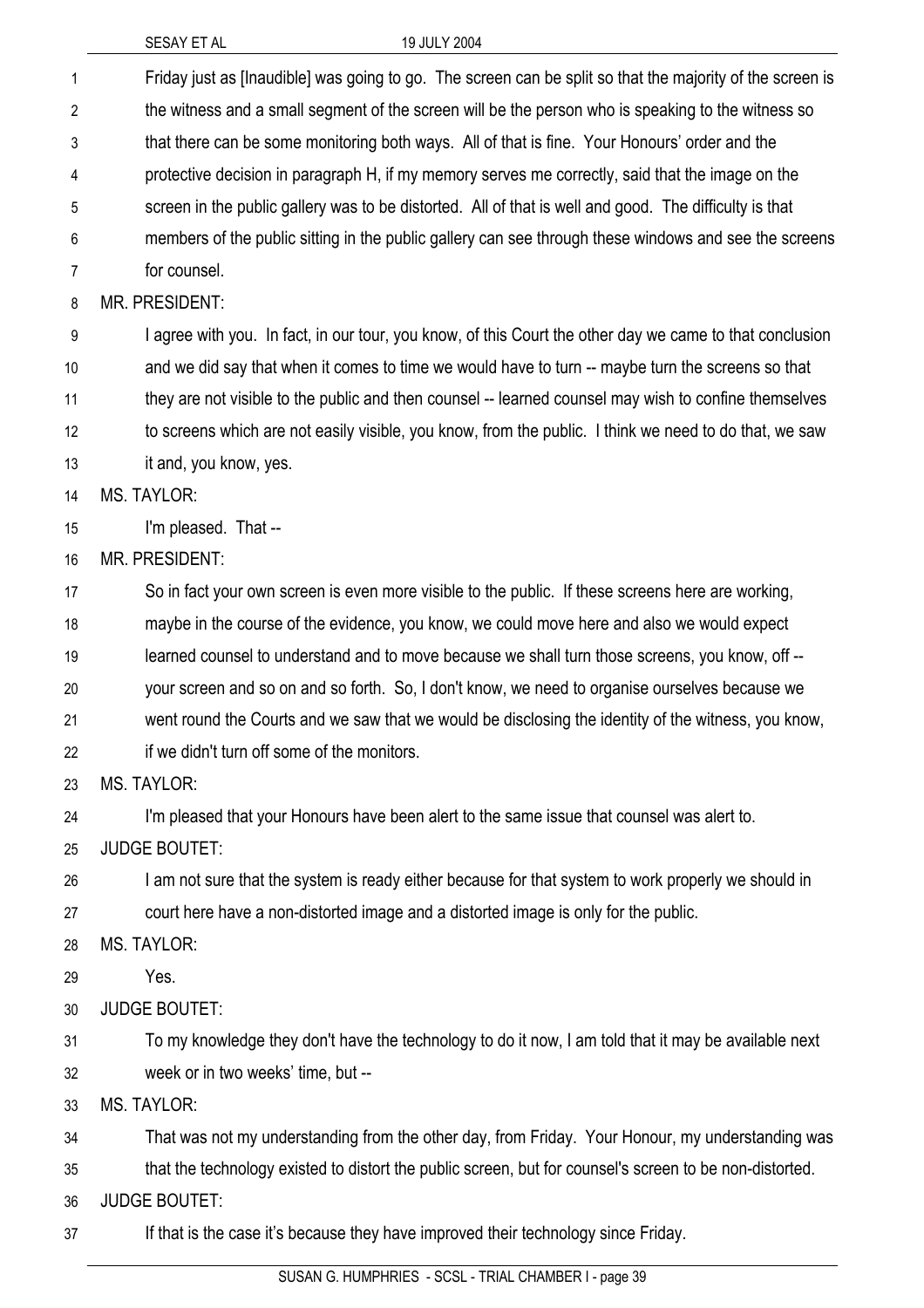Friday just as [Inaudible] was going to go. The screen can be split so that the majority of the screen is the witness and a small segment of the screen will be the person who is speaking to the witness so that there can be some monitoring both ways. All of that is fine. Your Honours' order and the protective decision in paragraph H, if my memory serves me correctly, said that the image on the screen in the public gallery was to be distorted. All of that is well and good. The difficulty is that members of the public sitting in the public gallery can see through these windows and see the screens for counsel.

MR. PRESIDENT:

I agree with you. In fact, in our tour, you know, of this Court the other day we came to that conclusion and we did say that when it comes to time we would have to turn -- maybe turn the screens so that they are not visible to the public and then counsel -- learned counsel may wish to confine themselves to screens which are not easily visible, you know, from the public. I think we need to do that, we saw it and, you know, yes.

MS. TAYLOR:

I'm pleased. That --

MR. PRESIDENT:

So in fact your own screen is even more visible to the public. If these screens here are working, maybe in the course of the evidence, you know, we could move here and also we would expect learned counsel to understand and to move because we shall turn those screens, you know, off -- your screen and so on and so forth. So, I don't know, we need to organise ourselves because we went round the Courts and we saw that we would be disclosing the identity of the witness, you know, if we didn't turn off some of the monitors.

MS. TAYLOR:

I'm pleased that your Honours have been alert to the same issue that counsel was alert to.

JUDGE BOUTET:

I am not sure that the system is ready either because for that system to work properly we should in court here have a non-distorted image and a distorted image is only for the public.

MS. TAYLOR:

Yes.

JUDGE BOUTET:

To my knowledge they don't have the technology to do it now, I am told that it may be available next week or in two weeks' time, but --

MS. TAYLOR:

That was not my understanding from the other day, from Friday. Your Honour, my understanding was that the technology existed to distort the public screen, but for counsel's screen to be non-distorted.

JUDGE BOUTET:

If that is the case it's because they have improved their technology since Friday.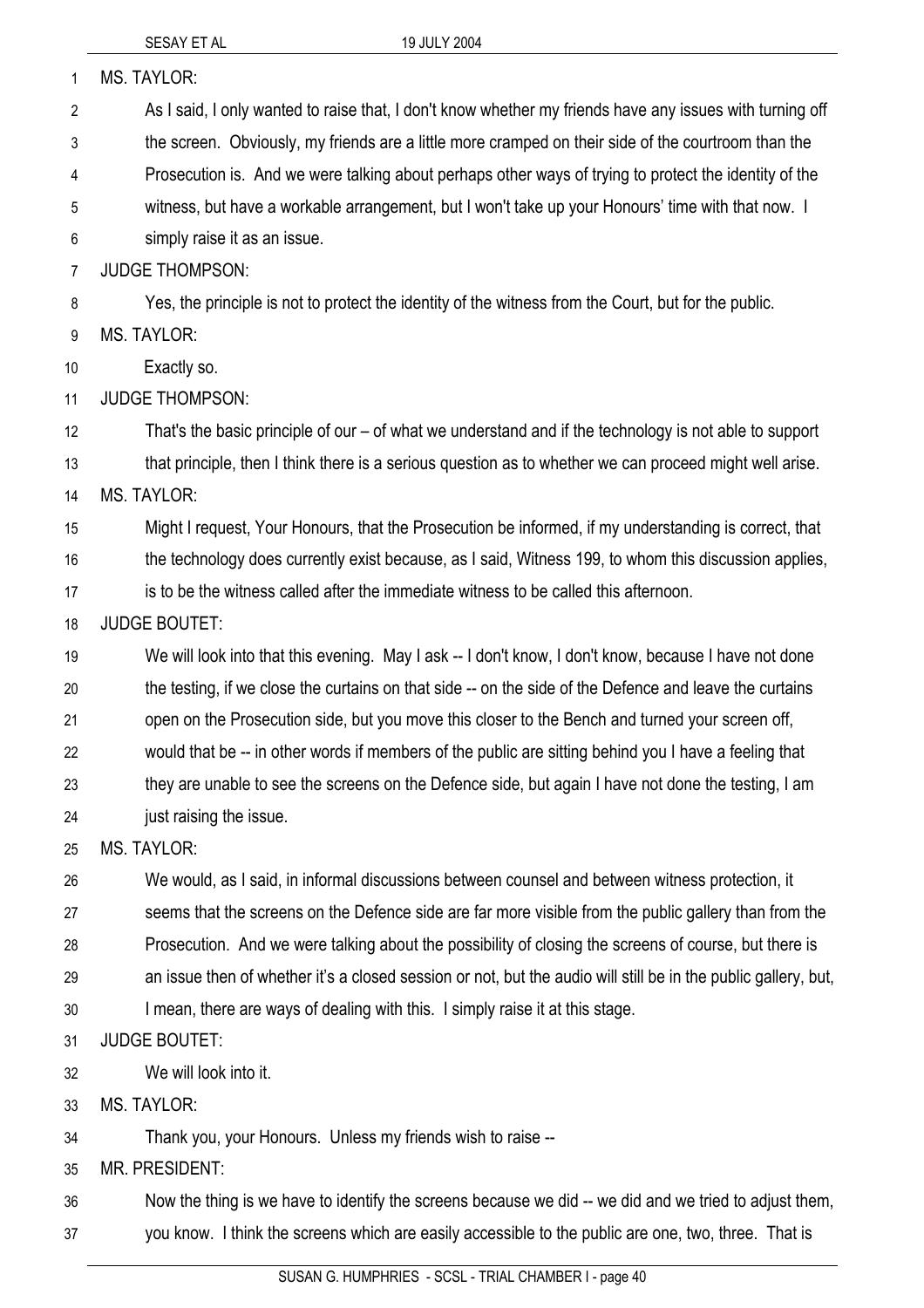MS. TAYLOR:

As I said, I only wanted to raise that, I don't know whether my friends have any issues with turning off the screen. Obviously, my friends are a little more cramped on their side of the courtroom than the Prosecution is. And we were talking about perhaps other ways of trying to protect the identity of the witness, but have a workable arrangement, but I won't take up your Honours' time with that now. I simply raise it as an issue.

JUDGE THOMPSON:

Yes, the principle is not to protect the identity of the witness from the Court, but for the public.

MS. TAYLOR:

Exactly so.

JUDGE THOMPSON:

That's the basic principle of our – of what we understand and if the technology is not able to support that principle, then I think there is a serious question as to whether we can proceed might well arise.

MS. TAYLOR:

Might I request, Your Honours, that the Prosecution be informed, if my understanding is correct, that the technology does currently exist because, as I said, Witness 199, to whom this discussion applies, is to be the witness called after the immediate witness to be called this afternoon.

JUDGE BOUTET:

We will look into that this evening. May I ask -- I don't know, I don't know, because I have not done the testing, if we close the curtains on that side -- on the side of the Defence and leave the curtains open on the Prosecution side, but you move this closer to the Bench and turned your screen off, would that be -- in other words if members of the public are sitting behind you I have a feeling that they are unable to see the screens on the Defence side, but again I have not done the testing, I am just raising the issue.

MS. TAYLOR:

We would, as I said, in informal discussions between counsel and between witness protection, it seems that the screens on the Defence side are far more visible from the public gallery than from the Prosecution. And we were talking about the possibility of closing the screens of course, but there is an issue then of whether it's a closed session or not, but the audio will still be in the public gallery, but, I mean, there are ways of dealing with this. I simply raise it at this stage.

JUDGE BOUTET:

We will look into it.

MS. TAYLOR:

Thank you, your Honours. Unless my friends wish to raise --

MR. PRESIDENT:

Now the thing is we have to identify the screens because we did -- we did and we tried to adjust them, you know. I think the screens which are easily accessible to the public are one, two, three. That is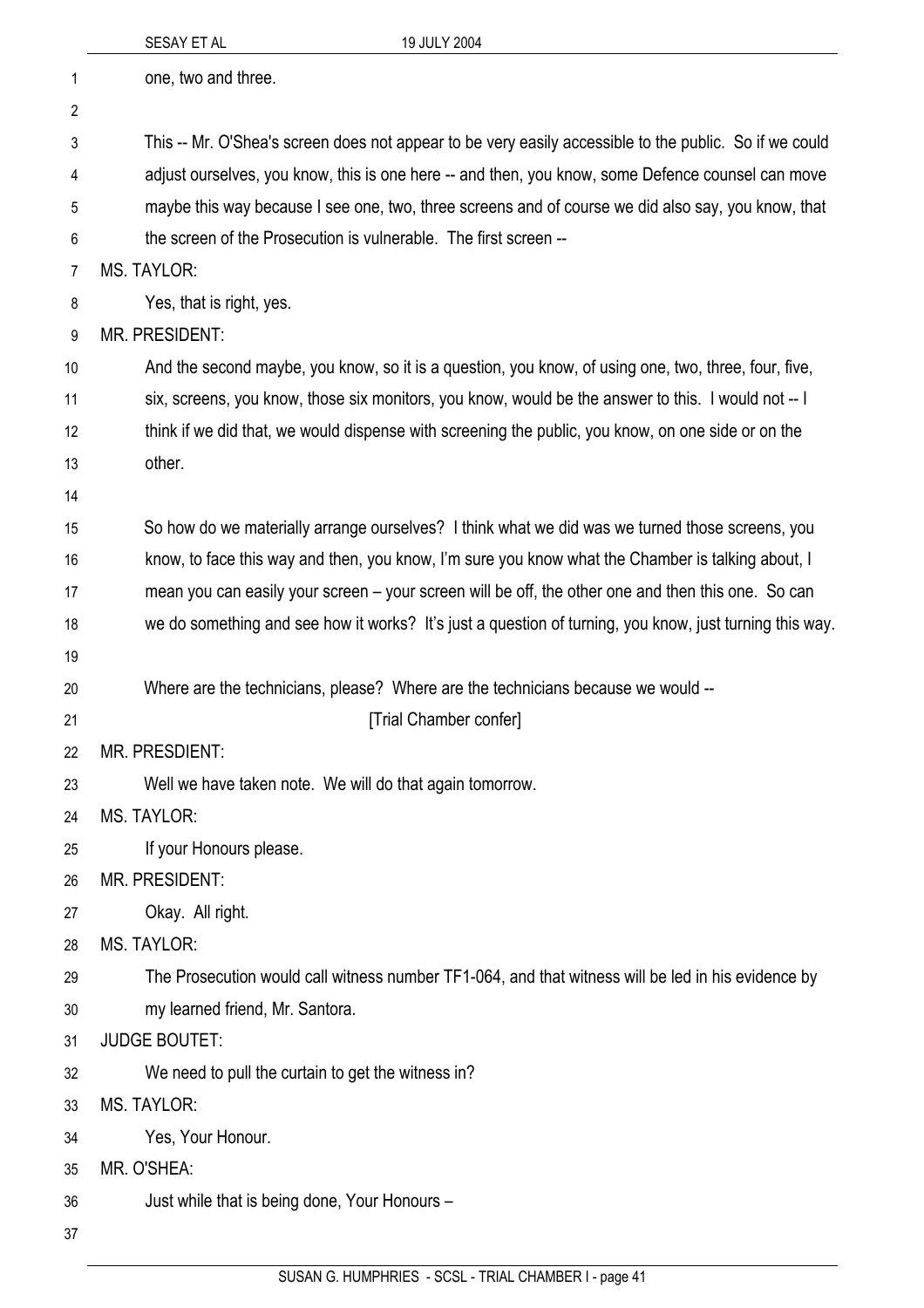one, two and three.

This -- Mr. O'Shea's screen does not appear to be very easily accessible to the public. So if we could adjust ourselves, you know, this is one here -- and then, you know, some Defence counsel can move maybe this way because I see one, two, three screens and of course we did also say, you know, that the screen of the Prosecution is vulnerable. The first screen --

MS. TAYLOR:

Yes, that is right, yes.

MR. PRESIDENT:

And the second maybe, you know, so it is a question, you know, of using one, two, three, four, five, six, screens, you know, those six monitors, you know, would be the answer to this. I would not -- I think if we did that, we would dispense with screening the public, you know, on one side or on the other.

So how do we materially arrange ourselves? I think what we did was we turned those screens, you know, to face this way and then, you know, I'm sure you know what the Chamber is talking about, I mean you can easily your screen – your screen will be off, the other one and then this one. So can we do something and see how it works? It's just a question of turning, you know, just turning this way.

Where are the technicians, please? Where are the technicians because we would --

[Trial Chamber confer]

MR. PRESDIENT:

Well we have taken note. We will do that again tomorrow.

MS. TAYLOR:

If your Honours please.

MR. PRESIDENT:

Okay. All right.

MS. TAYLOR:

The Prosecution would call witness number TF1-064, and that witness will be led in his evidence by my learned friend, Mr. Santora.

JUDGE BOUTET:

We need to pull the curtain to get the witness in?

MS. TAYLOR:

Yes, Your Honour.

MR. O'SHEA:

Just while that is being done, Your Honours –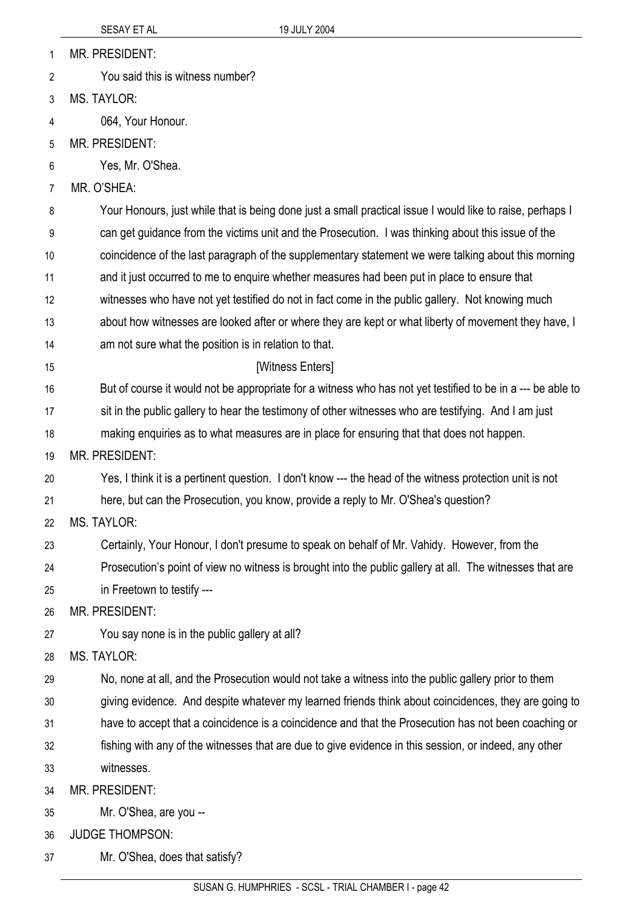MR. PRESIDENT:

You said this is witness number?

MS. TAYLOR:

064, Your Honour.

MR. PRESIDENT:

Yes, Mr. O'Shea.

MR. O'SHEA:

Your Honours, just while that is being done just a small practical issue I would like to raise, perhaps I can get guidance from the victims unit and the Prosecution. I was thinking about this issue of the coincidence of the last paragraph of the supplementary statement we were talking about this morning and it just occurred to me to enquire whether measures had been put in place to ensure that witnesses who have not yet testified do not in fact come in the public gallery. Not knowing much about how witnesses are looked after or where they are kept or what liberty of movement they have, I am not sure what the position is in relation to that.

[Witness Enters]

But of course it would not be appropriate for a witness who has not yet testified to be in a --- be able to sit in the public gallery to hear the testimony of other witnesses who are testifying. And I am just making enquiries as to what measures are in place for ensuring that that does not happen.

MR. PRESIDENT:

Yes, I think it is a pertinent question. I don't know --- the head of the witness protection unit is not here, but can the Prosecution, you know, provide a reply to Mr. O'Shea's question?

MS. TAYLOR:

Certainly, Your Honour, I don't presume to speak on behalf of Mr. Vahidy. However, from the Prosecution's point of view no witness is brought into the public gallery at all. The witnesses that are in Freetown to testify ---

MR. PRESIDENT:

You say none is in the public gallery at all?

MS. TAYLOR:

No, none at all, and the Prosecution would not take a witness into the public gallery prior to them giving evidence. And despite whatever my learned friends think about coincidences, they are going to have to accept that a coincidence is a coincidence and that the Prosecution has not been coaching or fishing with any of the witnesses that are due to give evidence in this session, or indeed, any other witnesses.

MR. PRESIDENT:

Mr. O'Shea, are you --

JUDGE THOMPSON:

Mr. O'Shea, does that satisfy?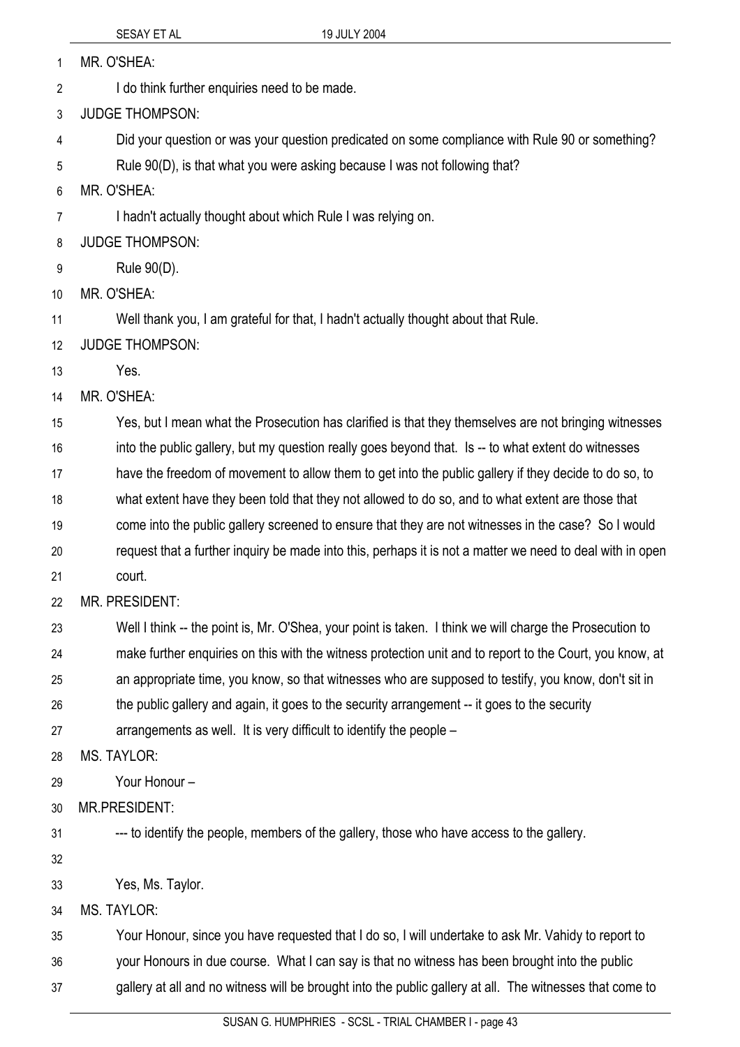MR. O'SHEA:

I do think further enquiries need to be made.

JUDGE THOMPSON:

Did your question or was your question predicated on some compliance with Rule 90 or something? Rule 90(D), is that what you were asking because I was not following that?

MR. O'SHEA:

I hadn't actually thought about which Rule I was relying on.

JUDGE THOMPSON:

Rule 90(D).

MR. O'SHEA:

Well thank you, I am grateful for that, I hadn't actually thought about that Rule.

JUDGE THOMPSON:

Yes.

MR. O'SHEA:

Yes, but I mean what the Prosecution has clarified is that they themselves are not bringing witnesses into the public gallery, but my question really goes beyond that. Is -- to what extent do witnesses have the freedom of movement to allow them to get into the public gallery if they decide to do so, to what extent have they been told that they not allowed to do so, and to what extent are those that come into the public gallery screened to ensure that they are not witnesses in the case? So I would request that a further inquiry be made into this, perhaps it is not a matter we need to deal with in open court.

MR. PRESIDENT:

Well I think -- the point is, Mr. O'Shea, your point is taken. I think we will charge the Prosecution to make further enquiries on this with the witness protection unit and to report to the Court, you know, at an appropriate time, you know, so that witnesses who are supposed to testify, you know, don't sit in the public gallery and again, it goes to the security arrangement -- it goes to the security arrangements as well. It is very difficult to identify the people –

MS. TAYLOR:

Your Honour –

MR.PRESIDENT:

--- to identify the people, members of the gallery, those who have access to the gallery.

Yes, Ms. Taylor.

MS. TAYLOR:

Your Honour, since you have requested that I do so, I will undertake to ask Mr. Vahidy to report to your Honours in due course. What I can say is that no witness has been brought into the public gallery at all and no witness will be brought into the public gallery at all. The witnesses that come to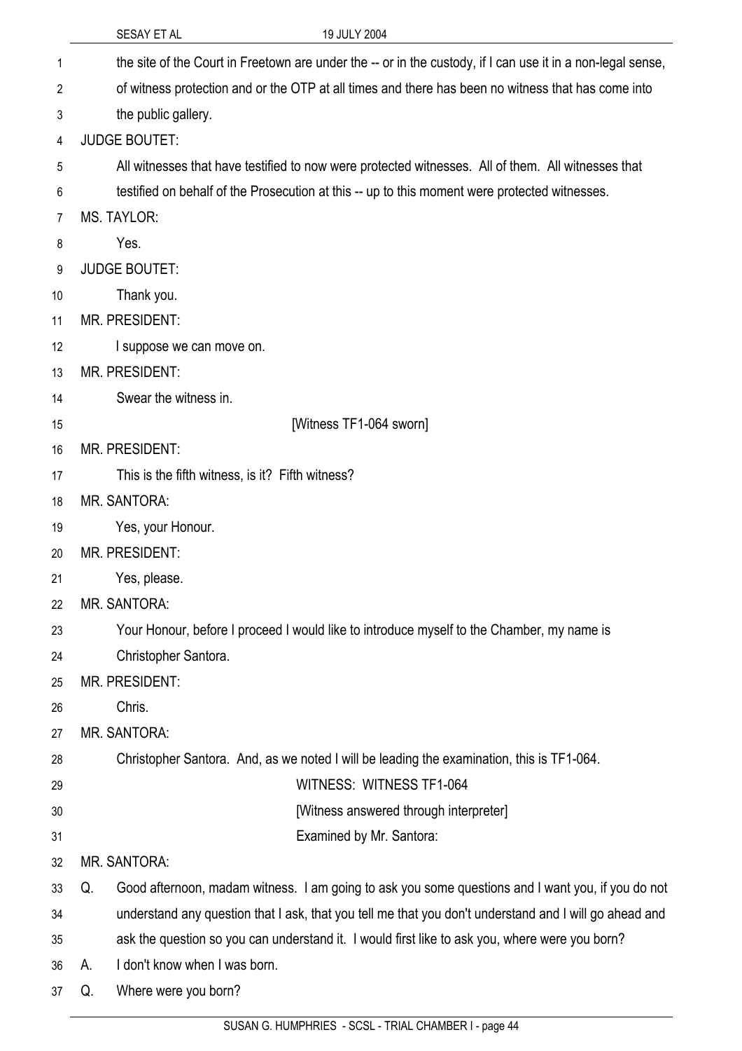the site of the Court in Freetown are under the -- or in the custody, if I can use it in a non-legal sense, of witness protection and or the OTP at all times and there has been no witness that has come into the public gallery.

JUDGE BOUTET:

All witnesses that have testified to now were protected witnesses. All of them. All witnesses that testified on behalf of the Prosecution at this -- up to this moment were protected witnesses.

MS. TAYLOR:

Yes.

JUDGE BOUTET:

Thank you.

MR. PRESIDENT:

I suppose we can move on.

MR. PRESIDENT:

Swear the witness in.

[Witness TF1-064 sworn]

MR. PRESIDENT:

This is the fifth witness, is it? Fifth witness?

MR. SANTORA:

Yes, your Honour.

MR. PRESIDENT:

Yes, please.

MR. SANTORA:

Your Honour, before I proceed I would like to introduce myself to the Chamber, my name is Christopher Santora.

MR. PRESIDENT:

Chris.

MR. SANTORA:

Christopher Santora. And, as we noted I will be leading the examination, this is TF1-064.

WITNESS: WITNESS TF1-064

[Witness answered through interpreter]

Examined by Mr. Santora:

MR. SANTORA:

Q. Good afternoon, madam witness. I am going to ask you some questions and I want you, if you do not understand any question that I ask, that you tell me that you don't understand and I will go ahead and ask the question so you can understand it. I would first like to ask you, where were you born?

A. I don't know when I was born.

Q. Where were you born?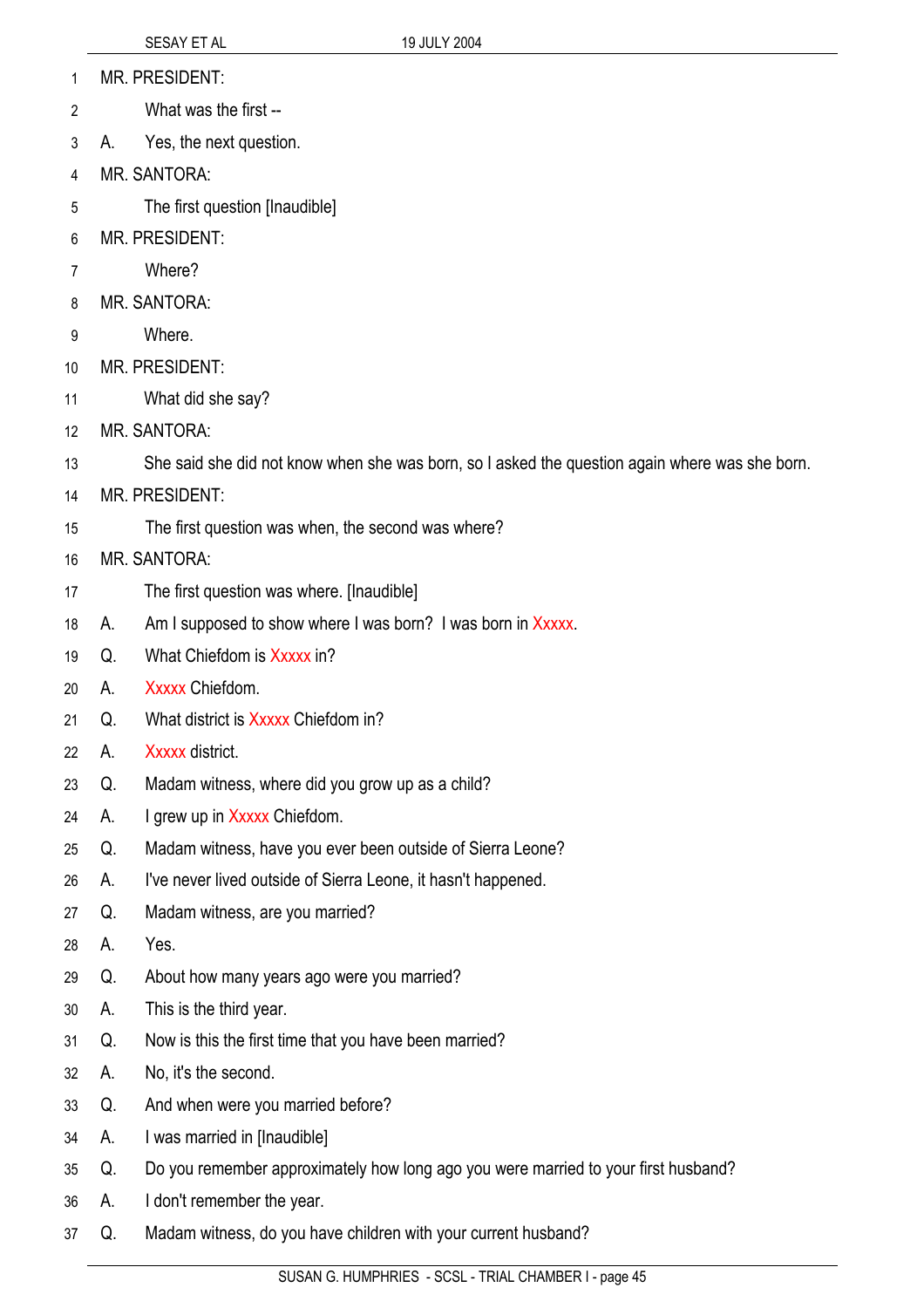MR. PRESIDENT:

What was the first --

A. Yes, the next question.

MR. SANTORA:

The first question [Inaudible]

MR. PRESIDENT:

Where?

MR. SANTORA:

Where.

MR. PRESIDENT:

What did she say?

MR. SANTORA:

She said she did not know when she was born, so I asked the question again where was she born.

MR. PRESIDENT:

The first question was when, the second was where?

MR. SANTORA:

The first question was where. [Inaudible]

A. Am I supposed to show where I was born? I was born in Xxxxx.

Q. What Chiefdom is Xxxxx in?

A. Xxxxx Chiefdom.

Q. What district is Xxxxx Chiefdom in?

A. Xxxxx district.

Q. Madam witness, where did you grow up as a child?

A. I grew up in Xxxxx Chiefdom.

Q. Madam witness, have you ever been outside of Sierra Leone?

A. I've never lived outside of Sierra Leone, it hasn't happened.

Q. Madam witness, are you married?

A. Yes.

Q. About how many years ago were you married?

A. This is the third year.

Q. Now is this the first time that you have been married?

A. No, it's the second.

Q. And when were you married before?

A. I was married in [Inaudible]

Q. Do you remember approximately how long ago you were married to your first husband?

A. I don't remember the year.

Q. Madam witness, do you have children with your current husband?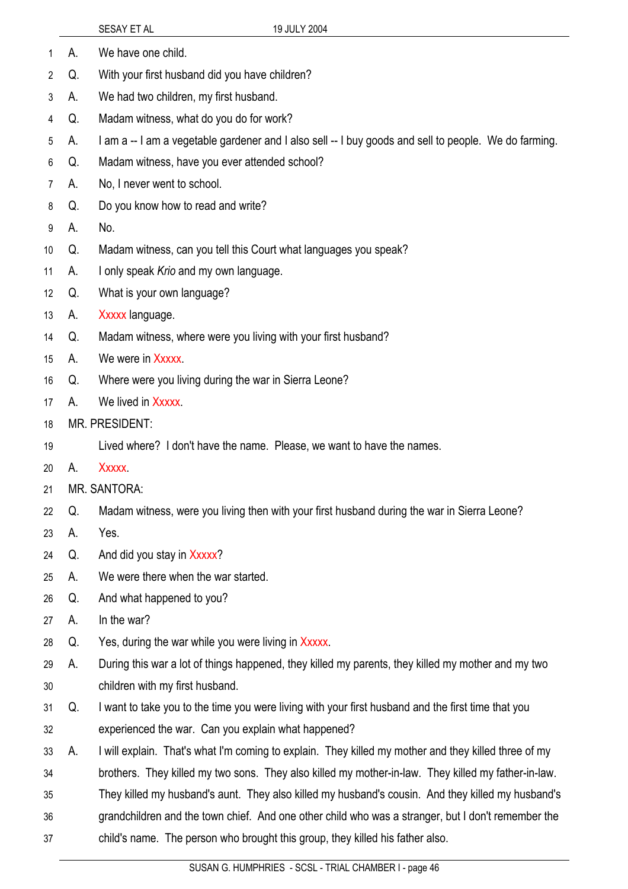A. We have one child.

Q. With your first husband did you have children?

A. We had two children, my first husband.

Q. Madam witness, what do you do for work?

A. I am a -- I am a vegetable gardener and I also sell -- I buy goods and sell to people. We do farming.

Q. Madam witness, have you ever attended school?

A. No, I never went to school.

Q. Do you know how to read and write?

A. No.

Q. Madam witness, can you tell this Court what languages you speak?

A. I only speak *Krio* and my own language.

Q. What is your own language?

A. Xxxxx language.

Q. Madam witness, where were you living with your first husband?

A. We were in Xxxxx.

Q. Where were you living during the war in Sierra Leone?

A. We lived in Xxxxx.

MR. PRESIDENT:

Lived where? I don't have the name. Please, we want to have the names.

A. Xxxxx.

MR. SANTORA:

Q. Madam witness, were you living then with your first husband during the war in Sierra Leone?

A. Yes.

Q. And did you stay in Xxxxx?

A. We were there when the war started.

Q. And what happened to you?

A. In the war?

Q. Yes, during the war while you were living in Xxxxx.

A. During this war a lot of things happened, they killed my parents, they killed my mother and my two children with my first husband.

Q. I want to take you to the time you were living with your first husband and the first time that you experienced the war. Can you explain what happened?

A. I will explain. That's what I'm coming to explain. They killed my mother and they killed three of my brothers. They killed my two sons. They also killed my mother-in-law. They killed my father-in-law. They killed my husband's aunt. They also killed my husband's cousin. And they killed my husband's grandchildren and the town chief. And one other child who was a stranger, but I don't remember the child's name. The person who brought this group, they killed his father also.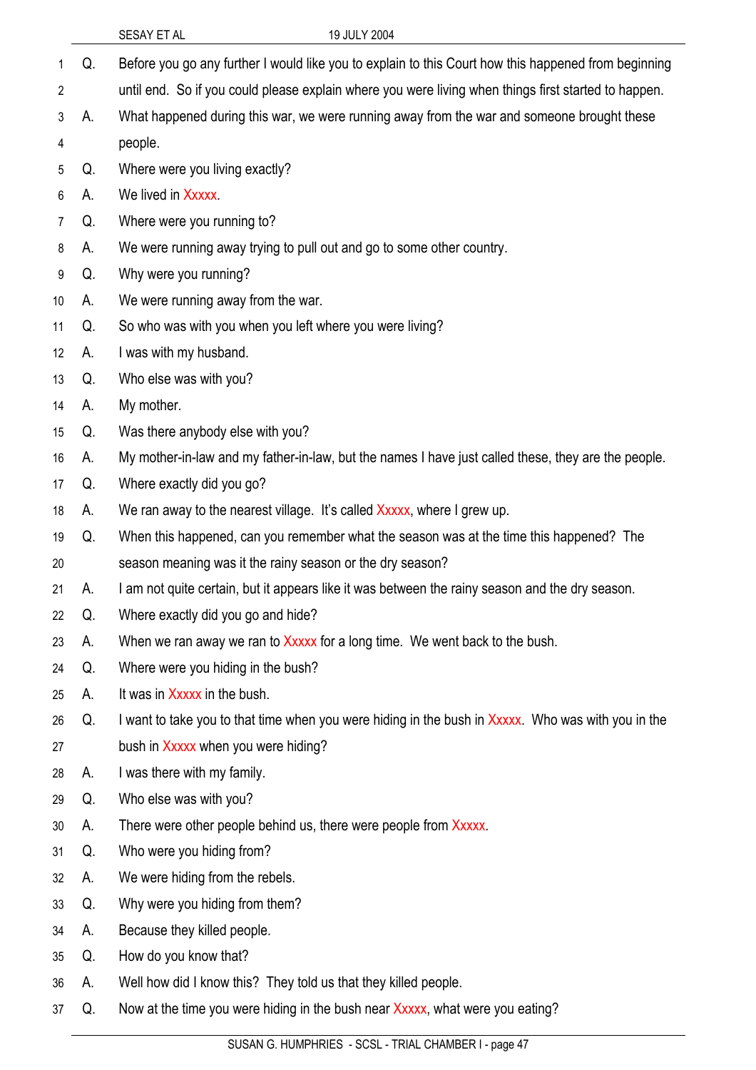Q. Before you go any further I would like you to explain to this Court how this happened from beginning until end. So if you could please explain where you were living when things first started to happen.

A. What happened during this war, we were running away from the war and someone brought these people.

Q. Where were you living exactly?

A. We lived in Xxxxx.

Q. Where were you running to?

A. We were running away trying to pull out and go to some other country.

Q. Why were you running?

A. We were running away from the war.

Q. So who was with you when you left where you were living?

A. I was with my husband.

Q. Who else was with you?

A. My mother.

Q. Was there anybody else with you?

A. My mother-in-law and my father-in-law, but the names I have just called these, they are the people.

Q. Where exactly did you go?

A. We ran away to the nearest village. It's called Xxxxx, where I grew up.

Q. When this happened, can you remember what the season was at the time this happened? The season meaning was it the rainy season or the dry season?

A. I am not quite certain, but it appears like it was between the rainy season and the dry season.

Q. Where exactly did you go and hide?

A. When we ran away we ran to Xxxxx for a long time. We went back to the bush.

Q. Where were you hiding in the bush?

A. It was in Xxxxx in the bush.

Q. I want to take you to that time when you were hiding in the bush in Xxxxx. Who was with you in the bush in Xxxxx when you were hiding?

A. I was there with my family.

Q. Who else was with you?

A. There were other people behind us, there were people from Xxxxx.

Q. Who were you hiding from?

A. We were hiding from the rebels.

Q. Why were you hiding from them?

A. Because they killed people.

Q. How do you know that?

A. Well how did I know this? They told us that they killed people.

Q. Now at the time you were hiding in the bush near Xxxxx, what were you eating?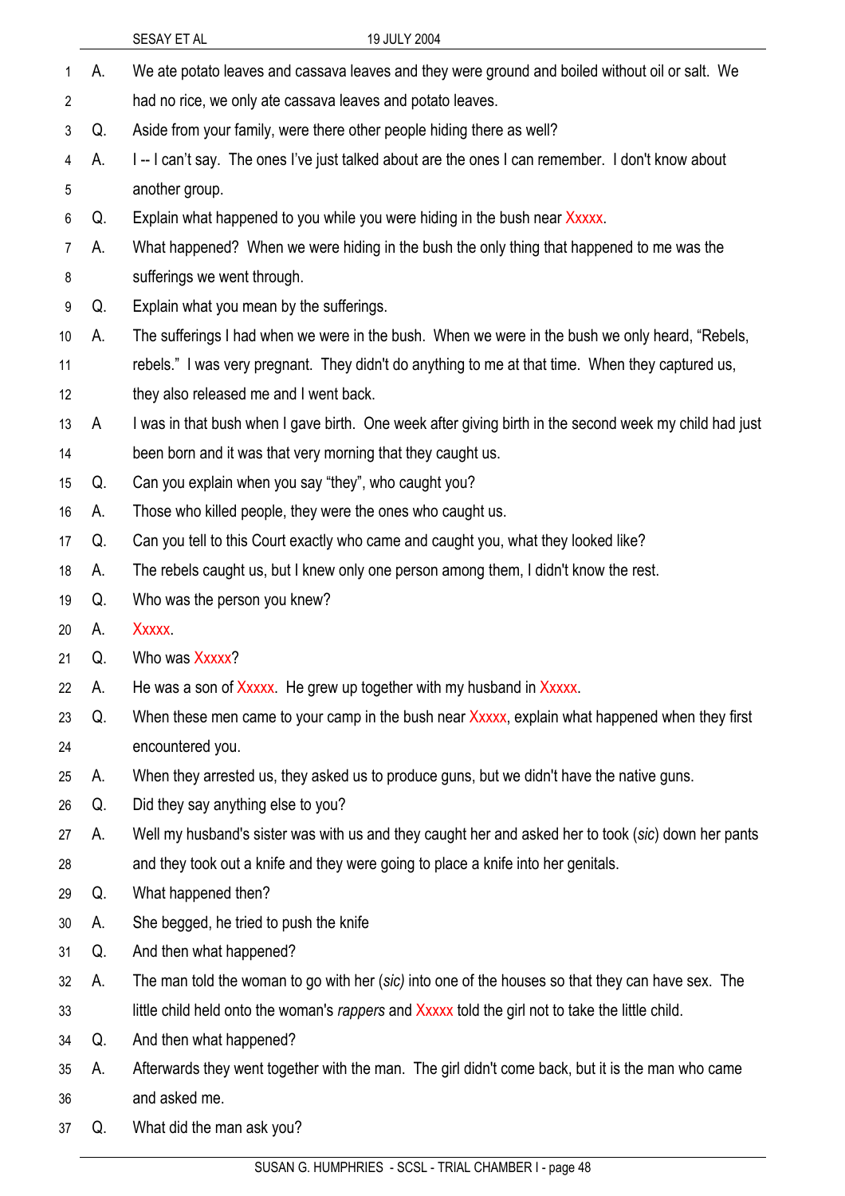A. We ate potato leaves and cassava leaves and they were ground and boiled without oil or salt. We had no rice, we only ate cassava leaves and potato leaves.

Q. Aside from your family, were there other people hiding there as well?

A. I -- I can't say. The ones I've just talked about are the ones I can remember. I don't know about another group.

Q. Explain what happened to you while you were hiding in the bush near Xxxxx.

A. What happened? When we were hiding in the bush the only thing that happened to me was the sufferings we went through.

Q. Explain what you mean by the sufferings.

A. The sufferings I had when we were in the bush. When we were in the bush we only heard, "Rebels, rebels." I was very pregnant. They didn't do anything to me at that time. When they captured us, they also released me and I went back.

A I was in that bush when I gave birth. One week after giving birth in the second week my child had just been born and it was that very morning that they caught us.

Q. Can you explain when you say "they", who caught you?

A. Those who killed people, they were the ones who caught us.

Q. Can you tell to this Court exactly who came and caught you, what they looked like?

A. The rebels caught us, but I knew only one person among them, I didn't know the rest.

Q. Who was the person you knew?

A. Xxxxx.

Q. Who was Xxxxx?

A. He was a son of Xxxxx. He grew up together with my husband in Xxxxx.

Q. When these men came to your camp in the bush near Xxxxx, explain what happened when they first encountered you.

A. When they arrested us, they asked us to produce guns, but we didn't have the native guns.

Q. Did they say anything else to you?

A. Well my husband's sister was with us and they caught her and asked her to took (*sic*) down her pants and they took out a knife and they were going to place a knife into her genitals.

Q. What happened then?

A. She begged, he tried to push the knife

Q. And then what happened?

A. The man told the woman to go with her (*sic*) into one of the houses so that they can have sex. The little child held onto the woman's *rappers* and Xxxxx told the girl not to take the little child.

Q. And then what happened?

A. Afterwards they went together with the man. The girl didn't come back, but it is the man who came and asked me.

Q. What did the man ask you?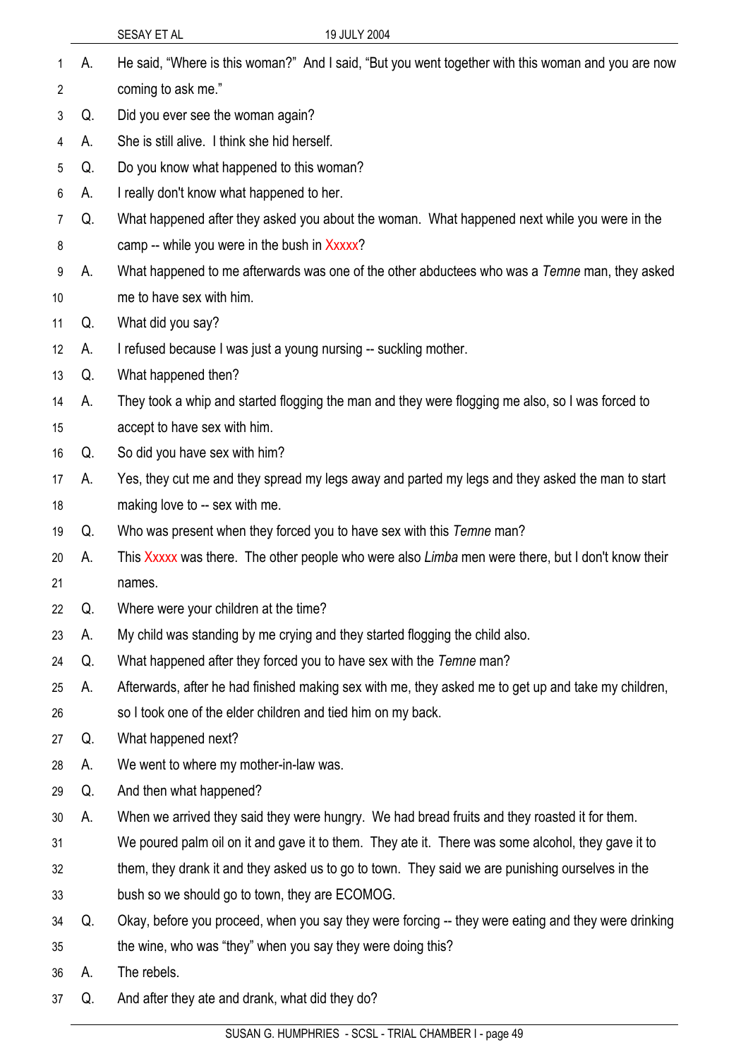A. He said, "Where is this woman?" And I said, "But you went together with this woman and you are now coming to ask me."

Q. Did you ever see the woman again?

A. She is still alive. I think she hid herself.

Q. Do you know what happened to this woman?

A. I really don't know what happened to her.

Q. What happened after they asked you about the woman. What happened next while you were in the camp -- while you were in the bush in Xxxxx?

A. What happened to me afterwards was one of the other abductees who was a *Temne* man, they asked me to have sex with him.

Q. What did you say?

A. I refused because I was just a young nursing -- suckling mother.

Q. What happened then?

A. They took a whip and started flogging the man and they were flogging me also, so I was forced to accept to have sex with him.

Q. So did you have sex with him?

A. Yes, they cut me and they spread my legs away and parted my legs and they asked the man to start making love to -- sex with me.

Q. Who was present when they forced you to have sex with this *Temne* man?

A. This Xxxxx was there. The other people who were also *Limba* men were there, but I don't know their names.

Q. Where were your children at the time?

A. My child was standing by me crying and they started flogging the child also.

Q. What happened after they forced you to have sex with the *Temne* man?

A. Afterwards, after he had finished making sex with me, they asked me to get up and take my children, so I took one of the elder children and tied him on my back.

Q. What happened next?

A. We went to where my mother-in-law was.

Q. And then what happened?

A. When we arrived they said they were hungry. We had bread fruits and they roasted it for them. We poured palm oil on it and gave it to them. They ate it. There was some alcohol, they gave it to them, they drank it and they asked us to go to town. They said we are punishing ourselves in the bush so we should go to town, they are ECOMOG.

Q. Okay, before you proceed, when you say they were forcing -- they were eating and they were drinking the wine, who was "they" when you say they were doing this?

A. The rebels.

Q. And after they ate and drank, what did they do?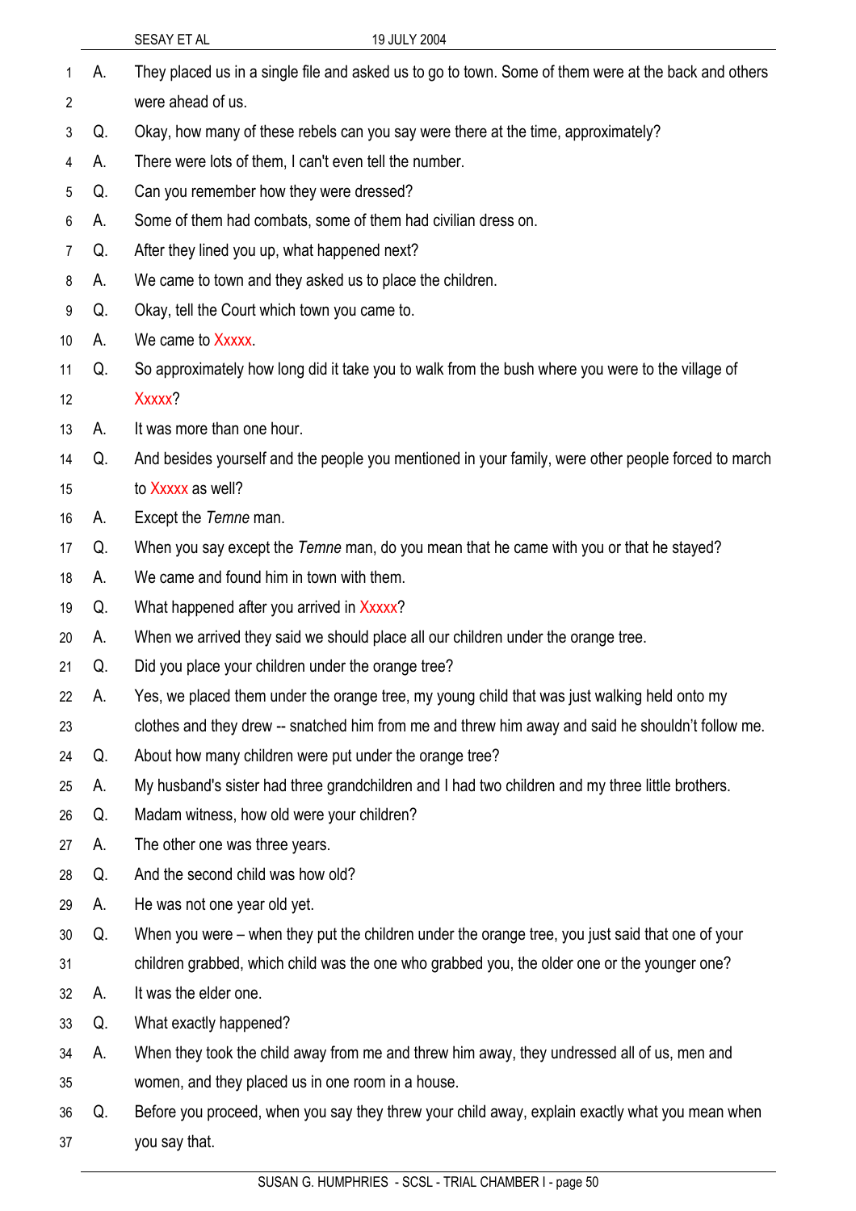A. They placed us in a single file and asked us to go to town. Some of them were at the back and others were ahead of us.

Q. Okay, how many of these rebels can you say were there at the time, approximately?

A. There were lots of them, I can't even tell the number.

Q. Can you remember how they were dressed?

A. Some of them had combats, some of them had civilian dress on.

Q. After they lined you up, what happened next?

A. We came to town and they asked us to place the children.

Q. Okay, tell the Court which town you came to.

A. We came to Xxxxx.

Q. So approximately how long did it take you to walk from the bush where you were to the village of Xxxxx?

A. It was more than one hour.

Q. And besides yourself and the people you mentioned in your family, were other people forced to march to Xxxxx as well?

A. Except the *Temne* man.

Q. When you say except the *Temne* man, do you mean that he came with you or that he stayed?

A. We came and found him in town with them.

Q. What happened after you arrived in Xxxxx?

A. When we arrived they said we should place all our children under the orange tree.

Q. Did you place your children under the orange tree?

A. Yes, we placed them under the orange tree, my young child that was just walking held onto my clothes and they drew -- snatched him from me and threw him away and said he shouldn't follow me.

Q. About how many children were put under the orange tree?

A. My husband's sister had three grandchildren and I had two children and my three little brothers.

Q. Madam witness, how old were your children?

A. The other one was three years.

Q. And the second child was how old?

A. He was not one year old yet.

Q. When you were – when they put the children under the orange tree, you just said that one of your children grabbed, which child was the one who grabbed you, the older one or the younger one?

A. It was the elder one.

Q. What exactly happened?

A. When they took the child away from me and threw him away, they undressed all of us, men and women, and they placed us in one room in a house.

Q. Before you proceed, when you say they threw your child away, explain exactly what you mean when you say that.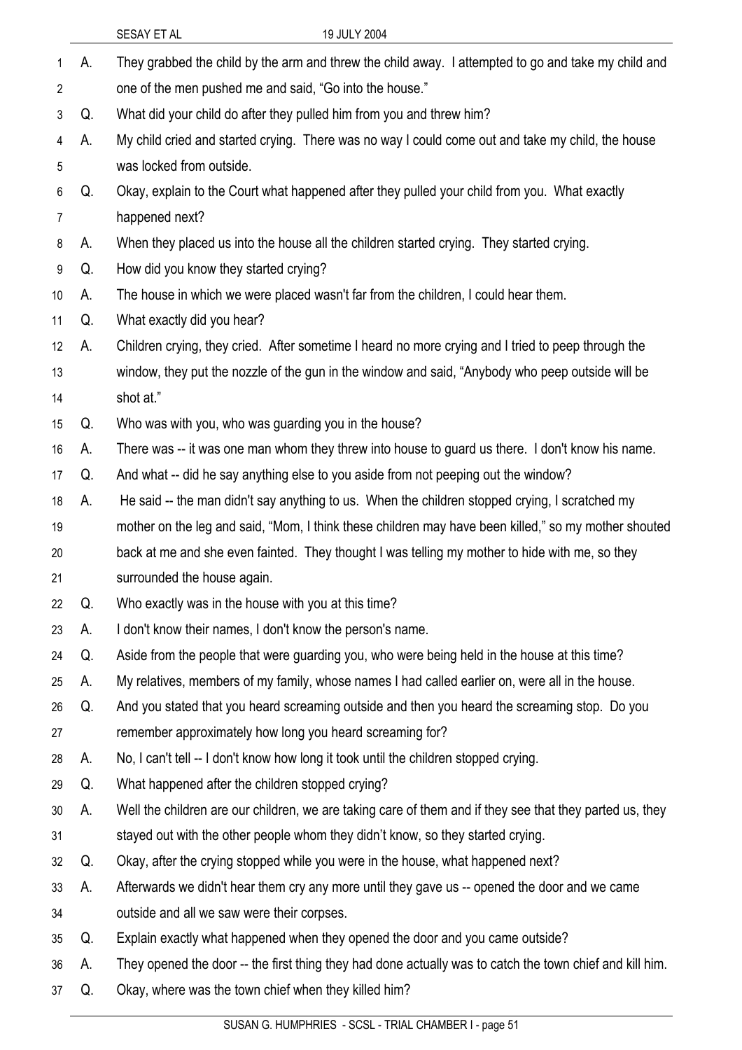A. They grabbed the child by the arm and threw the child away. I attempted to go and take my child and one of the men pushed me and said, "Go into the house."

Q. What did your child do after they pulled him from you and threw him?

A. My child cried and started crying. There was no way I could come out and take my child, the house was locked from outside.

Q. Okay, explain to the Court what happened after they pulled your child from you. What exactly happened next?

A. When they placed us into the house all the children started crying. They started crying.

Q. How did you know they started crying?

A. The house in which we were placed wasn't far from the children, I could hear them.

Q. What exactly did you hear?

A. Children crying, they cried. After sometime I heard no more crying and I tried to peep through the window, they put the nozzle of the gun in the window and said, "Anybody who peep outside will be shot at."

Q. Who was with you, who was guarding you in the house?

A. There was -- it was one man whom they threw into house to guard us there. I don't know his name.

Q. And what -- did he say anything else to you aside from not peeping out the window?

A. He said -- the man didn't say anything to us. When the children stopped crying, I scratched my mother on the leg and said, "Mom, I think these children may have been killed," so my mother shouted back at me and she even fainted. They thought I was telling my mother to hide with me, so they surrounded the house again.

Q. Who exactly was in the house with you at this time?

A. I don't know their names, I don't know the person's name.

Q. Aside from the people that were guarding you, who were being held in the house at this time?

A. My relatives, members of my family, whose names I had called earlier on, were all in the house.

Q. And you stated that you heard screaming outside and then you heard the screaming stop. Do you remember approximately how long you heard screaming for?

A. No, I can't tell -- I don't know how long it took until the children stopped crying.

Q. What happened after the children stopped crying?

A. Well the children are our children, we are taking care of them and if they see that they parted us, they stayed out with the other people whom they didn't know, so they started crying.

Q. Okay, after the crying stopped while you were in the house, what happened next?

A. Afterwards we didn't hear them cry any more until they gave us -- opened the door and we came outside and all we saw were their corpses.

Q. Explain exactly what happened when they opened the door and you came outside?

A. They opened the door -- the first thing they had done actually was to catch the town chief and kill him.

Q. Okay, where was the town chief when they killed him?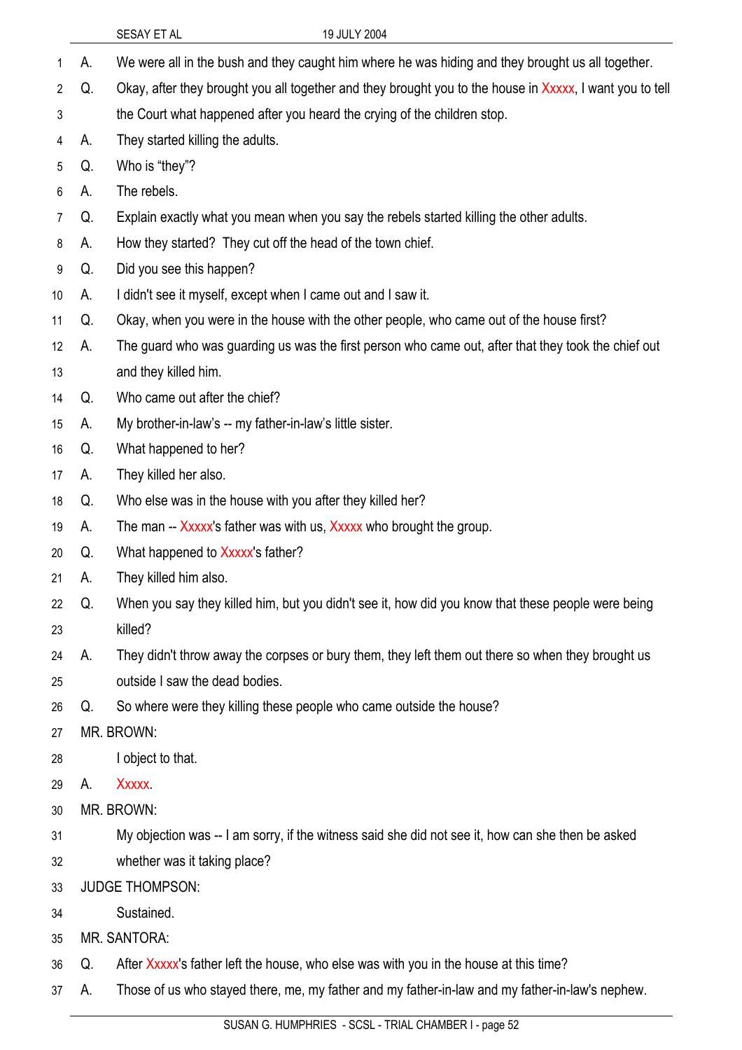1 A. We were all in the bush and they caught him where he was hiding and they brought us all together.

2 Q. Okay, after they brought you all together and they brought you to the house in Xxxxx, I want you to tell

3 the Court what happened after you heard the crying of the children stop.

4 A. They started killing the adults.

5 Q. Who is "they"?

6 A. The rebels.

7 Q. Explain exactly what you mean when you say the rebels started killing the other adults.

8 A. How they started? They cut off the head of the town chief.

9 Q. Did you see this happen?

10 A. I didn't see it myself, except when I came out and I saw it.

11 Q. Okay, when you were in the house with the other people, who came out of the house first?

12 A. The guard who was guarding us was the first person who came out, after that they took the chief out

13 and they killed him.

14 Q. Who came out after the chief?

15 A. My brother-in-law's -- my father-in-law's little sister.

16 Q. What happened to her?

17 A. They killed her also.

18 Q. Who else was in the house with you after they killed her?

19 A. The man -- Xxxxx's father was with us, Xxxxx who brought the group.

20 Q. What happened to Xxxxx's father?

21 A. They killed him also.

22 Q. When you say they killed him, but you didn't see it, how did you know that these people were being

23 killed?

24 A. They didn't throw away the corpses or bury them, they left them out there so when they brought us

25 outside I saw the dead bodies.

26 Q. So where were they killing these people who came outside the house?

27 MR. BROWN:

28 I object to that.

29 A. Xxxxx.

30 MR. BROWN:

31 My objection was -- I am sorry, if the witness said she did not see it, how can she then be asked

32 whether was it taking place?

33 JUDGE THOMPSON:

34 Sustained.

35 MR. SANTORA:

36 Q. After Xxxxx's father left the house, who else was with you in the house at this time?

37 A. Those of us who stayed there, me, my father and my father-in-law and my father-in-law's nephew.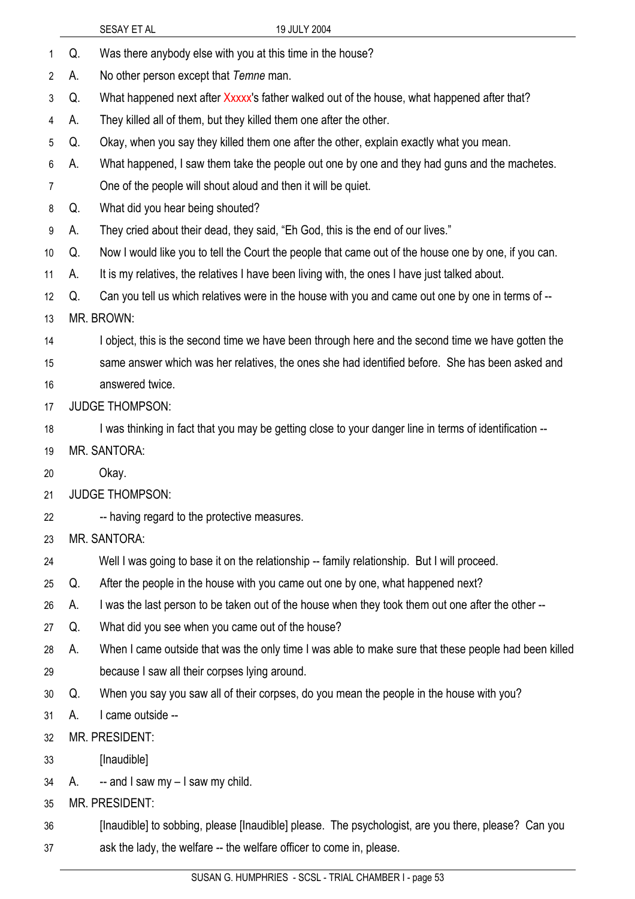Q. Was there anybody else with you at this time in the house?

A. No other person except that *Temne* man.

Q. What happened next after Xxxxx's father walked out of the house, what happened after that?

A. They killed all of them, but they killed them one after the other.

Q. Okay, when you say they killed them one after the other, explain exactly what you mean.

A. What happened, I saw them take the people out one by one and they had guns and the machetes. One of the people will shout aloud and then it will be quiet.

Q. What did you hear being shouted?

A. They cried about their dead, they said, "Eh God, this is the end of our lives."

Q. Now I would like you to tell the Court the people that came out of the house one by one, if you can.

A. It is my relatives, the relatives I have been living with, the ones I have just talked about.

Q. Can you tell us which relatives were in the house with you and came out one by one in terms of --

MR. BROWN:

I object, this is the second time we have been through here and the second time we have gotten the same answer which was her relatives, the ones she had identified before. She has been asked and answered twice.

JUDGE THOMPSON:

I was thinking in fact that you may be getting close to your danger line in terms of identification --

MR. SANTORA:

Okay.

JUDGE THOMPSON:

-- having regard to the protective measures.

MR. SANTORA:

Well I was going to base it on the relationship -- family relationship. But I will proceed.

Q. After the people in the house with you came out one by one, what happened next?

A. I was the last person to be taken out of the house when they took them out one after the other --

Q. What did you see when you came out of the house?

A. When I came outside that was the only time I was able to make sure that these people had been killed because I saw all their corpses lying around.

Q. When you say you saw all of their corpses, do you mean the people in the house with you?

A. I came outside --

MR. PRESIDENT:

[Inaudible]

A. -- and I saw my – I saw my child.

MR. PRESIDENT:

[Inaudible] to sobbing, please [Inaudible] please. The psychologist, are you there, please? Can you ask the lady, the welfare -- the welfare officer to come in, please.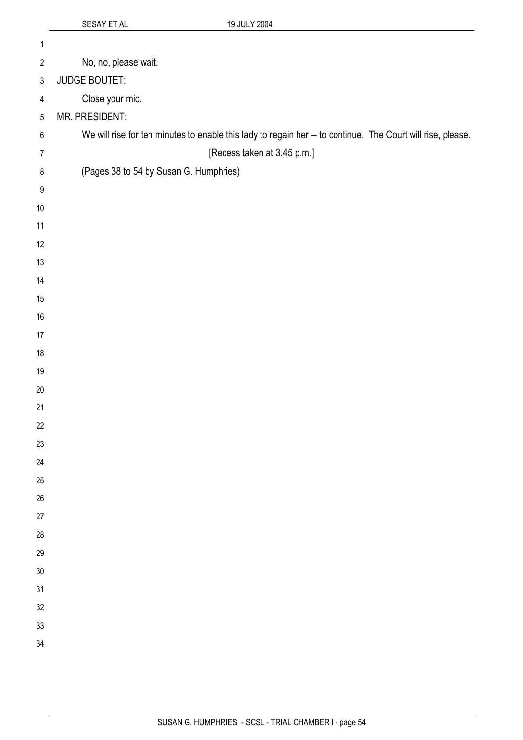No, no, please wait.

JUDGE BOUTET:

Close your mic.

MR. PRESIDENT:

We will rise for ten minutes to enable this lady to regain her -- to continue. The Court will rise, please.

[Recess taken at 3.45 p.m.]

(Pages 38 to 54 by Susan G. Humphries)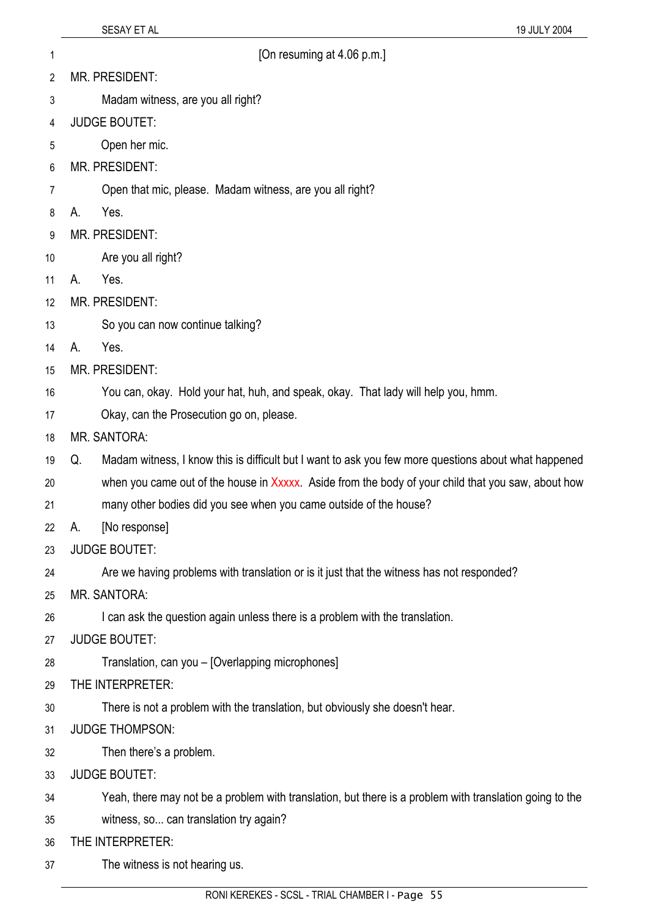[On resuming at 4.06 p.m.]

MR. PRESIDENT:

Madam witness, are you all right?

JUDGE BOUTET:

Open her mic.

MR. PRESIDENT:

Open that mic, please. Madam witness, are you all right?

A. Yes.

MR. PRESIDENT:

Are you all right?

A. Yes.

MR. PRESIDENT:

So you can now continue talking?

A. Yes.

MR. PRESIDENT:

You can, okay. Hold your hat, huh, and speak, okay. That lady will help you, hmm.

Okay, can the Prosecution go on, please.

MR. SANTORA:

Q. Madam witness, I know this is difficult but I want to ask you few more questions about what happened when you came out of the house in Xxxxx. Aside from the body of your child that you saw, about how many other bodies did you see when you came outside of the house?

A. [No response]

JUDGE BOUTET:

Are we having problems with translation or is it just that the witness has not responded?

MR. SANTORA:

I can ask the question again unless there is a problem with the translation.

JUDGE BOUTET:

Translation, can you – [Overlapping microphones]

THE INTERPRETER:

There is not a problem with the translation, but obviously she doesn't hear.

JUDGE THOMPSON:

Then there's a problem.

JUDGE BOUTET:

Yeah, there may not be a problem with translation, but there is a problem with translation going to the witness, so... can translation try again?

THE INTERPRETER:

The witness is not hearing us.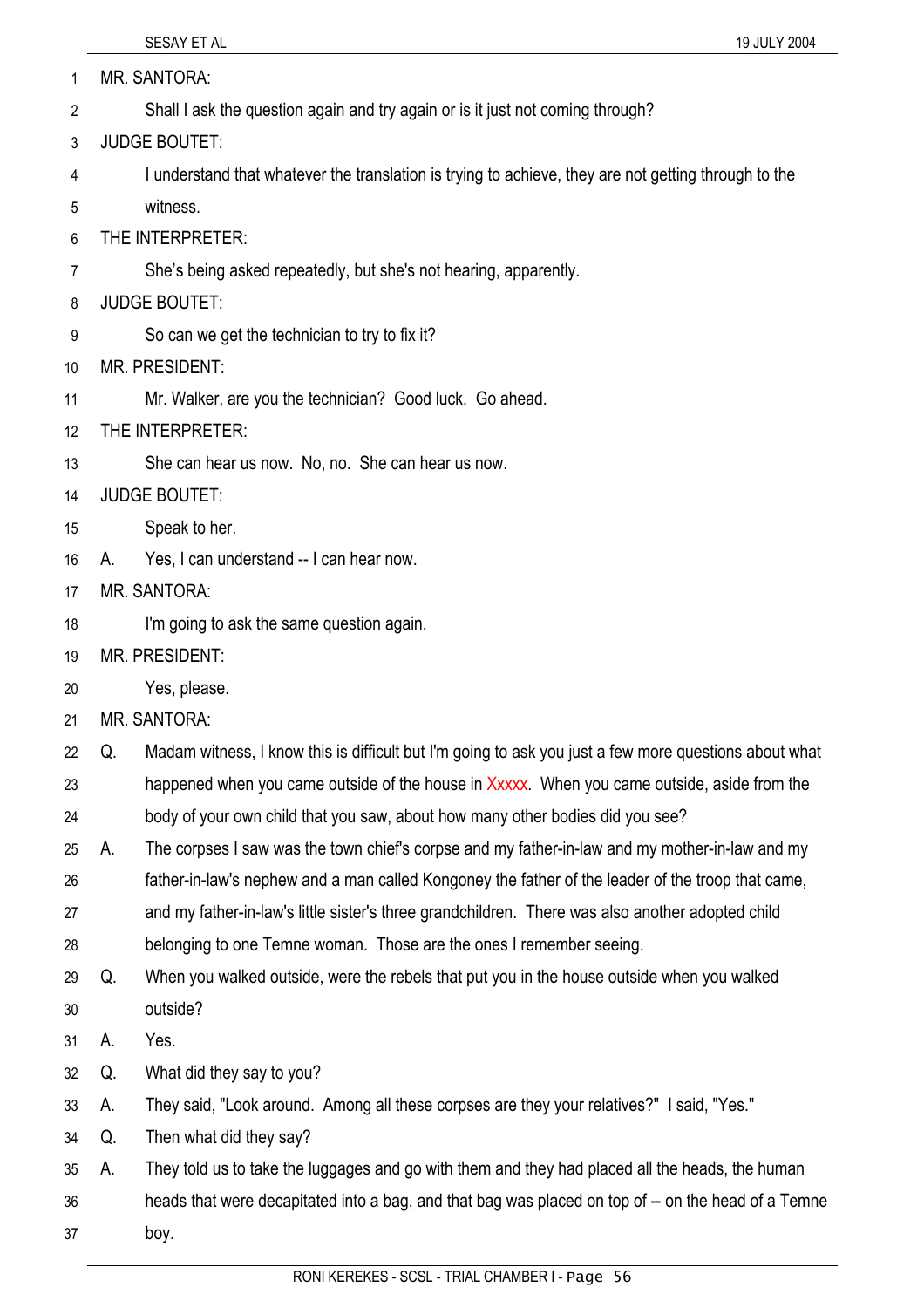MR. SANTORA:

Shall I ask the question again and try again or is it just not coming through?

JUDGE BOUTET:

I understand that whatever the translation is trying to achieve, they are not getting through to the witness.

THE INTERPRETER:

She's being asked repeatedly, but she's not hearing, apparently.

JUDGE BOUTET:

So can we get the technician to try to fix it?

MR. PRESIDENT:

Mr. Walker, are you the technician? Good luck. Go ahead.

THE INTERPRETER:

She can hear us now. No, no. She can hear us now.

JUDGE BOUTET:

Speak to her.

A. Yes, I can understand -- I can hear now.

MR. SANTORA:

I'm going to ask the same question again.

MR. PRESIDENT:

Yes, please.

MR. SANTORA:

Q. Madam witness, I know this is difficult but I'm going to ask you just a few more questions about what happened when you came outside of the house in Xxxxx. When you came outside, aside from the body of your own child that you saw, about how many other bodies did you see?

A. The corpses I saw was the town chief's corpse and my father-in-law and my mother-in-law and my father-in-law's nephew and a man called Kongoney the father of the leader of the troop that came, and my father-in-law's little sister's three grandchildren. There was also another adopted child belonging to one Temne woman. Those are the ones I remember seeing.

Q. When you walked outside, were the rebels that put you in the house outside when you walked outside?

A. Yes.

Q. What did they say to you?

A. They said, "Look around. Among all these corpses are they your relatives?" I said, "Yes."

Q. Then what did they say?

A. They told us to take the luggages and go with them and they had placed all the heads, the human heads that were decapitated into a bag, and that bag was placed on top of -- on the head of a Temne boy.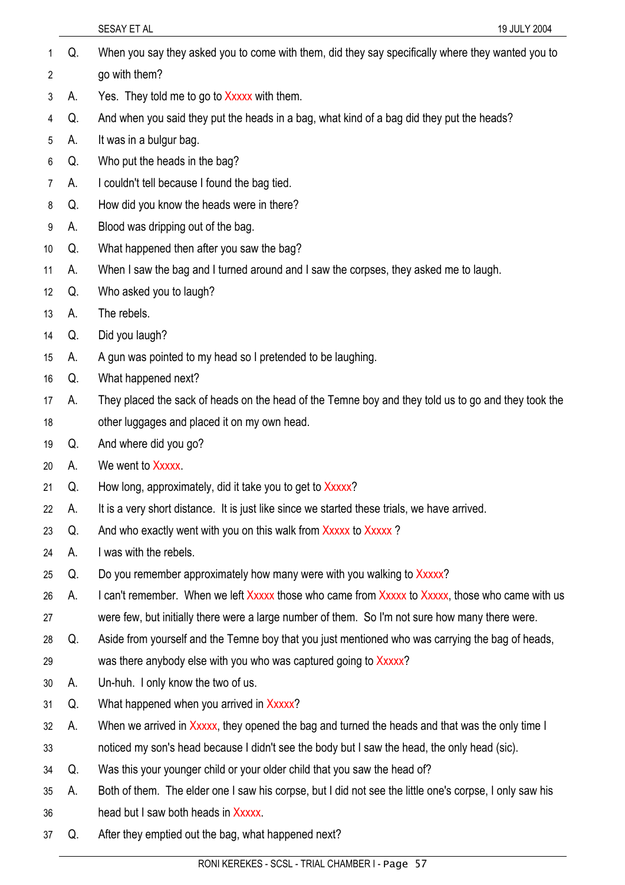1 Q. When you say they asked you to come with them, did they say specifically where they wanted you to
2 go with them?
3 A. Yes. They told me to go to Xxxxx with them.
4 Q. And when you said they put the heads in a bag, what kind of a bag did they put the heads?
5 A. It was in a bulgur bag.
6 Q. Who put the heads in the bag?
7 A. I couldn't tell because I found the bag tied.
8 Q. How did you know the heads were in there?
9 A. Blood was dripping out of the bag.
10 Q. What happened then after you saw the bag?
11 A. When I saw the bag and I turned around and I saw the corpses, they asked me to laugh.
12 Q. Who asked you to laugh?
13 A. The rebels.
14 Q. Did you laugh?
15 A. A gun was pointed to my head so I pretended to be laughing.
16 Q. What happened next?
17 A. They placed the sack of heads on the head of the Temne boy and they told us to go and they took the
18 other luggages and placed it on my own head.
19 Q. And where did you go?
20 A. We went to Xxxxx.
21 Q. How long, approximately, did it take you to get to Xxxxx?
22 A. It is a very short distance. It is just like since we started these trials, we have arrived.
23 Q. And who exactly went with you on this walk from Xxxxx to Xxxxx ?
24 A. I was with the rebels.
25 Q. Do you remember approximately how many were with you walking to Xxxxx?
26 A. I can't remember. When we left Xxxxx those who came from Xxxxx to Xxxxx, those who came with us
27 were few, but initially there were a large number of them. So I'm not sure how many there were.
28 Q. Aside from yourself and the Temne boy that you just mentioned who was carrying the bag of heads,
29 was there anybody else with you who was captured going to Xxxxx?
30 A. Un-huh. I only know the two of us.
31 Q. What happened when you arrived in Xxxxx?
32 A. When we arrived in Xxxxx, they opened the bag and turned the heads and that was the only time I
33 noticed my son's head because I didn't see the body but I saw the head, the only head (sic).
34 Q. Was this your younger child or your older child that you saw the head of?
35 A. Both of them. The elder one I saw his corpse, but I did not see the little one's corpse, I only saw his
36 head but I saw both heads in Xxxxx.
37 Q. After they emptied out the bag, what happened next?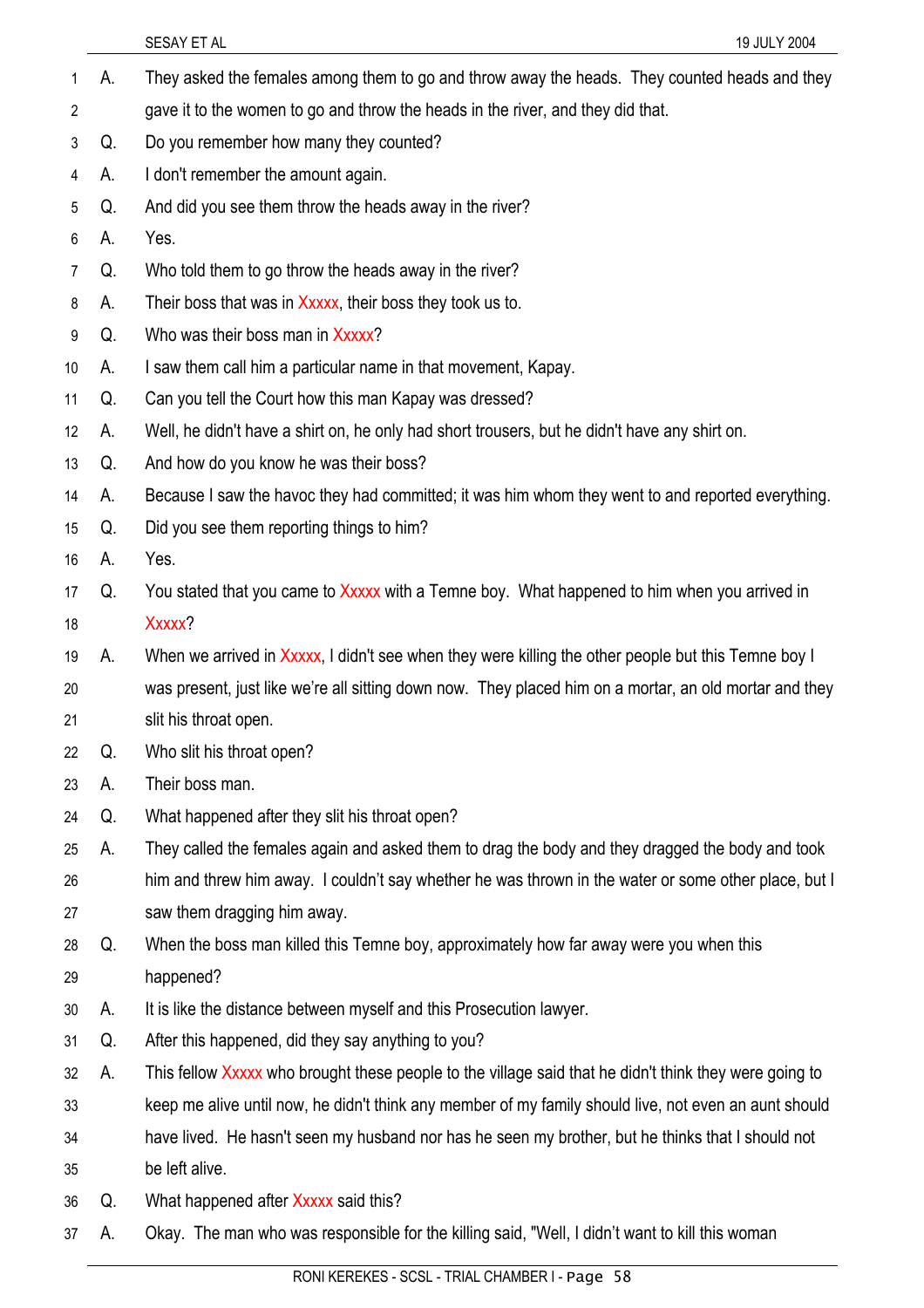A. They asked the females among them to go and throw away the heads. They counted heads and they gave it to the women to go and throw the heads in the river, and they did that.

Q. Do you remember how many they counted?

A. I don't remember the amount again.

Q. And did you see them throw the heads away in the river?

A. Yes.

Q. Who told them to go throw the heads away in the river?

A. Their boss that was in Xxxxx, their boss they took us to.

Q. Who was their boss man in Xxxxx?

A. I saw them call him a particular name in that movement, Kapay.

Q. Can you tell the Court how this man Kapay was dressed?

A. Well, he didn't have a shirt on, he only had short trousers, but he didn't have any shirt on.

Q. And how do you know he was their boss?

A. Because I saw the havoc they had committed; it was him whom they went to and reported everything.

Q. Did you see them reporting things to him?

A. Yes.

Q. You stated that you came to Xxxxx with a Temne boy. What happened to him when you arrived in Xxxxx?

A. When we arrived in Xxxxx, I didn't see when they were killing the other people but this Temne boy I was present, just like we're all sitting down now. They placed him on a mortar, an old mortar and they slit his throat open.

Q. Who slit his throat open?

A. Their boss man.

Q. What happened after they slit his throat open?

A. They called the females again and asked them to drag the body and they dragged the body and took him and threw him away. I couldn't say whether he was thrown in the water or some other place, but I saw them dragging him away.

Q. When the boss man killed this Temne boy, approximately how far away were you when this happened?

A. It is like the distance between myself and this Prosecution lawyer.

Q. After this happened, did they say anything to you?

A. This fellow Xxxxx who brought these people to the village said that he didn't think they were going to keep me alive until now, he didn't think any member of my family should live, not even an aunt should have lived. He hasn't seen my husband nor has he seen my brother, but he thinks that I should not be left alive.

Q. What happened after Xxxxx said this?

A. Okay. The man who was responsible for the killing said, "Well, I didn't want to kill this woman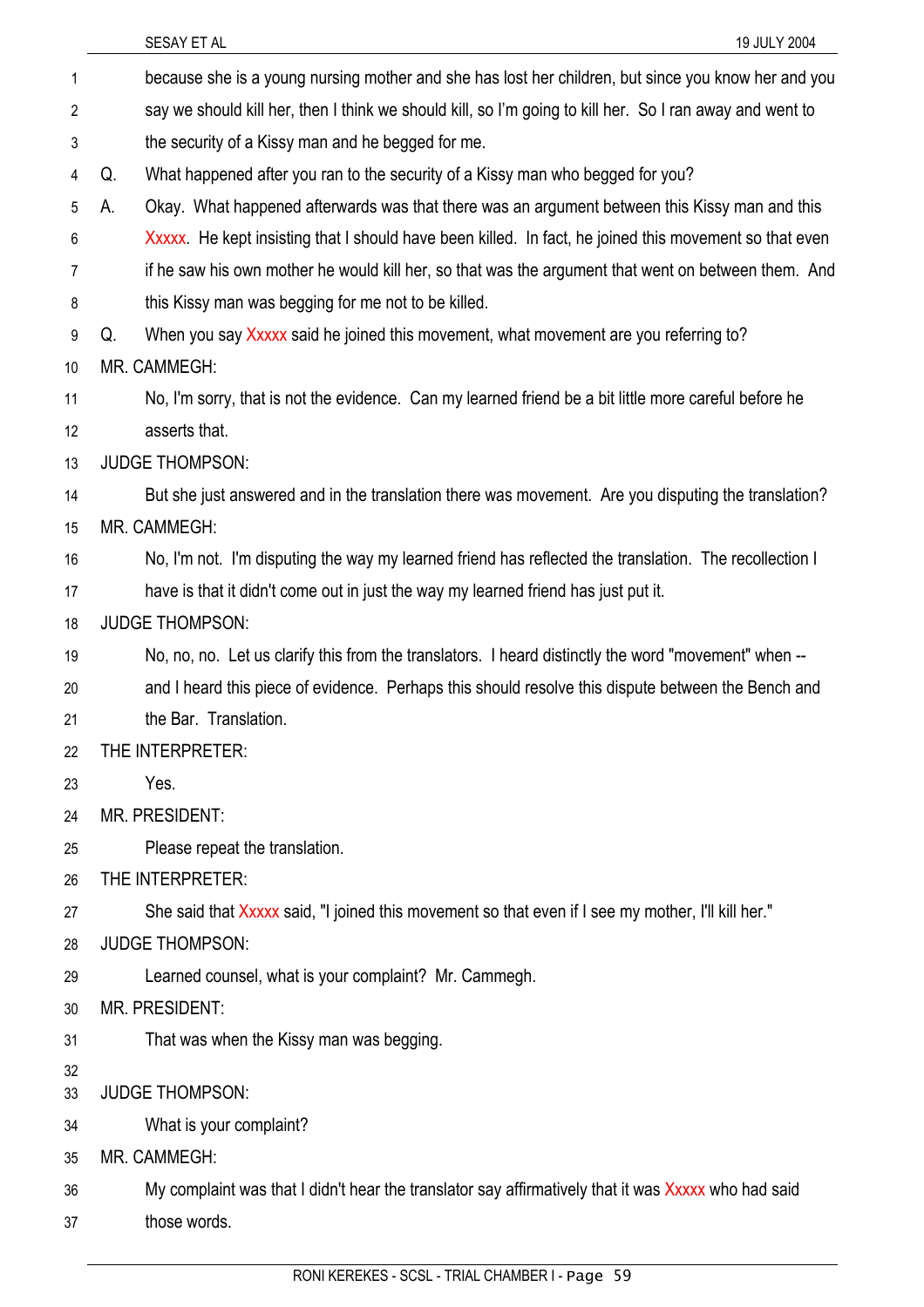because she is a young nursing mother and she has lost her children, but since you know her and you say we should kill her, then I think we should kill, so I'm going to kill her. So I ran away and went to the security of a Kissy man and he begged for me.

Q. What happened after you ran to the security of a Kissy man who begged for you?

A. Okay. What happened afterwards was that there was an argument between this Kissy man and this Xxxxx. He kept insisting that I should have been killed. In fact, he joined this movement so that even if he saw his own mother he would kill her, so that was the argument that went on between them. And this Kissy man was begging for me not to be killed.

Q. When you say Xxxxx said he joined this movement, what movement are you referring to?

MR. CAMMEGH:

No, I'm sorry, that is not the evidence. Can my learned friend be a bit little more careful before he asserts that.

JUDGE THOMPSON:

But she just answered and in the translation there was movement. Are you disputing the translation?

MR. CAMMEGH:

No, I'm not. I'm disputing the way my learned friend has reflected the translation. The recollection I have is that it didn't come out in just the way my learned friend has just put it.

JUDGE THOMPSON:

No, no, no. Let us clarify this from the translators. I heard distinctly the word "movement" when -- and I heard this piece of evidence. Perhaps this should resolve this dispute between the Bench and the Bar. Translation.

THE INTERPRETER:

Yes.

MR. PRESIDENT:

Please repeat the translation.

THE INTERPRETER:

She said that Xxxxx said, "I joined this movement so that even if I see my mother, I'll kill her."

JUDGE THOMPSON:

Learned counsel, what is your complaint? Mr. Cammegh.

MR. PRESIDENT:

That was when the Kissy man was begging.

JUDGE THOMPSON:

What is your complaint?

MR. CAMMEGH:

My complaint was that I didn't hear the translator say affirmatively that it was Xxxxx who had said those words.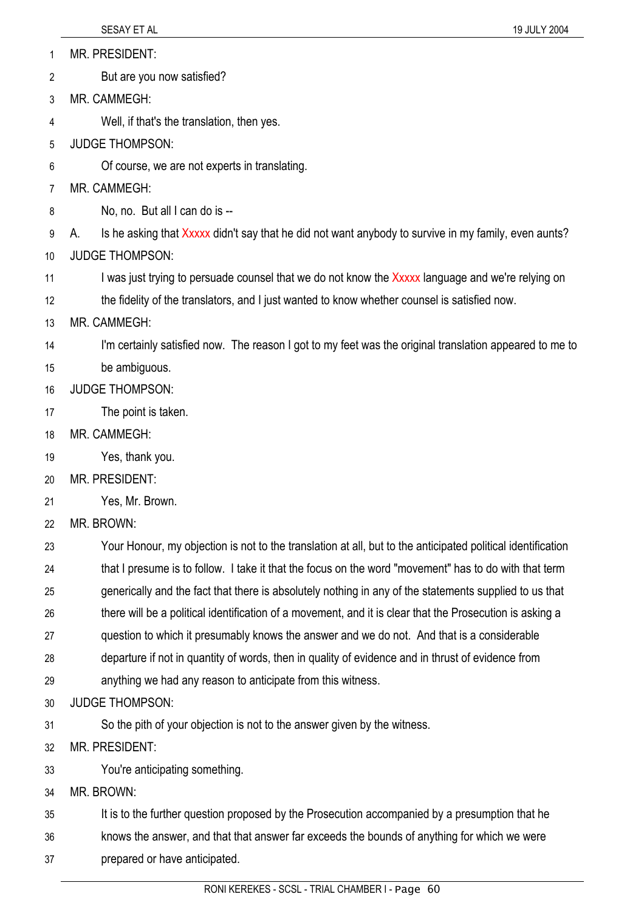MR. PRESIDENT:

But are you now satisfied?

MR. CAMMEGH:

Well, if that's the translation, then yes.

JUDGE THOMPSON:

Of course, we are not experts in translating.

MR. CAMMEGH:

No, no. But all I can do is --

A. Is he asking that Xxxxx didn't say that he did not want anybody to survive in my family, even aunts?

JUDGE THOMPSON:

I was just trying to persuade counsel that we do not know the Xxxxx language and we're relying on the fidelity of the translators, and I just wanted to know whether counsel is satisfied now.

MR. CAMMEGH:

I'm certainly satisfied now. The reason I got to my feet was the original translation appeared to me to be ambiguous.

JUDGE THOMPSON:

The point is taken.

MR. CAMMEGH:

Yes, thank you.

MR. PRESIDENT:

Yes, Mr. Brown.

MR. BROWN:

Your Honour, my objection is not to the translation at all, but to the anticipated political identification that I presume is to follow. I take it that the focus on the word "movement" has to do with that term generically and the fact that there is absolutely nothing in any of the statements supplied to us that there will be a political identification of a movement, and it is clear that the Prosecution is asking a question to which it presumably knows the answer and we do not. And that is a considerable departure if not in quantity of words, then in quality of evidence and in thrust of evidence from anything we had any reason to anticipate from this witness.

JUDGE THOMPSON:

So the pith of your objection is not to the answer given by the witness.

MR. PRESIDENT:

You're anticipating something.

MR. BROWN:

It is to the further question proposed by the Prosecution accompanied by a presumption that he knows the answer, and that that answer far exceeds the bounds of anything for which we were prepared or have anticipated.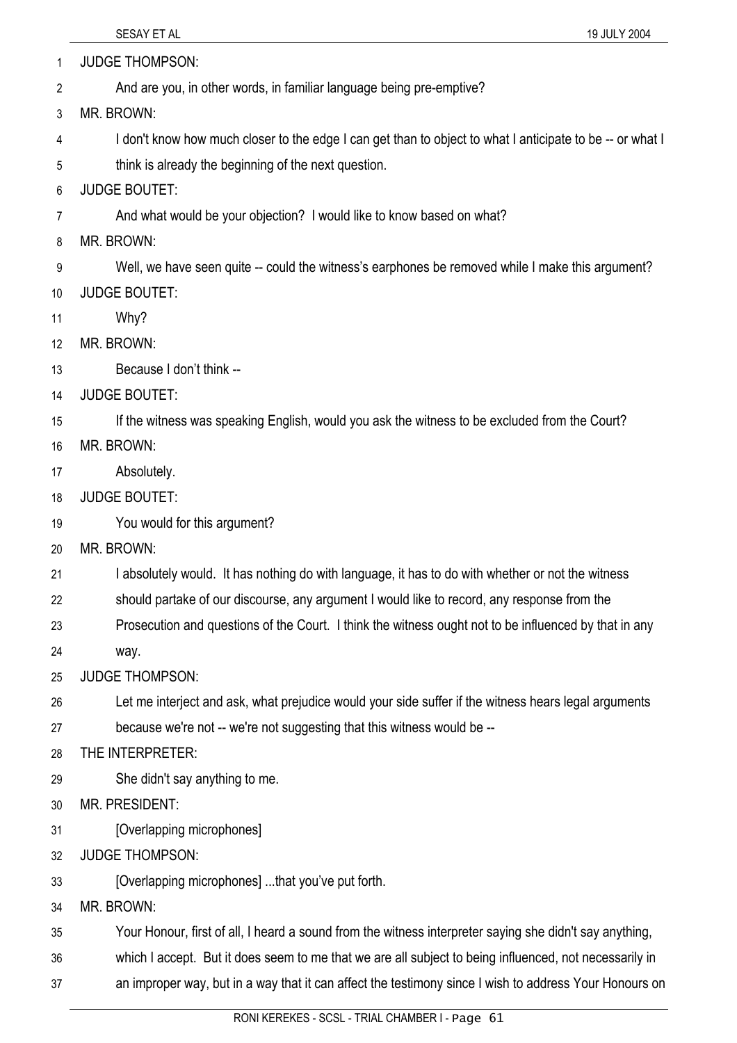JUDGE THOMPSON:

And are you, in other words, in familiar language being pre-emptive?

MR. BROWN:

I don't know how much closer to the edge I can get than to object to what I anticipate to be -- or what I think is already the beginning of the next question.

JUDGE BOUTET:

And what would be your objection? I would like to know based on what?

MR. BROWN:

Well, we have seen quite -- could the witness's earphones be removed while I make this argument?

JUDGE BOUTET:

Why?

MR. BROWN:

Because I don't think --

JUDGE BOUTET:

If the witness was speaking English, would you ask the witness to be excluded from the Court?

MR. BROWN:

Absolutely.

JUDGE BOUTET:

You would for this argument?

MR. BROWN:

I absolutely would. It has nothing do with language, it has to do with whether or not the witness should partake of our discourse, any argument I would like to record, any response from the Prosecution and questions of the Court. I think the witness ought not to be influenced by that in any way.

JUDGE THOMPSON:

Let me interject and ask, what prejudice would your side suffer if the witness hears legal arguments because we're not -- we're not suggesting that this witness would be --

THE INTERPRETER:

She didn't say anything to me.

MR. PRESIDENT:

[Overlapping microphones]

JUDGE THOMPSON:

[Overlapping microphones] ...that you've put forth.

MR. BROWN:

Your Honour, first of all, I heard a sound from the witness interpreter saying she didn't say anything, which I accept. But it does seem to me that we are all subject to being influenced, not necessarily in an improper way, but in a way that it can affect the testimony since I wish to address Your Honours on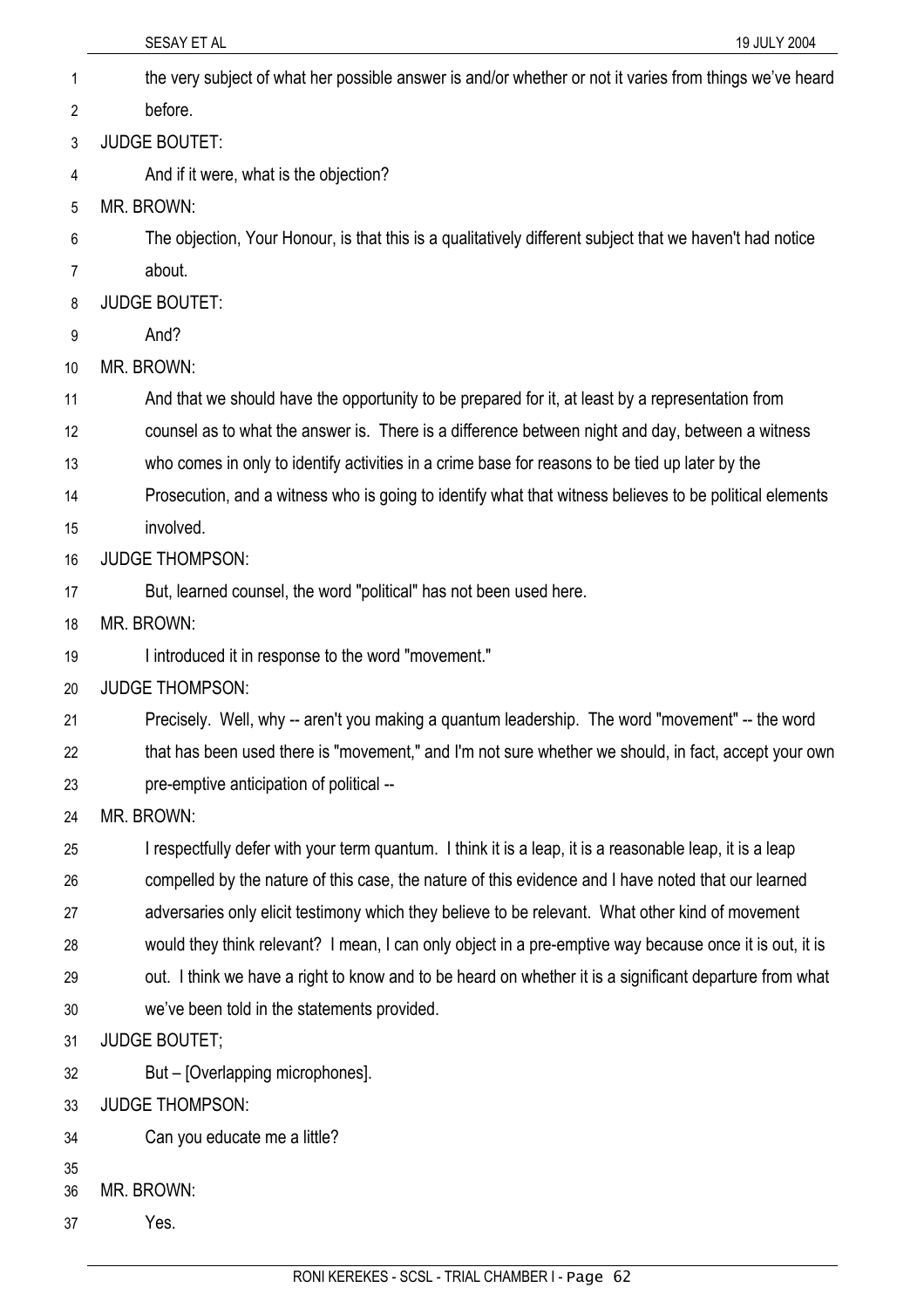the very subject of what her possible answer is and/or whether or not it varies from things we've heard before.

JUDGE BOUTET:

And if it were, what is the objection?

MR. BROWN:

The objection, Your Honour, is that this is a qualitatively different subject that we haven't had notice about.

JUDGE BOUTET:

And?

MR. BROWN:

And that we should have the opportunity to be prepared for it, at least by a representation from counsel as to what the answer is. There is a difference between night and day, between a witness who comes in only to identify activities in a crime base for reasons to be tied up later by the Prosecution, and a witness who is going to identify what that witness believes to be political elements involved.

JUDGE THOMPSON:

But, learned counsel, the word "political" has not been used here.

MR. BROWN:

I introduced it in response to the word "movement."

JUDGE THOMPSON:

Precisely. Well, why -- aren't you making a quantum leadership. The word "movement" -- the word that has been used there is "movement," and I'm not sure whether we should, in fact, accept your own pre-emptive anticipation of political --

MR. BROWN:

I respectfully defer with your term quantum. I think it is a leap, it is a reasonable leap, it is a leap compelled by the nature of this case, the nature of this evidence and I have noted that our learned adversaries only elicit testimony which they believe to be relevant. What other kind of movement would they think relevant? I mean, I can only object in a pre-emptive way because once it is out, it is out. I think we have a right to know and to be heard on whether it is a significant departure from what we've been told in the statements provided.

JUDGE BOUTET;

But – [Overlapping microphones].

JUDGE THOMPSON:

Can you educate me a little?

MR. BROWN:

Yes.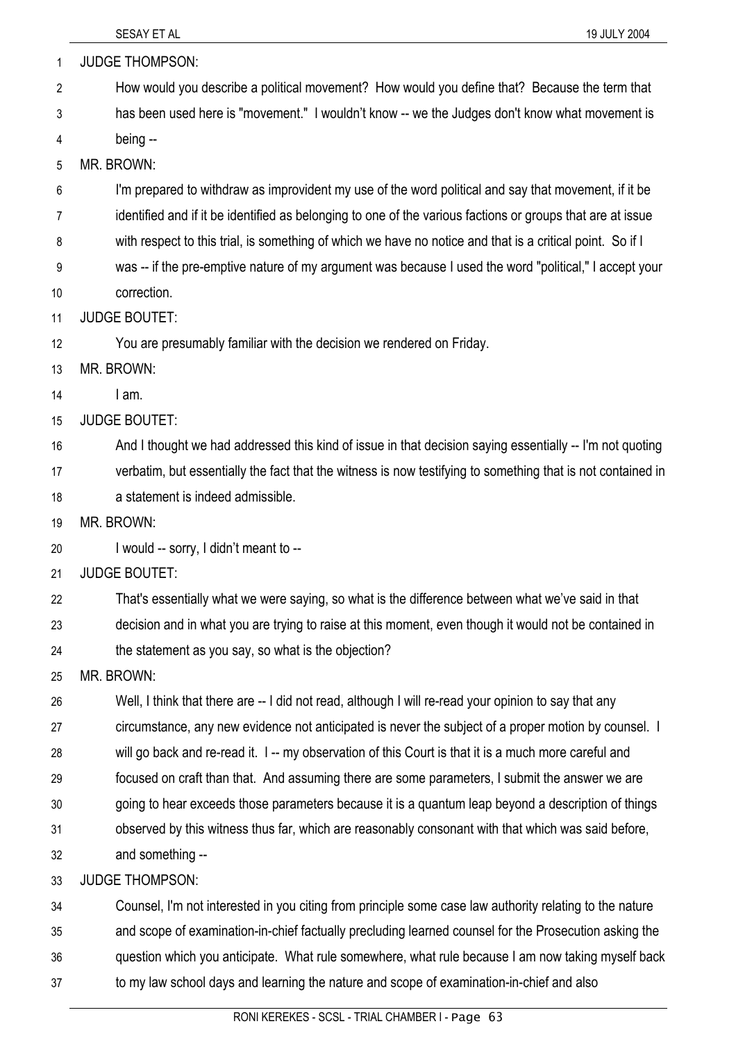JUDGE THOMPSON:

How would you describe a political movement? How would you define that? Because the term that has been used here is "movement." I wouldn't know -- we the Judges don't know what movement is being --

MR. BROWN:

I'm prepared to withdraw as improvident my use of the word political and say that movement, if it be identified and if it be identified as belonging to one of the various factions or groups that are at issue with respect to this trial, is something of which we have no notice and that is a critical point. So if I was -- if the pre-emptive nature of my argument was because I used the word "political," I accept your correction.

JUDGE BOUTET:

You are presumably familiar with the decision we rendered on Friday.

MR. BROWN:

I am.

JUDGE BOUTET:

And I thought we had addressed this kind of issue in that decision saying essentially -- I'm not quoting verbatim, but essentially the fact that the witness is now testifying to something that is not contained in a statement is indeed admissible.

MR. BROWN:

I would -- sorry, I didn't meant to --

JUDGE BOUTET:

That's essentially what we were saying, so what is the difference between what we've said in that decision and in what you are trying to raise at this moment, even though it would not be contained in the statement as you say, so what is the objection?

MR. BROWN:

Well, I think that there are -- I did not read, although I will re-read your opinion to say that any circumstance, any new evidence not anticipated is never the subject of a proper motion by counsel. I will go back and re-read it. I -- my observation of this Court is that it is a much more careful and focused on craft than that. And assuming there are some parameters, I submit the answer we are going to hear exceeds those parameters because it is a quantum leap beyond a description of things observed by this witness thus far, which are reasonably consonant with that which was said before, and something --

JUDGE THOMPSON:

Counsel, I'm not interested in you citing from principle some case law authority relating to the nature and scope of examination-in-chief factually precluding learned counsel for the Prosecution asking the question which you anticipate. What rule somewhere, what rule because I am now taking myself back to my law school days and learning the nature and scope of examination-in-chief and also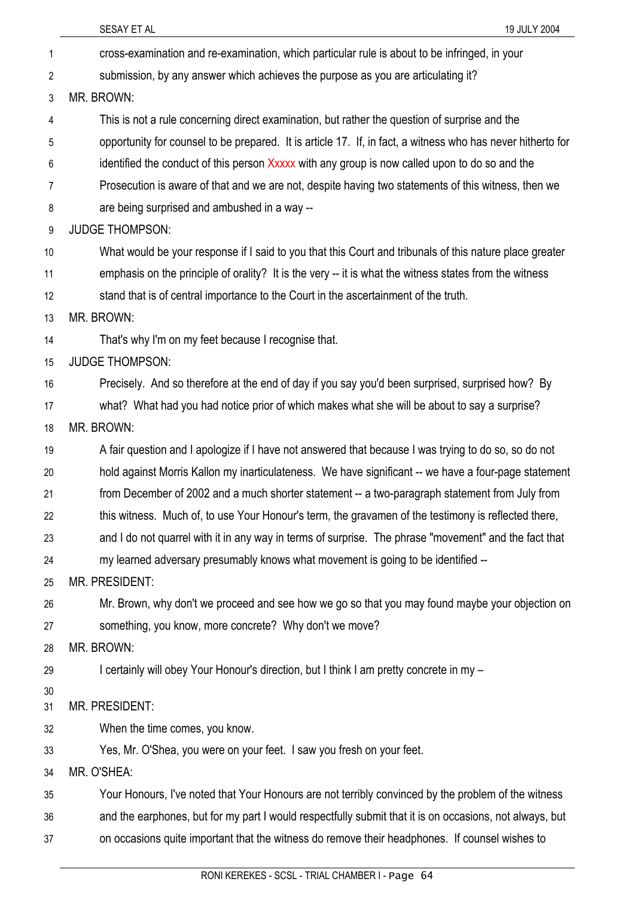cross-examination and re-examination, which particular rule is about to be infringed, in your submission, by any answer which achieves the purpose as you are articulating it?

MR. BROWN:

This is not a rule concerning direct examination, but rather the question of surprise and the opportunity for counsel to be prepared. It is article 17. If, in fact, a witness who has never hitherto for identified the conduct of this person Xxxxx with any group is now called upon to do so and the Prosecution is aware of that and we are not, despite having two statements of this witness, then we are being surprised and ambushed in a way --

JUDGE THOMPSON:

What would be your response if I said to you that this Court and tribunals of this nature place greater emphasis on the principle of orality? It is the very -- it is what the witness states from the witness stand that is of central importance to the Court in the ascertainment of the truth.

MR. BROWN:

That's why I'm on my feet because I recognise that.

JUDGE THOMPSON:

Precisely. And so therefore at the end of day if you say you'd been surprised, surprised how? By what? What had you had notice prior of which makes what she will be about to say a surprise?

MR. BROWN:

A fair question and I apologize if I have not answered that because I was trying to do so, so do not hold against Morris Kallon my inarticulateness. We have significant -- we have a four-page statement from December of 2002 and a much shorter statement -- a two-paragraph statement from July from this witness. Much of, to use Your Honour's term, the gravamen of the testimony is reflected there, and I do not quarrel with it in any way in terms of surprise. The phrase "movement" and the fact that my learned adversary presumably knows what movement is going to be identified --

MR. PRESIDENT:

Mr. Brown, why don't we proceed and see how we go so that you may found maybe your objection on something, you know, more concrete? Why don't we move?

MR. BROWN:

I certainly will obey Your Honour's direction, but I think I am pretty concrete in my –

MR. PRESIDENT:

When the time comes, you know.

Yes, Mr. O'Shea, you were on your feet. I saw you fresh on your feet.

MR. O'SHEA:

Your Honours, I've noted that Your Honours are not terribly convinced by the problem of the witness and the earphones, but for my part I would respectfully submit that it is on occasions, not always, but on occasions quite important that the witness do remove their headphones. If counsel wishes to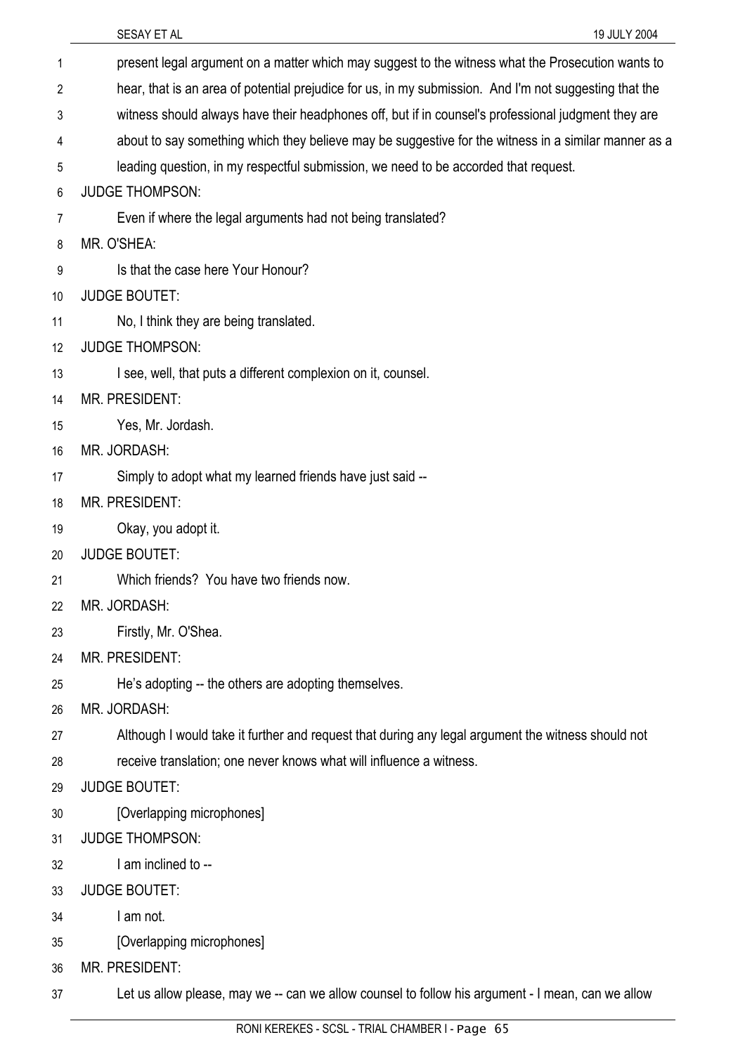present legal argument on a matter which may suggest to the witness what the Prosecution wants to hear, that is an area of potential prejudice for us, in my submission. And I'm not suggesting that the witness should always have their headphones off, but if in counsel's professional judgment they are about to say something which they believe may be suggestive for the witness in a similar manner as a leading question, in my respectful submission, we need to be accorded that request.

JUDGE THOMPSON:

Even if where the legal arguments had not being translated?

MR. O'SHEA:

Is that the case here Your Honour?

JUDGE BOUTET:

No, I think they are being translated.

JUDGE THOMPSON:

I see, well, that puts a different complexion on it, counsel.

MR. PRESIDENT:

Yes, Mr. Jordash.

MR. JORDASH:

Simply to adopt what my learned friends have just said --

MR. PRESIDENT:

Okay, you adopt it.

JUDGE BOUTET:

Which friends? You have two friends now.

MR. JORDASH:

Firstly, Mr. O'Shea.

MR. PRESIDENT:

He's adopting -- the others are adopting themselves.

MR. JORDASH:

Although I would take it further and request that during any legal argument the witness should not receive translation; one never knows what will influence a witness.

JUDGE BOUTET:

[Overlapping microphones]

JUDGE THOMPSON:

I am inclined to --

JUDGE BOUTET:

I am not.

[Overlapping microphones]

MR. PRESIDENT:

Let us allow please, may we -- can we allow counsel to follow his argument - I mean, can we allow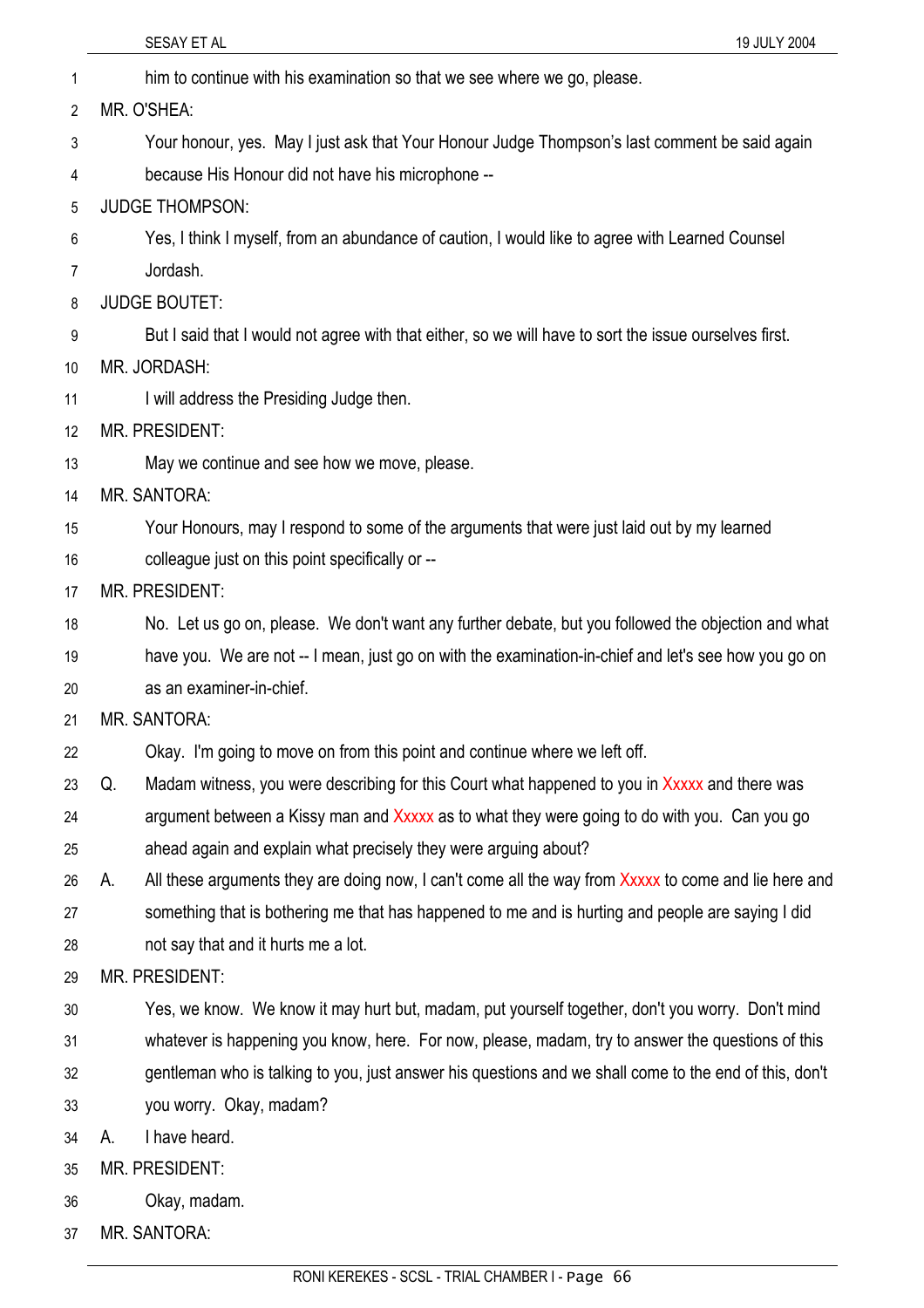him to continue with his examination so that we see where we go, please.

MR. O'SHEA:

Your honour, yes. May I just ask that Your Honour Judge Thompson's last comment be said again because His Honour did not have his microphone --

JUDGE THOMPSON:

Yes, I think I myself, from an abundance of caution, I would like to agree with Learned Counsel Jordash.

JUDGE BOUTET:

But I said that I would not agree with that either, so we will have to sort the issue ourselves first.

MR. JORDASH:

I will address the Presiding Judge then.

MR. PRESIDENT:

May we continue and see how we move, please.

MR. SANTORA:

Your Honours, may I respond to some of the arguments that were just laid out by my learned colleague just on this point specifically or --

MR. PRESIDENT:

No. Let us go on, please. We don't want any further debate, but you followed the objection and what have you. We are not -- I mean, just go on with the examination-in-chief and let's see how you go on as an examiner-in-chief.

MR. SANTORA:

Okay. I'm going to move on from this point and continue where we left off.

Q. Madam witness, you were describing for this Court what happened to you in Xxxxx and there was argument between a Kissy man and Xxxxx as to what they were going to do with you. Can you go ahead again and explain what precisely they were arguing about?

A. All these arguments they are doing now, I can't come all the way from Xxxxx to come and lie here and something that is bothering me that has happened to me and is hurting and people are saying I did not say that and it hurts me a lot.

MR. PRESIDENT:

Yes, we know. We know it may hurt but, madam, put yourself together, don't you worry. Don't mind whatever is happening you know, here. For now, please, madam, try to answer the questions of this gentleman who is talking to you, just answer his questions and we shall come to the end of this, don't you worry. Okay, madam?

A. I have heard.

MR. PRESIDENT:

Okay, madam.

MR. SANTORA: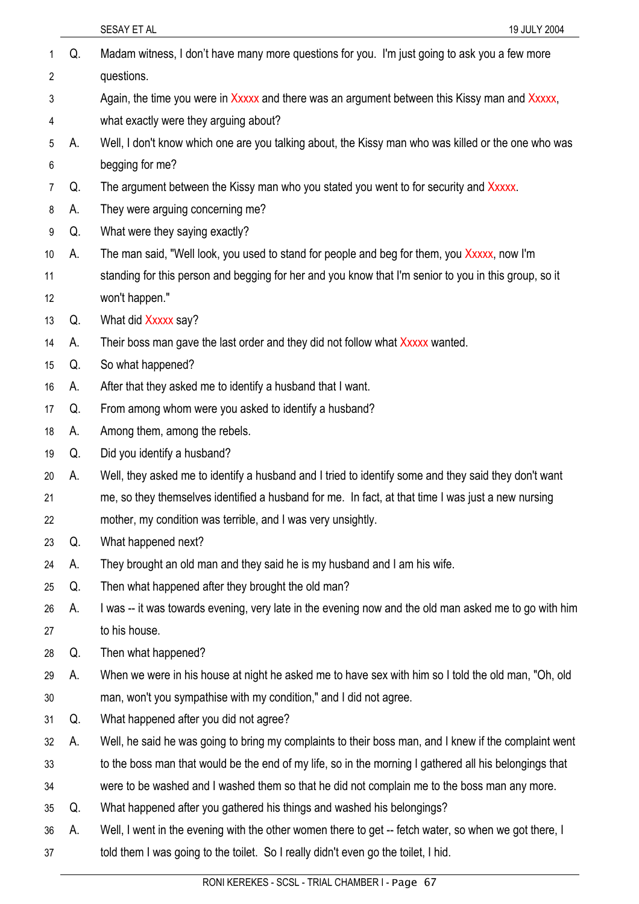Q. Madam witness, I don't have many more questions for you. I'm just going to ask you a few more questions.

Again, the time you were in Xxxxx and there was an argument between this Kissy man and Xxxxx, what exactly were they arguing about?

A. Well, I don't know which one are you talking about, the Kissy man who was killed or the one who was begging for me?

Q. The argument between the Kissy man who you stated you went to for security and Xxxxx.

A. They were arguing concerning me?

Q. What were they saying exactly?

A. The man said, "Well look, you used to stand for people and beg for them, you Xxxxx, now I'm standing for this person and begging for her and you know that I'm senior to you in this group, so it won't happen."

Q. What did Xxxxx say?

A. Their boss man gave the last order and they did not follow what Xxxxx wanted.

Q. So what happened?

A. After that they asked me to identify a husband that I want.

Q. From among whom were you asked to identify a husband?

A. Among them, among the rebels.

Q. Did you identify a husband?

A. Well, they asked me to identify a husband and I tried to identify some and they said they don't want me, so they themselves identified a husband for me. In fact, at that time I was just a new nursing mother, my condition was terrible, and I was very unsightly.

Q. What happened next?

A. They brought an old man and they said he is my husband and I am his wife.

Q. Then what happened after they brought the old man?

A. I was -- it was towards evening, very late in the evening now and the old man asked me to go with him to his house.

Q. Then what happened?

A. When we were in his house at night he asked me to have sex with him so I told the old man, "Oh, old man, won't you sympathise with my condition," and I did not agree.

Q. What happened after you did not agree?

A. Well, he said he was going to bring my complaints to their boss man, and I knew if the complaint went to the boss man that would be the end of my life, so in the morning I gathered all his belongings that were to be washed and I washed them so that he did not complain me to the boss man any more.

Q. What happened after you gathered his things and washed his belongings?

A. Well, I went in the evening with the other women there to get -- fetch water, so when we got there, I told them I was going to the toilet. So I really didn't even go the toilet, I hid.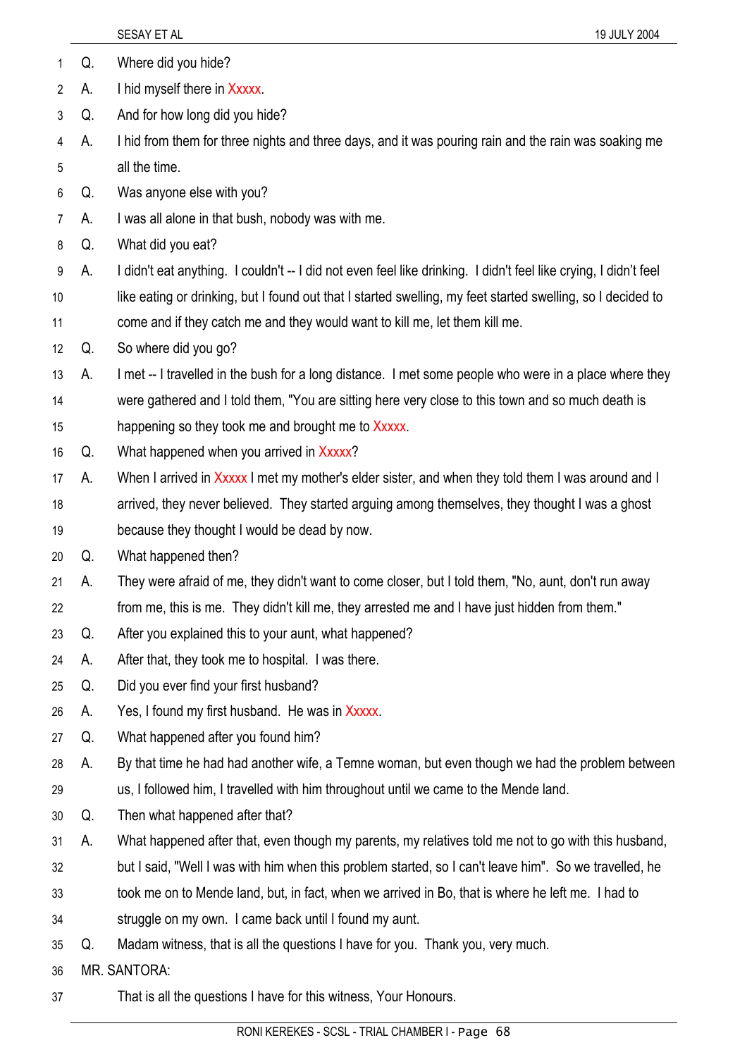Q. Where did you hide?

A. I hid myself there in Xxxxx.

Q. And for how long did you hide?

A. I hid from them for three nights and three days, and it was pouring rain and the rain was soaking me all the time.

Q. Was anyone else with you?

A. I was all alone in that bush, nobody was with me.

Q. What did you eat?

A. I didn't eat anything. I couldn't -- I did not even feel like drinking. I didn't feel like crying, I didn't feel like eating or drinking, but I found out that I started swelling, my feet started swelling, so I decided to come and if they catch me and they would want to kill me, let them kill me.

Q. So where did you go?

A. I met -- I travelled in the bush for a long distance. I met some people who were in a place where they were gathered and I told them, "You are sitting here very close to this town and so much death is happening so they took me and brought me to Xxxxx.

Q. What happened when you arrived in Xxxxx?

A. When I arrived in Xxxxx I met my mother's elder sister, and when they told them I was around and I arrived, they never believed. They started arguing among themselves, they thought I was a ghost because they thought I would be dead by now.

Q. What happened then?

A. They were afraid of me, they didn't want to come closer, but I told them, "No, aunt, don't run away from me, this is me. They didn't kill me, they arrested me and I have just hidden from them."

Q. After you explained this to your aunt, what happened?

A. After that, they took me to hospital. I was there.

Q. Did you ever find your first husband?

A. Yes, I found my first husband. He was in Xxxxx.

Q. What happened after you found him?

A. By that time he had had another wife, a Temne woman, but even though we had the problem between us, I followed him, I travelled with him throughout until we came to the Mende land.

Q. Then what happened after that?

A. What happened after that, even though my parents, my relatives told me not to go with this husband, but I said, "Well I was with him when this problem started, so I can't leave him". So we travelled, he took me on to Mende land, but, in fact, when we arrived in Bo, that is where he left me. I had to struggle on my own. I came back until I found my aunt.

Q. Madam witness, that is all the questions I have for you. Thank you, very much.

MR. SANTORA:

That is all the questions I have for this witness, Your Honours.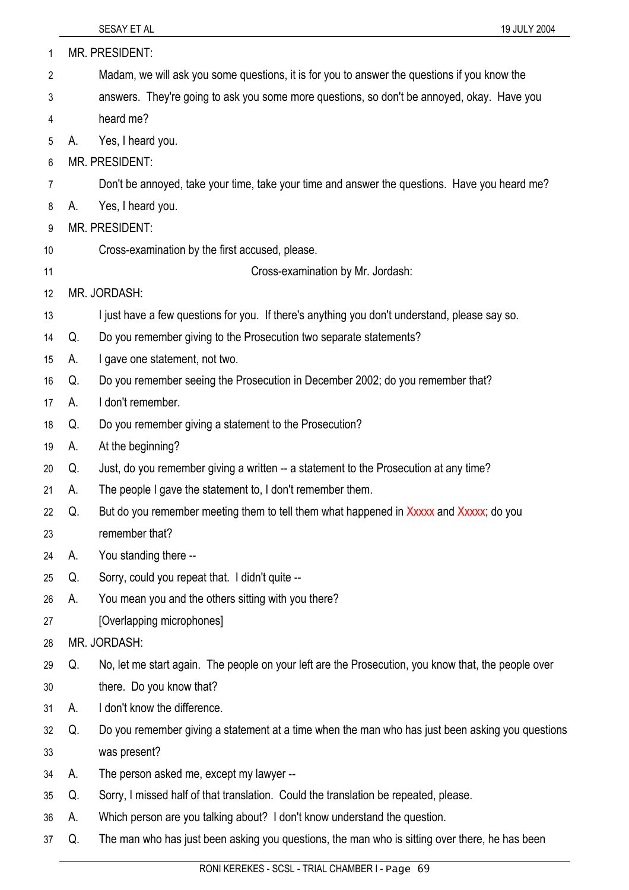MR. PRESIDENT:

Madam, we will ask you some questions, it is for you to answer the questions if you know the answers. They're going to ask you some more questions, so don't be annoyed, okay. Have you heard me?

A. Yes, I heard you.

MR. PRESIDENT:

Don't be annoyed, take your time, take your time and answer the questions. Have you heard me?

A. Yes, I heard you.

MR. PRESIDENT:

Cross-examination by the first accused, please.

Cross-examination by Mr. Jordash:

MR. JORDASH:

I just have a few questions for you. If there's anything you don't understand, please say so.

Q. Do you remember giving to the Prosecution two separate statements?

A. I gave one statement, not two.

Q. Do you remember seeing the Prosecution in December 2002; do you remember that?

A. I don't remember.

Q. Do you remember giving a statement to the Prosecution?

A. At the beginning?

Q. Just, do you remember giving a written -- a statement to the Prosecution at any time?

A. The people I gave the statement to, I don't remember them.

Q. But do you remember meeting them to tell them what happened in Xxxxx and Xxxxx; do you remember that?

A. You standing there --

Q. Sorry, could you repeat that. I didn't quite --

A. You mean you and the others sitting with you there?

[Overlapping microphones]

MR. JORDASH:

Q. No, let me start again. The people on your left are the Prosecution, you know that, the people over there. Do you know that?

A. I don't know the difference.

Q. Do you remember giving a statement at a time when the man who has just been asking you questions was present?

A. The person asked me, except my lawyer --

Q. Sorry, I missed half of that translation. Could the translation be repeated, please.

A. Which person are you talking about? I don't know understand the question.

Q. The man who has just been asking you questions, the man who is sitting over there, he has been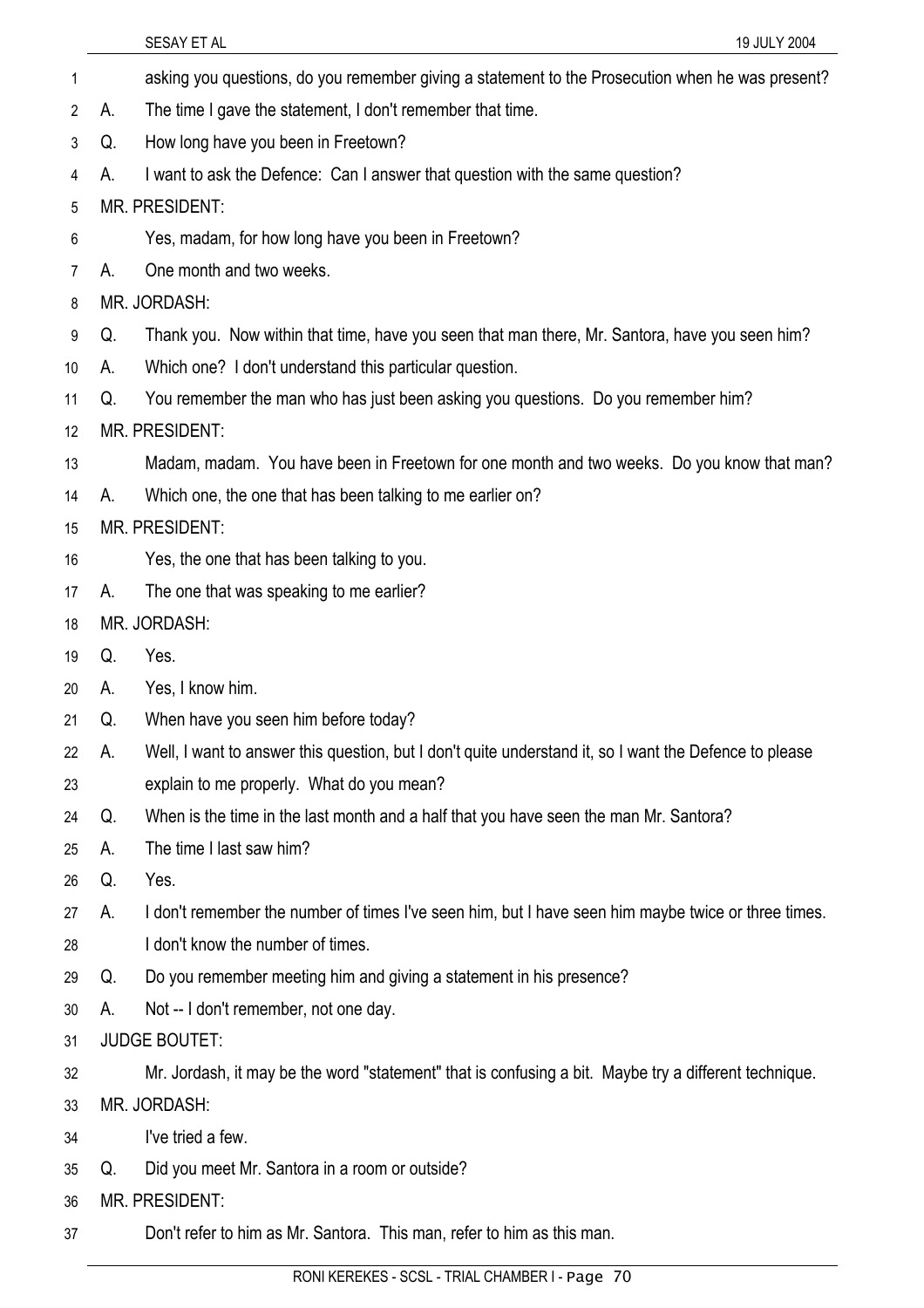asking you questions, do you remember giving a statement to the Prosecution when he was present?

A. The time I gave the statement, I don't remember that time.

Q. How long have you been in Freetown?

A. I want to ask the Defence: Can I answer that question with the same question?

MR. PRESIDENT:

Yes, madam, for how long have you been in Freetown?

A. One month and two weeks.

MR. JORDASH:

Q. Thank you. Now within that time, have you seen that man there, Mr. Santora, have you seen him?

A. Which one? I don't understand this particular question.

Q. You remember the man who has just been asking you questions. Do you remember him?

MR. PRESIDENT:

Madam, madam. You have been in Freetown for one month and two weeks. Do you know that man?

A. Which one, the one that has been talking to me earlier on?

MR. PRESIDENT:

Yes, the one that has been talking to you.

A. The one that was speaking to me earlier?

MR. JORDASH:

Q. Yes.

A. Yes, I know him.

Q. When have you seen him before today?

A. Well, I want to answer this question, but I don't quite understand it, so I want the Defence to please explain to me properly. What do you mean?

Q. When is the time in the last month and a half that you have seen the man Mr. Santora?

A. The time I last saw him?

Q. Yes.

A. I don't remember the number of times I've seen him, but I have seen him maybe twice or three times. I don't know the number of times.

Q. Do you remember meeting him and giving a statement in his presence?

A. Not -- I don't remember, not one day.

JUDGE BOUTET:

Mr. Jordash, it may be the word "statement" that is confusing a bit. Maybe try a different technique.

MR. JORDASH:

I've tried a few.

Q. Did you meet Mr. Santora in a room or outside?

MR. PRESIDENT:

Don't refer to him as Mr. Santora. This man, refer to him as this man.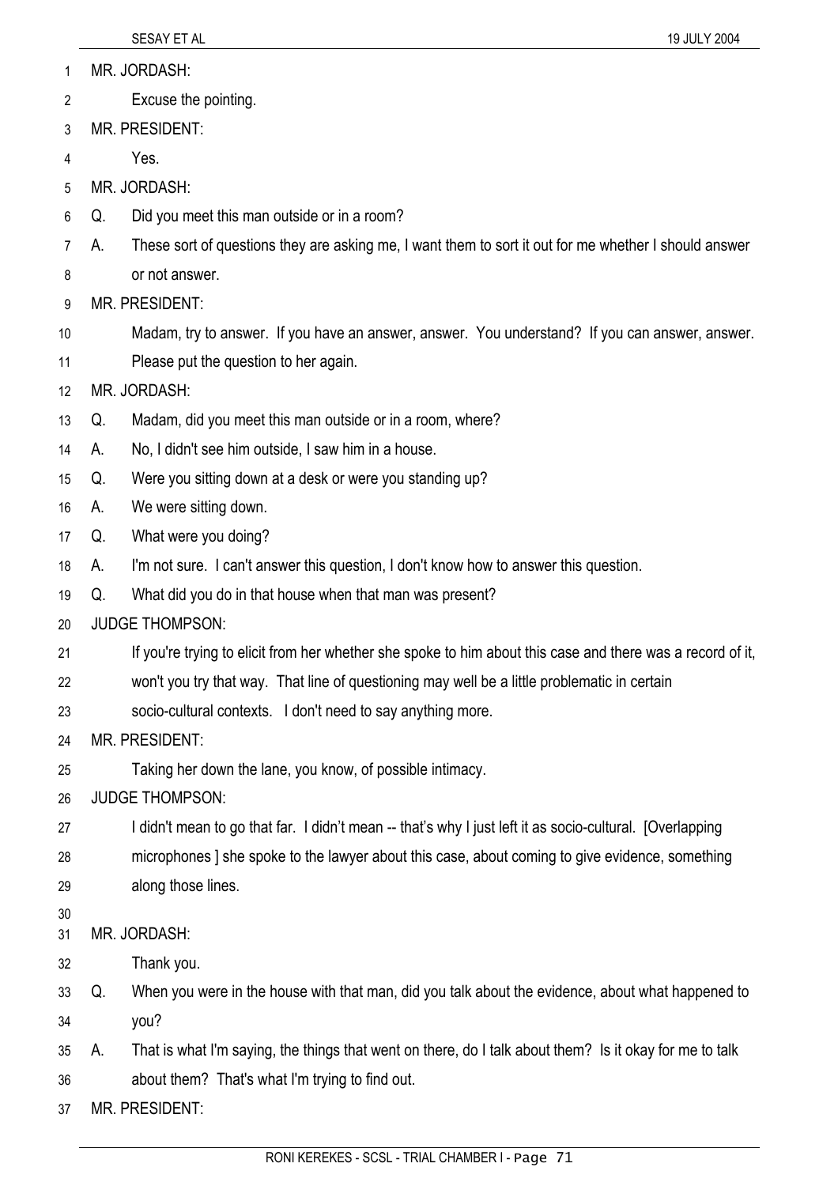MR. JORDASH:

Excuse the pointing.

MR. PRESIDENT:

Yes.

MR. JORDASH:

Q. Did you meet this man outside or in a room?

A. These sort of questions they are asking me, I want them to sort it out for me whether I should answer or not answer.

MR. PRESIDENT:

Madam, try to answer. If you have an answer, answer. You understand? If you can answer, answer. Please put the question to her again.

MR. JORDASH:

Q. Madam, did you meet this man outside or in a room, where?

A. No, I didn't see him outside, I saw him in a house.

Q. Were you sitting down at a desk or were you standing up?

A. We were sitting down.

Q. What were you doing?

A. I'm not sure. I can't answer this question, I don't know how to answer this question.

Q. What did you do in that house when that man was present?

JUDGE THOMPSON:

If you're trying to elicit from her whether she spoke to him about this case and there was a record of it, won't you try that way. That line of questioning may well be a little problematic in certain socio-cultural contexts. I don't need to say anything more.

MR. PRESIDENT:

Taking her down the lane, you know, of possible intimacy.

JUDGE THOMPSON:

I didn't mean to go that far. I didn't mean -- that's why I just left it as socio-cultural. [Overlapping microphones ] she spoke to the lawyer about this case, about coming to give evidence, something along those lines.

MR. JORDASH:

Thank you.

Q. When you were in the house with that man, did you talk about the evidence, about what happened to you?

A. That is what I'm saying, the things that went on there, do I talk about them? Is it okay for me to talk about them? That's what I'm trying to find out.

MR. PRESIDENT: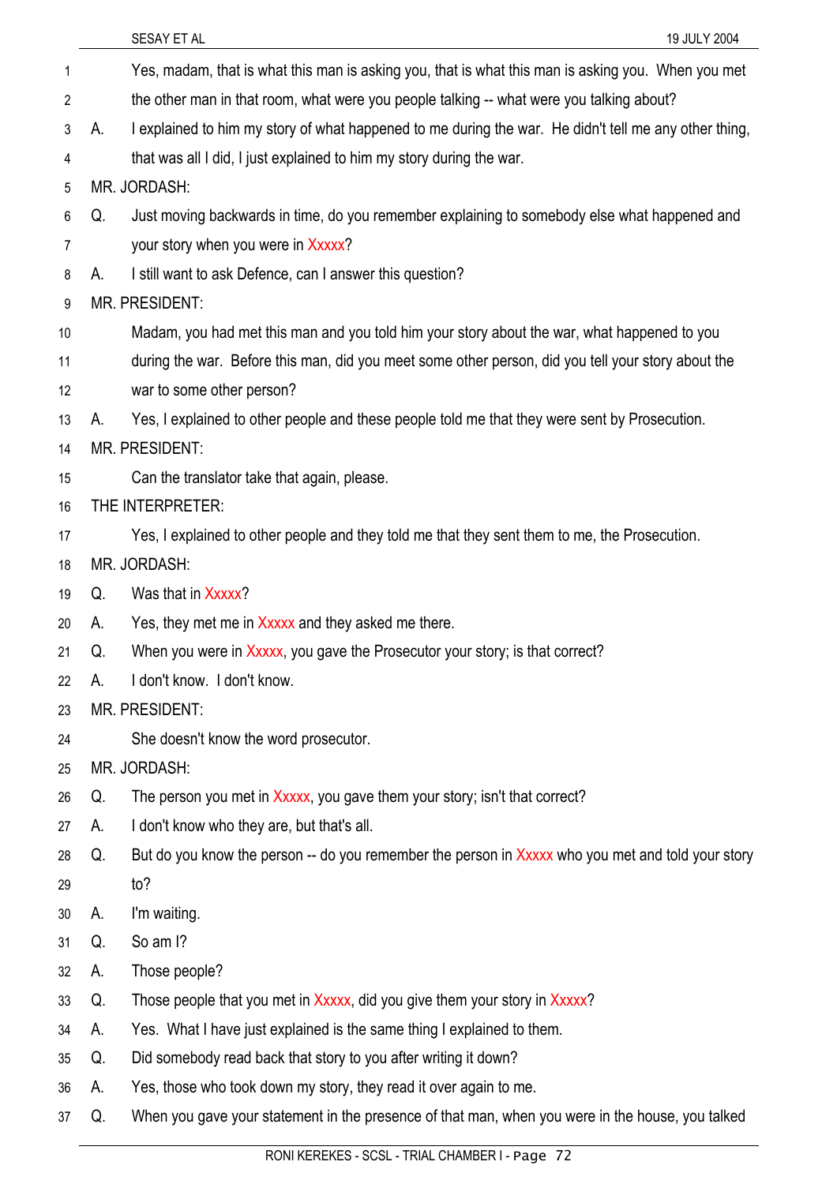Yes, madam, that is what this man is asking you, that is what this man is asking you. When you met the other man in that room, what were you people talking -- what were you talking about?

A. I explained to him my story of what happened to me during the war. He didn't tell me any other thing, that was all I did, I just explained to him my story during the war.

MR. JORDASH:

Q. Just moving backwards in time, do you remember explaining to somebody else what happened and your story when you were in Xxxxx?

A. I still want to ask Defence, can I answer this question?

MR. PRESIDENT:

Madam, you had met this man and you told him your story about the war, what happened to you during the war. Before this man, did you meet some other person, did you tell your story about the war to some other person?

A. Yes, I explained to other people and these people told me that they were sent by Prosecution.

MR. PRESIDENT:

Can the translator take that again, please.

THE INTERPRETER:

Yes, I explained to other people and they told me that they sent them to me, the Prosecution.

MR. JORDASH:

Q. Was that in Xxxxx?

A. Yes, they met me in Xxxxx and they asked me there.

Q. When you were in Xxxxx, you gave the Prosecutor your story; is that correct?

A. I don't know. I don't know.

MR. PRESIDENT:

She doesn't know the word prosecutor.

MR. JORDASH:

Q. The person you met in Xxxxx, you gave them your story; isn't that correct?

A. I don't know who they are, but that's all.

Q. But do you know the person -- do you remember the person in Xxxxx who you met and told your story to?

A. I'm waiting.

Q. So am I?

A. Those people?

Q. Those people that you met in Xxxxx, did you give them your story in Xxxxx?

A. Yes. What I have just explained is the same thing I explained to them.

Q. Did somebody read back that story to you after writing it down?

A. Yes, those who took down my story, they read it over again to me.

Q. When you gave your statement in the presence of that man, when you were in the house, you talked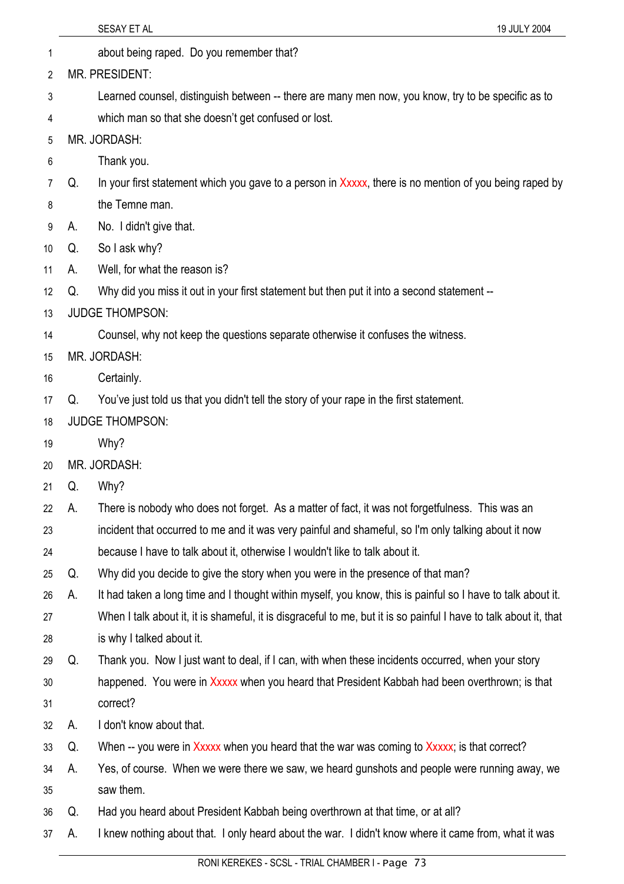about being raped. Do you remember that?

MR. PRESIDENT:

Learned counsel, distinguish between -- there are many men now, you know, try to be specific as to which man so that she doesn't get confused or lost.

MR. JORDASH:

Thank you.

Q. In your first statement which you gave to a person in Xxxxx, there is no mention of you being raped by the Temne man.

A. No. I didn't give that.

Q. So I ask why?

A. Well, for what the reason is?

Q. Why did you miss it out in your first statement but then put it into a second statement --

JUDGE THOMPSON:

Counsel, why not keep the questions separate otherwise it confuses the witness.

MR. JORDASH:

Certainly.

Q. You've just told us that you didn't tell the story of your rape in the first statement.

JUDGE THOMPSON:

Why?

MR. JORDASH:

Q. Why?

A. There is nobody who does not forget. As a matter of fact, it was not forgetfulness. This was an incident that occurred to me and it was very painful and shameful, so I'm only talking about it now because I have to talk about it, otherwise I wouldn't like to talk about it.

Q. Why did you decide to give the story when you were in the presence of that man?

A. It had taken a long time and I thought within myself, you know, this is painful so I have to talk about it. When I talk about it, it is shameful, it is disgraceful to me, but it is so painful I have to talk about it, that is why I talked about it.

Q. Thank you. Now I just want to deal, if I can, with when these incidents occurred, when your story happened. You were in Xxxxx when you heard that President Kabbah had been overthrown; is that correct?

A. I don't know about that.

Q. When -- you were in Xxxxx when you heard that the war was coming to Xxxxx; is that correct?

A. Yes, of course. When we were there we saw, we heard gunshots and people were running away, we saw them.

Q. Had you heard about President Kabbah being overthrown at that time, or at all?

A. I knew nothing about that. I only heard about the war. I didn't know where it came from, what it was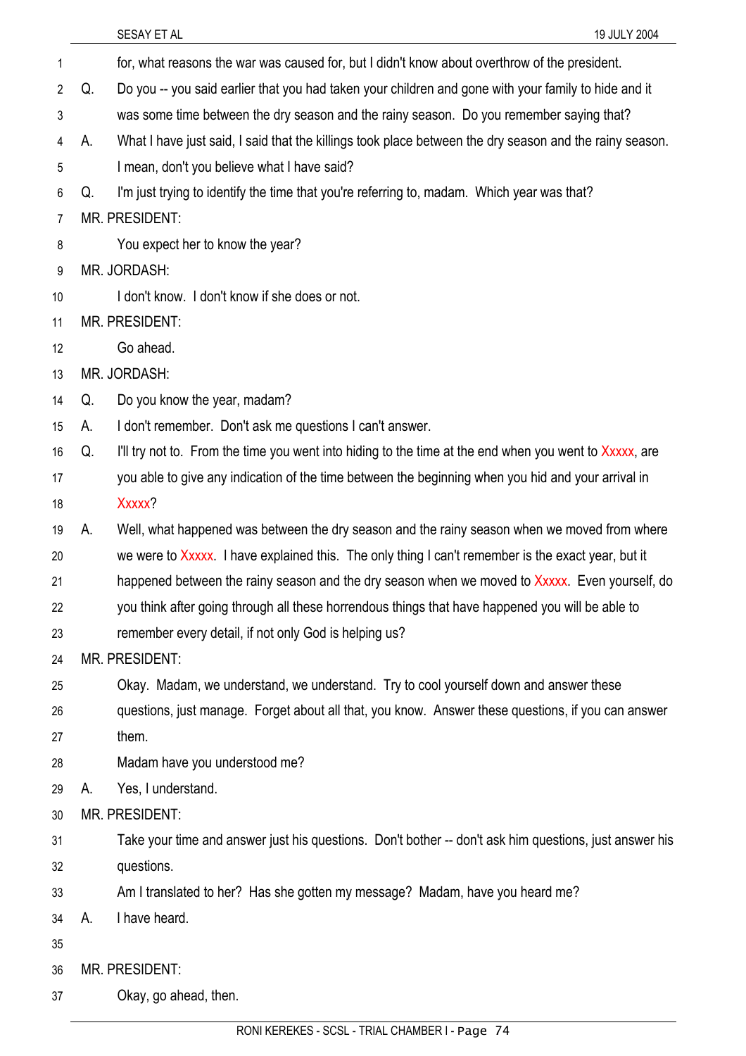for, what reasons the war was caused for, but I didn't know about overthrow of the president.

Q. Do you -- you said earlier that you had taken your children and gone with your family to hide and it was some time between the dry season and the rainy season. Do you remember saying that?

A. What I have just said, I said that the killings took place between the dry season and the rainy season. I mean, don't you believe what I have said?

Q. I'm just trying to identify the time that you're referring to, madam. Which year was that?

MR. PRESIDENT:

You expect her to know the year?

MR. JORDASH:

I don't know. I don't know if she does or not.

MR. PRESIDENT:

Go ahead.

MR. JORDASH:

Q. Do you know the year, madam?

A. I don't remember. Don't ask me questions I can't answer.

Q. I'll try not to. From the time you went into hiding to the time at the end when you went to Xxxxx, are you able to give any indication of the time between the beginning when you hid and your arrival in Xxxxx?

A. Well, what happened was between the dry season and the rainy season when we moved from where we were to Xxxxx. I have explained this. The only thing I can't remember is the exact year, but it happened between the rainy season and the dry season when we moved to Xxxxx. Even yourself, do you think after going through all these horrendous things that have happened you will be able to remember every detail, if not only God is helping us?

MR. PRESIDENT:

Okay. Madam, we understand, we understand. Try to cool yourself down and answer these questions, just manage. Forget about all that, you know. Answer these questions, if you can answer them.

Madam have you understood me?

A. Yes, I understand.

MR. PRESIDENT:

Take your time and answer just his questions. Don't bother -- don't ask him questions, just answer his questions.

Am I translated to her? Has she gotten my message? Madam, have you heard me?

A. I have heard.

MR. PRESIDENT:

Okay, go ahead, then.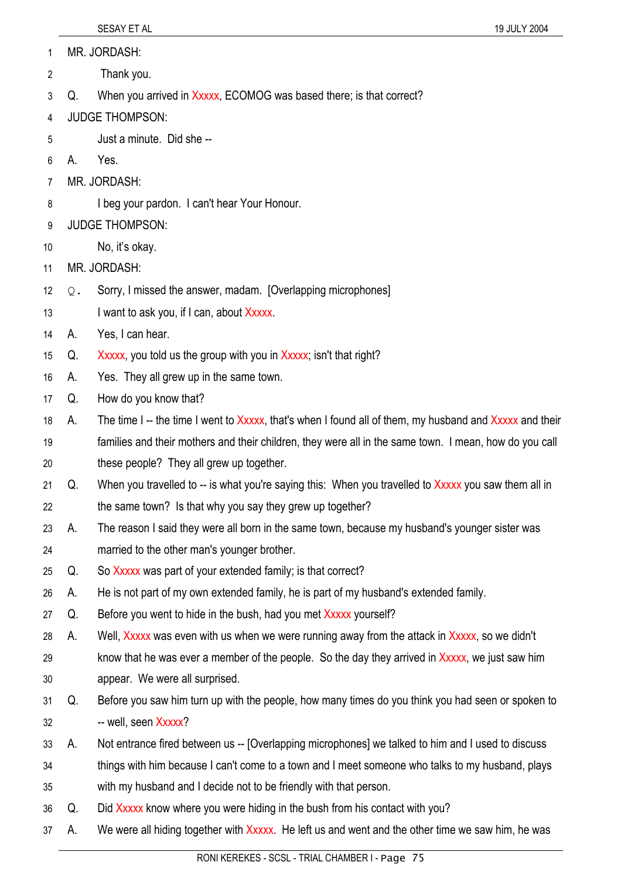1 MR. JORDASH:

2 Thank you.

3 Q. When you arrived in Xxxxx, ECOMOG was based there; is that correct?

4 JUDGE THOMPSON:

5 Just a minute. Did she --

6 A. Yes.

7 MR. JORDASH:

8 I beg your pardon. I can't hear Your Honour.

9 JUDGE THOMPSON:

10 No, it's okay.

11 MR. JORDASH:

12 Q. Sorry, I missed the answer, madam. [Overlapping microphones]

13 I want to ask you, if I can, about Xxxxx.

14 A. Yes, I can hear.

15 Q. Xxxxx, you told us the group with you in Xxxxx; isn't that right?

16 A. Yes. They all grew up in the same town.

17 Q. How do you know that?

18 A. The time I -- the time I went to Xxxxx, that's when I found all of them, my husband and Xxxxx and their

19 families and their mothers and their children, they were all in the same town. I mean, how do you call

20 these people? They all grew up together.

21 Q. When you travelled to -- is what you're saying this: When you travelled to Xxxxx you saw them all in

22 the same town? Is that why you say they grew up together?

23 A. The reason I said they were all born in the same town, because my husband's younger sister was

24 married to the other man's younger brother.

25 Q. So Xxxxx was part of your extended family; is that correct?

26 A. He is not part of my own extended family, he is part of my husband's extended family.

27 Q. Before you went to hide in the bush, had you met Xxxxx yourself?

28 A. Well, Xxxxx was even with us when we were running away from the attack in Xxxxx, so we didn't

29 know that he was ever a member of the people. So the day they arrived in Xxxxx, we just saw him

30 appear. We were all surprised.

31 Q. Before you saw him turn up with the people, how many times do you think you had seen or spoken to

32 -- well, seen Xxxxx?

33 A. Not entrance fired between us -- [Overlapping microphones] we talked to him and I used to discuss

34 things with him because I can't come to a town and I meet someone who talks to my husband, plays

35 with my husband and I decide not to be friendly with that person.

36 Q. Did Xxxxx know where you were hiding in the bush from his contact with you?

37 A. We were all hiding together with Xxxxx. He left us and went and the other time we saw him, he was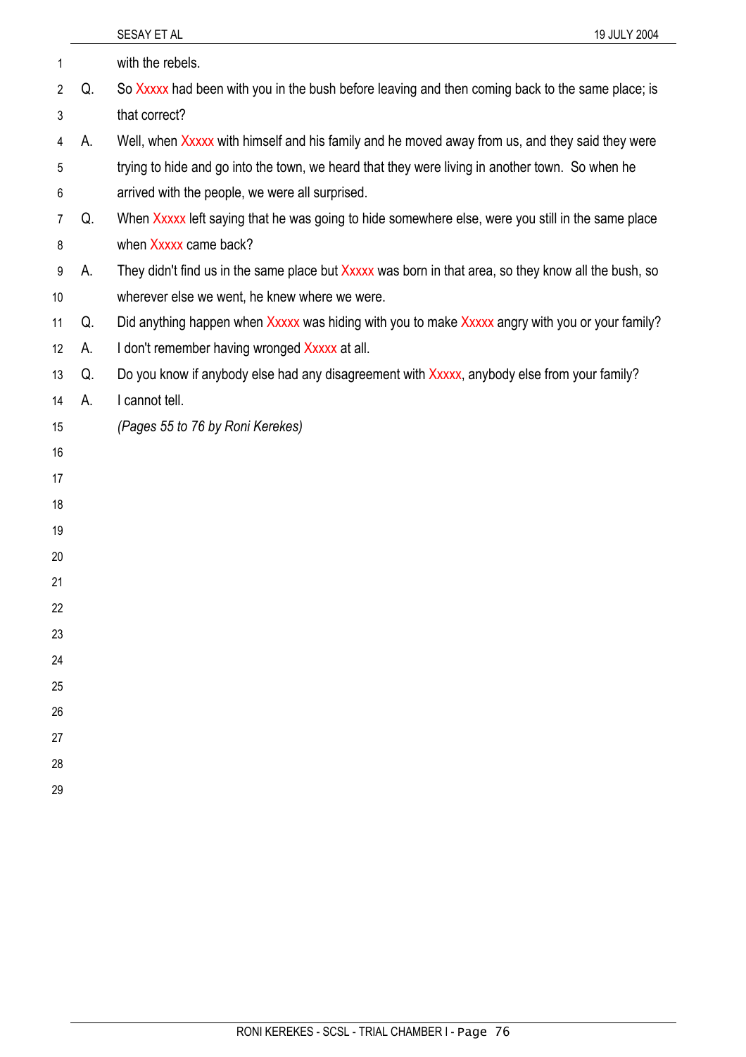with the rebels.

Q. So Xxxxx had been with you in the bush before leaving and then coming back to the same place; is that correct?

A. Well, when Xxxxx with himself and his family and he moved away from us, and they said they were trying to hide and go into the town, we heard that they were living in another town. So when he arrived with the people, we were all surprised.

Q. When Xxxxx left saying that he was going to hide somewhere else, were you still in the same place when Xxxxx came back?

A. They didn't find us in the same place but Xxxxx was born in that area, so they know all the bush, so wherever else we went, he knew where we were.

Q. Did anything happen when Xxxxx was hiding with you to make Xxxxx angry with you or your family?

A. I don't remember having wronged Xxxxx at all.

Q. Do you know if anybody else had any disagreement with Xxxxx, anybody else from your family?

A. I cannot tell.

*(Pages 55 to 76 by Roni Kerekes)*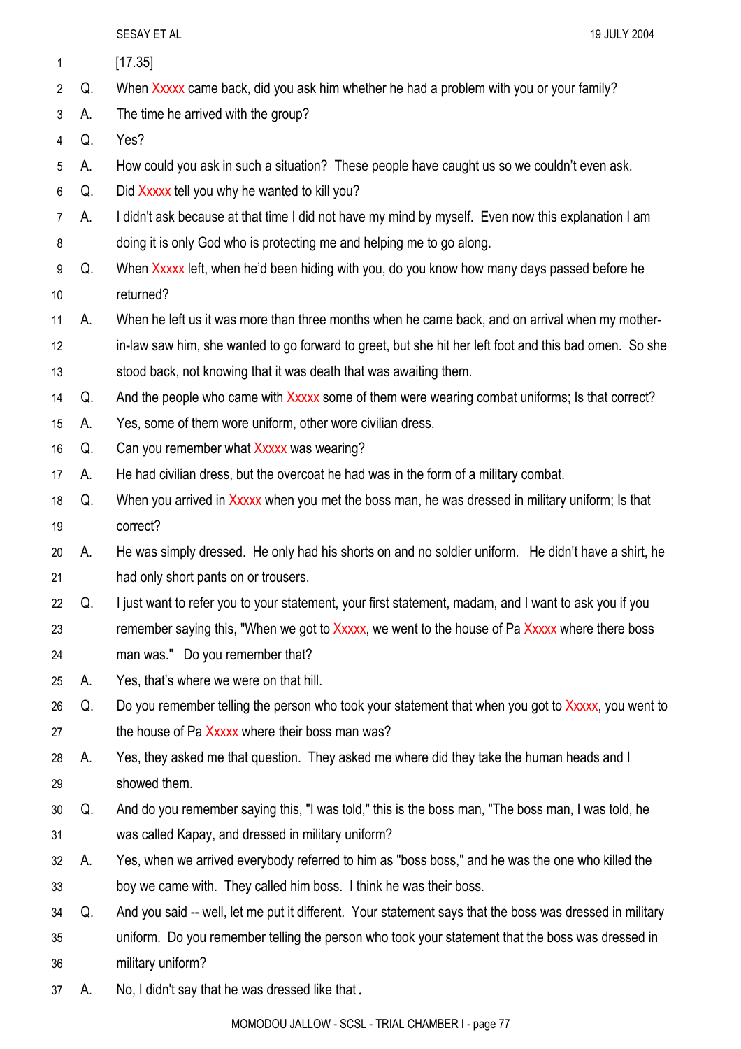[17.35]

Q. When Xxxxx came back, did you ask him whether he had a problem with you or your family?

A. The time he arrived with the group?

Q. Yes?

A. How could you ask in such a situation? These people have caught us so we couldn't even ask.

Q. Did Xxxxx tell you why he wanted to kill you?

A. I didn't ask because at that time I did not have my mind by myself. Even now this explanation I am doing it is only God who is protecting me and helping me to go along.

Q. When Xxxxx left, when he'd been hiding with you, do you know how many days passed before he returned?

A. When he left us it was more than three months when he came back, and on arrival when my mother-in-law saw him, she wanted to go forward to greet, but she hit her left foot and this bad omen. So she stood back, not knowing that it was death that was awaiting them.

Q. And the people who came with Xxxxx some of them were wearing combat uniforms; Is that correct?

A. Yes, some of them wore uniform, other wore civilian dress.

Q. Can you remember what Xxxxx was wearing?

A. He had civilian dress, but the overcoat he had was in the form of a military combat.

Q. When you arrived in Xxxxx when you met the boss man, he was dressed in military uniform; Is that correct?

A. He was simply dressed. He only had his shorts on and no soldier uniform. He didn't have a shirt, he had only short pants on or trousers.

Q. I just want to refer you to your statement, your first statement, madam, and I want to ask you if you remember saying this, "When we got to Xxxxx, we went to the house of Pa Xxxxx where there boss man was." Do you remember that?

A. Yes, that's where we were on that hill.

Q. Do you remember telling the person who took your statement that when you got to Xxxxx, you went to the house of Pa Xxxxx where their boss man was?

A. Yes, they asked me that question. They asked me where did they take the human heads and I showed them.

Q. And do you remember saying this, "I was told," this is the boss man, "The boss man, I was told, he was called Kapay, and dressed in military uniform?

A. Yes, when we arrived everybody referred to him as "boss boss," and he was the one who killed the boy we came with. They called him boss. I think he was their boss.

Q. And you said -- well, let me put it different. Your statement says that the boss was dressed in military uniform. Do you remember telling the person who took your statement that the boss was dressed in military uniform?

A. No, I didn't say that he was dressed like that.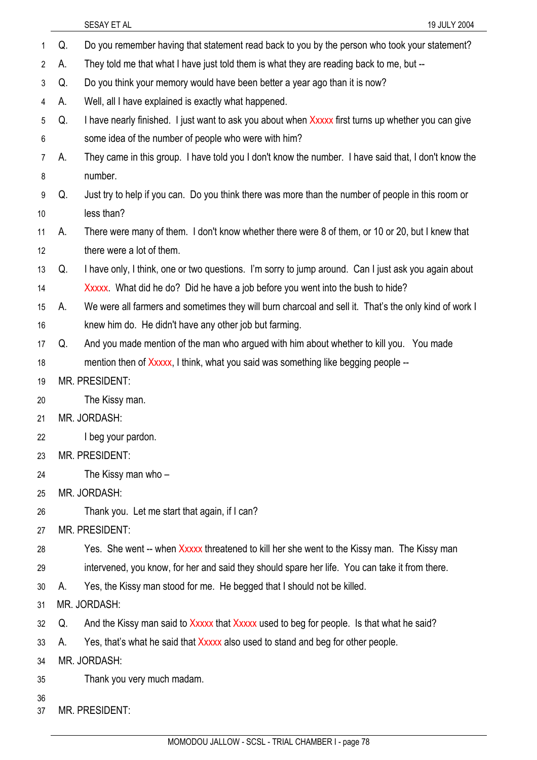Q. Do you remember having that statement read back to you by the person who took your statement?

A. They told me that what I have just told them is what they are reading back to me, but --

Q. Do you think your memory would have been better a year ago than it is now?

A. Well, all I have explained is exactly what happened.

Q. I have nearly finished. I just want to ask you about when Xxxxx first turns up whether you can give some idea of the number of people who were with him?

A. They came in this group. I have told you I don't know the number. I have said that, I don't know the number.

Q. Just try to help if you can. Do you think there was more than the number of people in this room or less than?

A. There were many of them. I don't know whether there were 8 of them, or 10 or 20, but I knew that there were a lot of them.

Q. I have only, I think, one or two questions. I'm sorry to jump around. Can I just ask you again about Xxxxx. What did he do? Did he have a job before you went into the bush to hide?

A. We were all farmers and sometimes they will burn charcoal and sell it. That's the only kind of work I knew him do. He didn't have any other job but farming.

Q. And you made mention of the man who argued with him about whether to kill you. You made mention then of Xxxxx, I think, what you said was something like begging people --

MR. PRESIDENT:

The Kissy man.

MR. JORDASH:

I beg your pardon.

MR. PRESIDENT:

The Kissy man who –

MR. JORDASH:

Thank you. Let me start that again, if I can?

MR. PRESIDENT:

Yes. She went -- when Xxxxx threatened to kill her she went to the Kissy man. The Kissy man intervened, you know, for her and said they should spare her life. You can take it from there.

A. Yes, the Kissy man stood for me. He begged that I should not be killed.

MR. JORDASH:

Q. And the Kissy man said to Xxxxx that Xxxxx used to beg for people. Is that what he said?

A. Yes, that's what he said that Xxxxx also used to stand and beg for other people.

MR. JORDASH:

Thank you very much madam.

MR. PRESIDENT: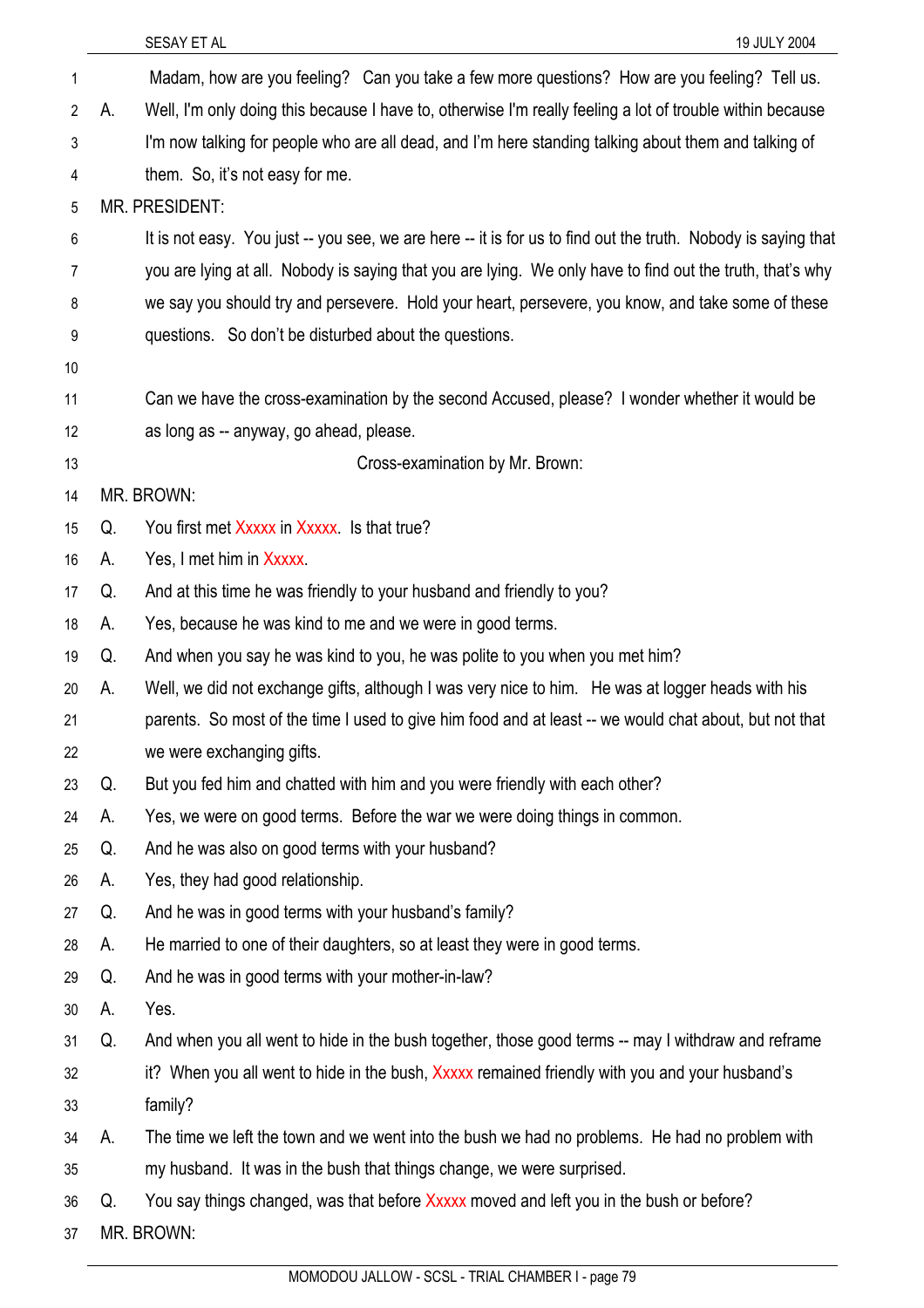Madam, how are you feeling? Can you take a few more questions? How are you feeling? Tell us.

A. Well, I'm only doing this because I have to, otherwise I'm really feeling a lot of trouble within because I'm now talking for people who are all dead, and I'm here standing talking about them and talking of them. So, it's not easy for me.

MR. PRESIDENT:

It is not easy. You just -- you see, we are here -- it is for us to find out the truth. Nobody is saying that you are lying at all. Nobody is saying that you are lying. We only have to find out the truth, that's why we say you should try and persevere. Hold your heart, persevere, you know, and take some of these questions. So don't be disturbed about the questions.

Can we have the cross-examination by the second Accused, please? I wonder whether it would be as long as -- anyway, go ahead, please.

**Cross-examination by Mr. Brown:**

MR. BROWN:

Q. You first met Xxxxx in Xxxxx. Is that true?

A. Yes, I met him in Xxxxx.

Q. And at this time he was friendly to your husband and friendly to you?

A. Yes, because he was kind to me and we were in good terms.

Q. And when you say he was kind to you, he was polite to you when you met him?

A. Well, we did not exchange gifts, although I was very nice to him. He was at logger heads with his parents. So most of the time I used to give him food and at least -- we would chat about, but not that we were exchanging gifts.

Q. But you fed him and chatted with him and you were friendly with each other?

A. Yes, we were on good terms. Before the war we were doing things in common.

Q. And he was also on good terms with your husband?

A. Yes, they had good relationship.

Q. And he was in good terms with your husband's family?

A. He married to one of their daughters, so at least they were in good terms.

Q. And he was in good terms with your mother-in-law?

A. Yes.

Q. And when you all went to hide in the bush together, those good terms -- may I withdraw and reframe it? When you all went to hide in the bush, Xxxxx remained friendly with you and your husband's family?

A. The time we left the town and we went into the bush we had no problems. He had no problem with my husband. It was in the bush that things change, we were surprised.

Q. You say things changed, was that before Xxxxx moved and left you in the bush or before?

MR. BROWN: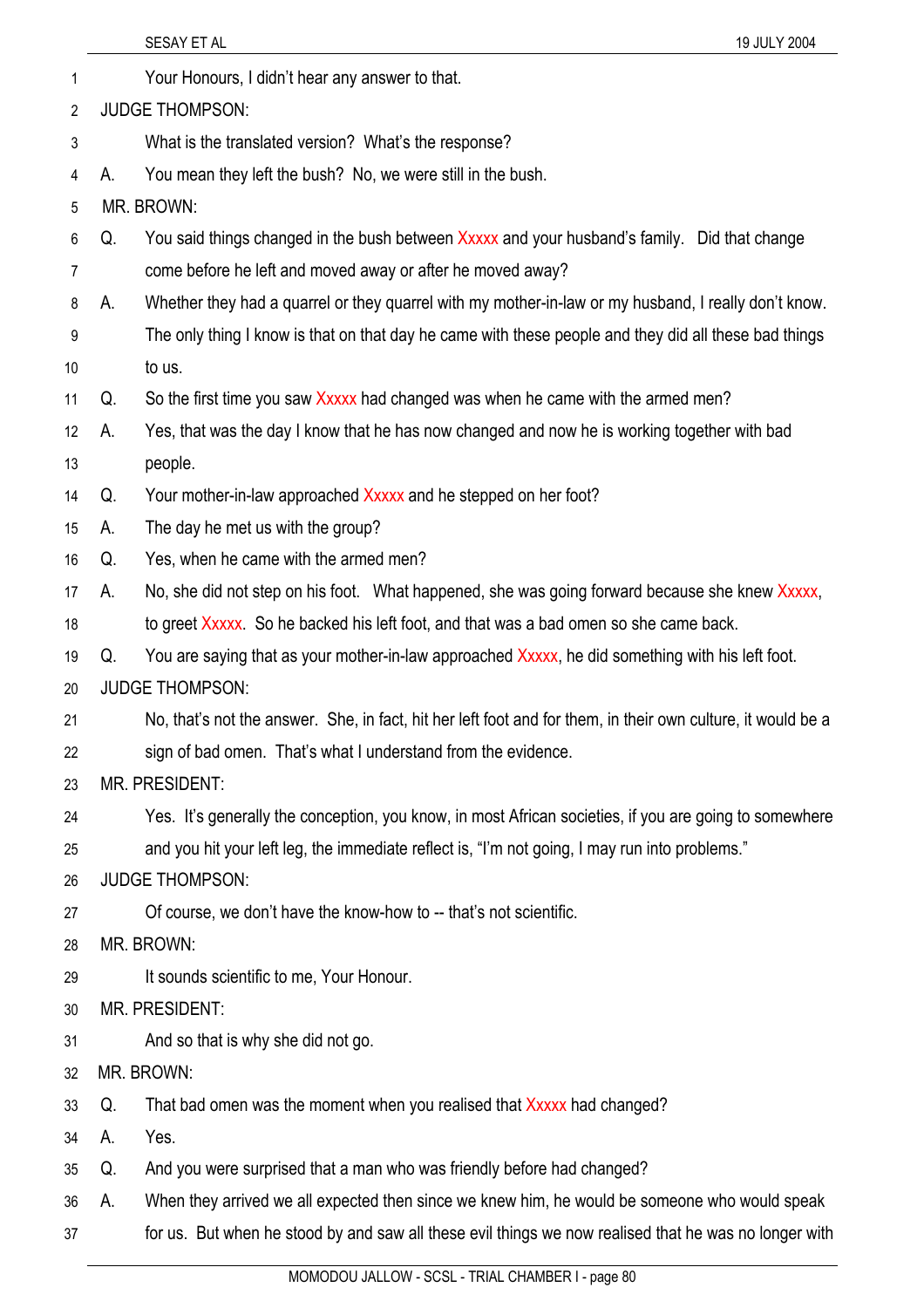Your Honours, I didn't hear any answer to that.

JUDGE THOMPSON:

What is the translated version? What's the response?

A. You mean they left the bush? No, we were still in the bush.

MR. BROWN:

Q. You said things changed in the bush between Xxxxx and your husband's family. Did that change come before he left and moved away or after he moved away?

A. Whether they had a quarrel or they quarrel with my mother-in-law or my husband, I really don't know. The only thing I know is that on that day he came with these people and they did all these bad things to us.

Q. So the first time you saw Xxxxx had changed was when he came with the armed men?

A. Yes, that was the day I know that he has now changed and now he is working together with bad people.

Q. Your mother-in-law approached Xxxxx and he stepped on her foot?

A. The day he met us with the group?

Q. Yes, when he came with the armed men?

A. No, she did not step on his foot. What happened, she was going forward because she knew Xxxxx, to greet Xxxxx. So he backed his left foot, and that was a bad omen so she came back.

Q. You are saying that as your mother-in-law approached Xxxxx, he did something with his left foot.

JUDGE THOMPSON:

No, that's not the answer. She, in fact, hit her left foot and for them, in their own culture, it would be a sign of bad omen. That's what I understand from the evidence.

MR. PRESIDENT:

Yes. It's generally the conception, you know, in most African societies, if you are going to somewhere and you hit your left leg, the immediate reflect is, "I'm not going, I may run into problems."

JUDGE THOMPSON:

Of course, we don't have the know-how to -- that's not scientific.

MR. BROWN:

It sounds scientific to me, Your Honour.

MR. PRESIDENT:

And so that is why she did not go.

MR. BROWN:

Q. That bad omen was the moment when you realised that Xxxxx had changed?

A. Yes.

Q. And you were surprised that a man who was friendly before had changed?

A. When they arrived we all expected then since we knew him, he would be someone who would speak for us. But when he stood by and saw all these evil things we now realised that he was no longer with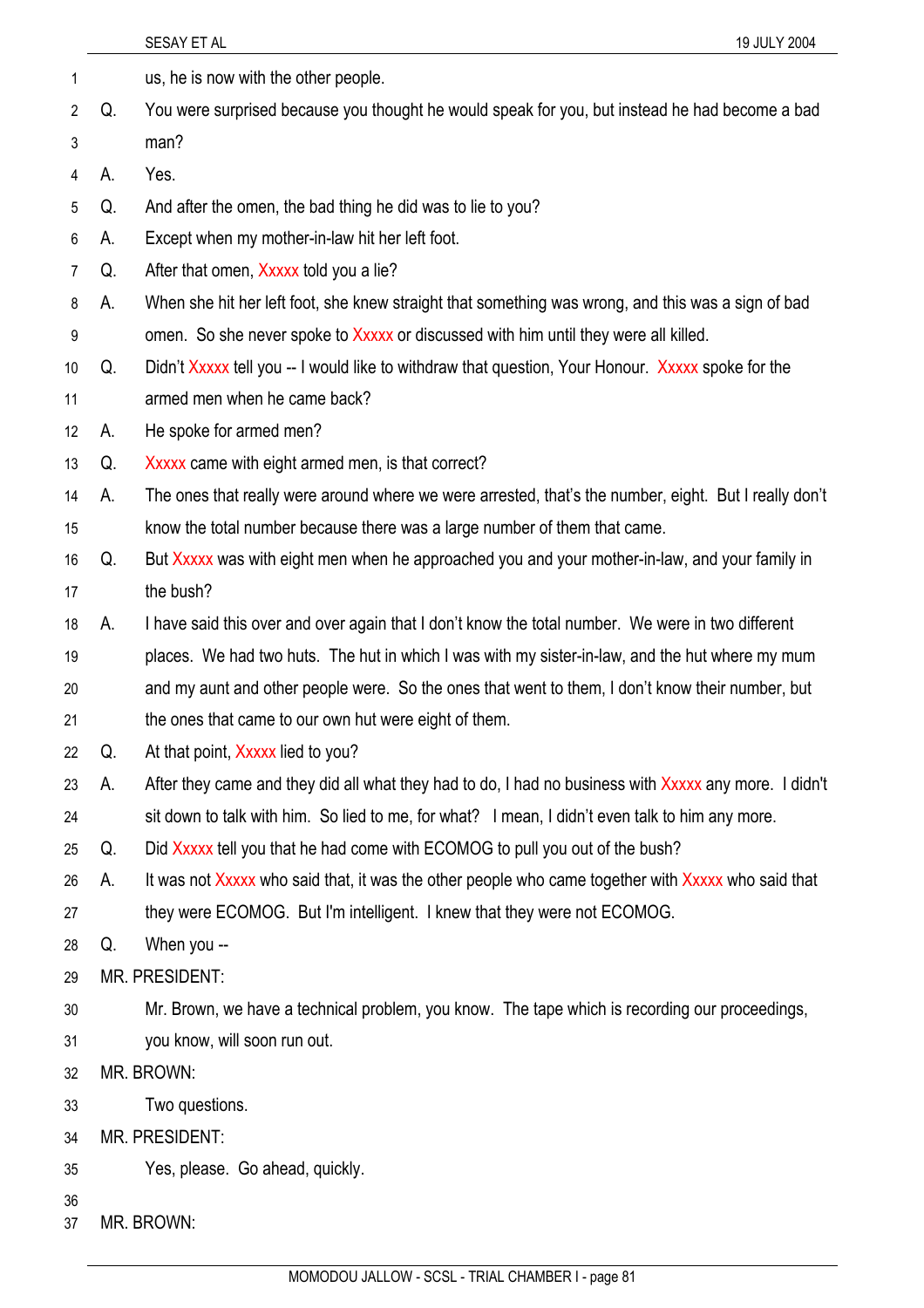us, he is now with the other people.

Q. You were surprised because you thought he would speak for you, but instead he had become a bad man?

A. Yes.

Q. And after the omen, the bad thing he did was to lie to you?

A. Except when my mother-in-law hit her left foot.

Q. After that omen, Xxxxx told you a lie?

A. When she hit her left foot, she knew straight that something was wrong, and this was a sign of bad omen. So she never spoke to Xxxxx or discussed with him until they were all killed.

Q. Didn't Xxxxx tell you -- I would like to withdraw that question, Your Honour. Xxxxx spoke for the armed men when he came back?

A. He spoke for armed men?

Q. Xxxxx came with eight armed men, is that correct?

A. The ones that really were around where we were arrested, that's the number, eight. But I really don't know the total number because there was a large number of them that came.

Q. But Xxxxx was with eight men when he approached you and your mother-in-law, and your family in the bush?

A. I have said this over and over again that I don't know the total number. We were in two different places. We had two huts. The hut in which I was with my sister-in-law, and the hut where my mum and my aunt and other people were. So the ones that went to them, I don't know their number, but the ones that came to our own hut were eight of them.

Q. At that point, Xxxxx lied to you?

A. After they came and they did all what they had to do, I had no business with Xxxxx any more. I didn't sit down to talk with him. So lied to me, for what? I mean, I didn't even talk to him any more.

Q. Did Xxxxx tell you that he had come with ECOMOG to pull you out of the bush?

A. It was not Xxxxx who said that, it was the other people who came together with Xxxxx who said that they were ECOMOG. But I'm intelligent. I knew that they were not ECOMOG.

Q. When you --

MR. PRESIDENT:

Mr. Brown, we have a technical problem, you know. The tape which is recording our proceedings, you know, will soon run out.

MR. BROWN:

Two questions.

MR. PRESIDENT:

Yes, please. Go ahead, quickly.

MR. BROWN: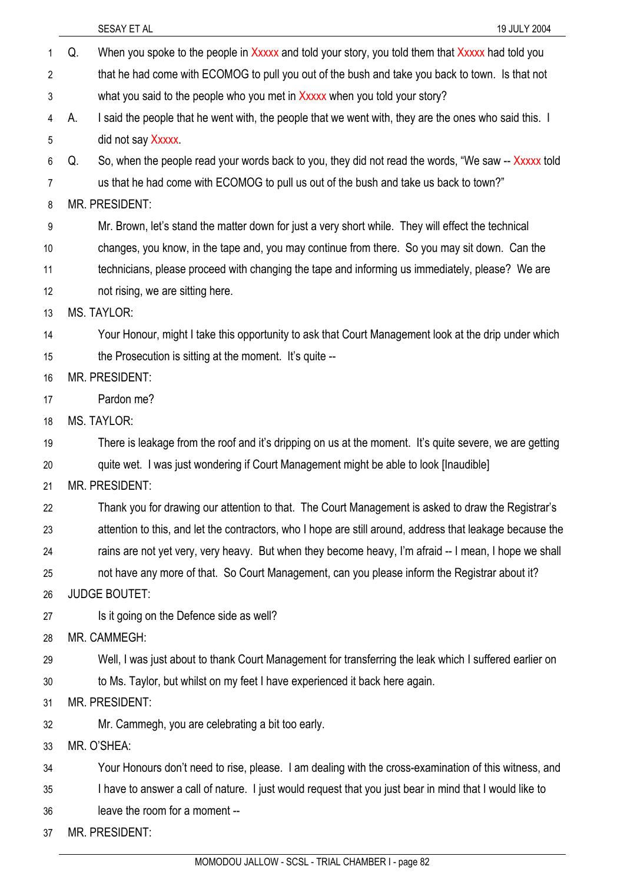Q. When you spoke to the people in Xxxxx and told your story, you told them that Xxxxx had told you that he had come with ECOMOG to pull you out of the bush and take you back to town. Is that not what you said to the people who you met in Xxxxx when you told your story?

A. I said the people that he went with, the people that we went with, they are the ones who said this. I did not say Xxxxx.

Q. So, when the people read your words back to you, they did not read the words, "We saw -- Xxxxx told us that he had come with ECOMOG to pull us out of the bush and take us back to town?"

MR. PRESIDENT:

Mr. Brown, let's stand the matter down for just a very short while. They will effect the technical changes, you know, in the tape and, you may continue from there. So you may sit down. Can the technicians, please proceed with changing the tape and informing us immediately, please? We are not rising, we are sitting here.

MS. TAYLOR:

Your Honour, might I take this opportunity to ask that Court Management look at the drip under which the Prosecution is sitting at the moment. It's quite --

MR. PRESIDENT:

Pardon me?

MS. TAYLOR:

There is leakage from the roof and it's dripping on us at the moment. It's quite severe, we are getting quite wet. I was just wondering if Court Management might be able to look [Inaudible]

MR. PRESIDENT:

Thank you for drawing our attention to that. The Court Management is asked to draw the Registrar's attention to this, and let the contractors, who I hope are still around, address that leakage because the rains are not yet very, very heavy. But when they become heavy, I'm afraid -- I mean, I hope we shall not have any more of that. So Court Management, can you please inform the Registrar about it?

JUDGE BOUTET:

Is it going on the Defence side as well?

MR. CAMMEGH:

Well, I was just about to thank Court Management for transferring the leak which I suffered earlier on to Ms. Taylor, but whilst on my feet I have experienced it back here again.

MR. PRESIDENT:

Mr. Cammegh, you are celebrating a bit too early.

MR. O'SHEA:

Your Honours don't need to rise, please. I am dealing with the cross-examination of this witness, and I have to answer a call of nature. I just would request that you just bear in mind that I would like to leave the room for a moment --

MR. PRESIDENT: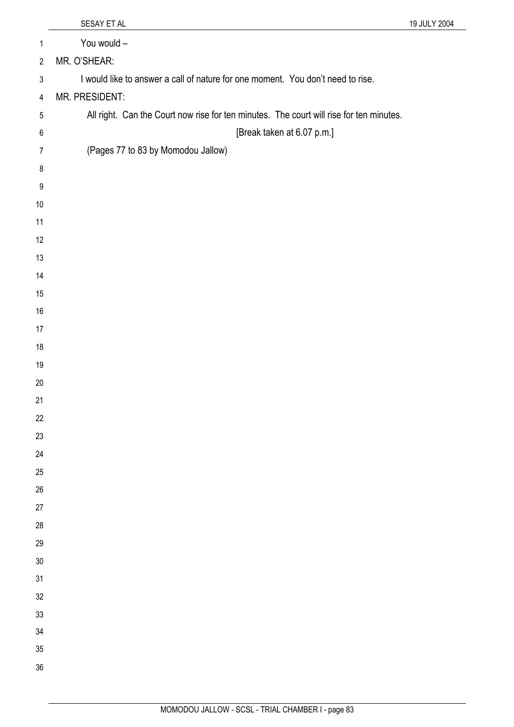You would –

MR. O'SHEAR:

I would like to answer a call of nature for one moment. You don't need to rise.

MR. PRESIDENT:

All right. Can the Court now rise for ten minutes. The court will rise for ten minutes.

[Break taken at 6.07 p.m.]

(Pages 77 to 83 by Momodou Jallow)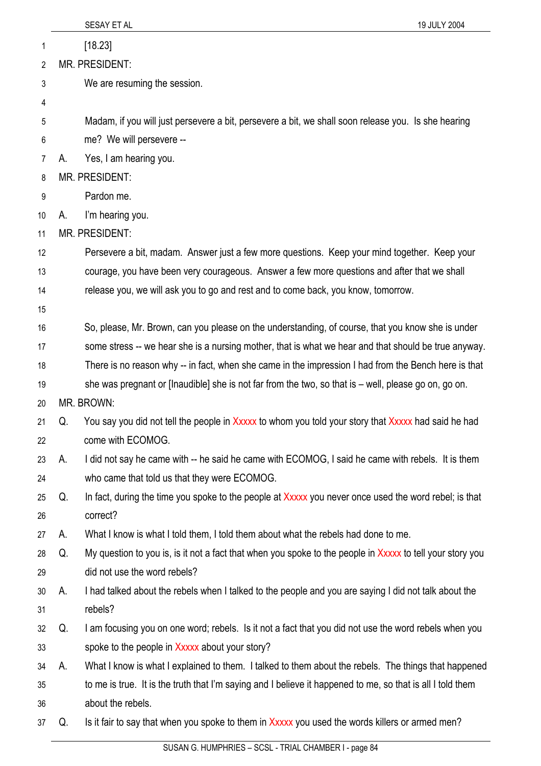[18.23]

MR. PRESIDENT:

We are resuming the session.

Madam, if you will just persevere a bit, persevere a bit, we shall soon release you. Is she hearing me? We will persevere --

A. Yes, I am hearing you.

MR. PRESIDENT:

Pardon me.

A. I'm hearing you.

MR. PRESIDENT:

Persevere a bit, madam. Answer just a few more questions. Keep your mind together. Keep your courage, you have been very courageous. Answer a few more questions and after that we shall release you, we will ask you to go and rest and to come back, you know, tomorrow.

So, please, Mr. Brown, can you please on the understanding, of course, that you know she is under some stress -- we hear she is a nursing mother, that is what we hear and that should be true anyway. There is no reason why -- in fact, when she came in the impression I had from the Bench here is that she was pregnant or [Inaudible] she is not far from the two, so that is – well, please go on, go on.

MR. BROWN:

Q. You say you did not tell the people in Xxxxx to whom you told your story that Xxxxx had said he had come with ECOMOG.

A. I did not say he came with -- he said he came with ECOMOG, I said he came with rebels. It is them who came that told us that they were ECOMOG.

Q. In fact, during the time you spoke to the people at Xxxxx you never once used the word rebel; is that correct?

A. What I know is what I told them, I told them about what the rebels had done to me.

Q. My question to you is, is it not a fact that when you spoke to the people in Xxxxx to tell your story you did not use the word rebels?

A. I had talked about the rebels when I talked to the people and you are saying I did not talk about the rebels?

Q. I am focusing you on one word; rebels. Is it not a fact that you did not use the word rebels when you spoke to the people in Xxxxx about your story?

A. What I know is what I explained to them. I talked to them about the rebels. The things that happened to me is true. It is the truth that I'm saying and I believe it happened to me, so that is all I told them about the rebels.

Q. Is it fair to say that when you spoke to them in Xxxxx you used the words killers or armed men?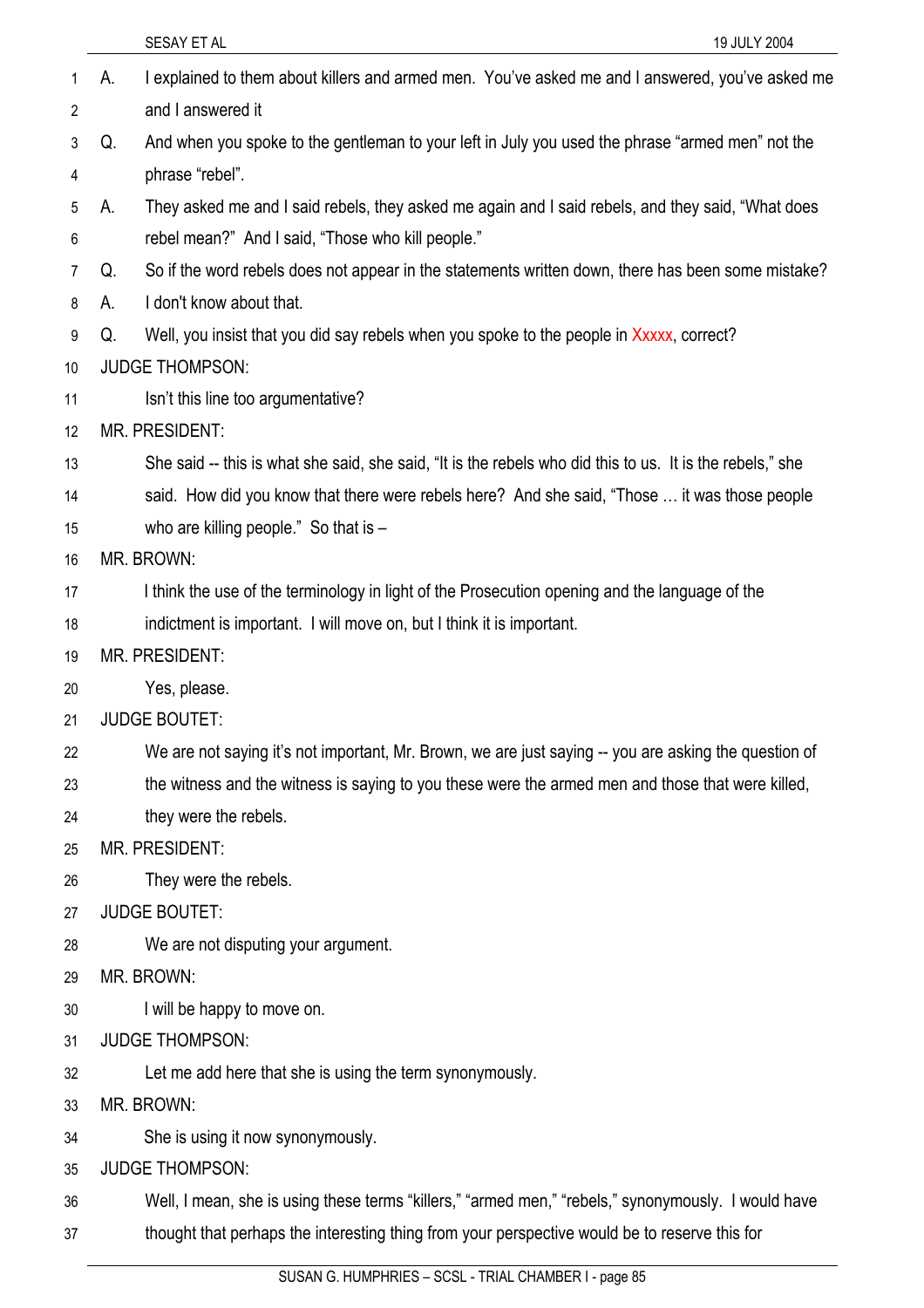A. I explained to them about killers and armed men. You've asked me and I answered, you've asked me and I answered it

Q. And when you spoke to the gentleman to your left in July you used the phrase "armed men" not the phrase "rebel".

A. They asked me and I said rebels, they asked me again and I said rebels, and they said, "What does rebel mean?" And I said, "Those who kill people."

Q. So if the word rebels does not appear in the statements written down, there has been some mistake?

A. I don't know about that.

Q. Well, you insist that you did say rebels when you spoke to the people in Xxxxx, correct?

JUDGE THOMPSON:

Isn't this line too argumentative?

MR. PRESIDENT:

She said -- this is what she said, she said, "It is the rebels who did this to us. It is the rebels," she said. How did you know that there were rebels here? And she said, "Those … it was those people who are killing people." So that is –

MR. BROWN:

I think the use of the terminology in light of the Prosecution opening and the language of the indictment is important. I will move on, but I think it is important.

MR. PRESIDENT:

Yes, please.

JUDGE BOUTET:

We are not saying it's not important, Mr. Brown, we are just saying -- you are asking the question of the witness and the witness is saying to you these were the armed men and those that were killed, they were the rebels.

MR. PRESIDENT:

They were the rebels.

JUDGE BOUTET:

We are not disputing your argument.

MR. BROWN:

I will be happy to move on.

JUDGE THOMPSON:

Let me add here that she is using the term synonymously.

MR. BROWN:

She is using it now synonymously.

JUDGE THOMPSON:

Well, I mean, she is using these terms "killers," "armed men," "rebels," synonymously. I would have thought that perhaps the interesting thing from your perspective would be to reserve this for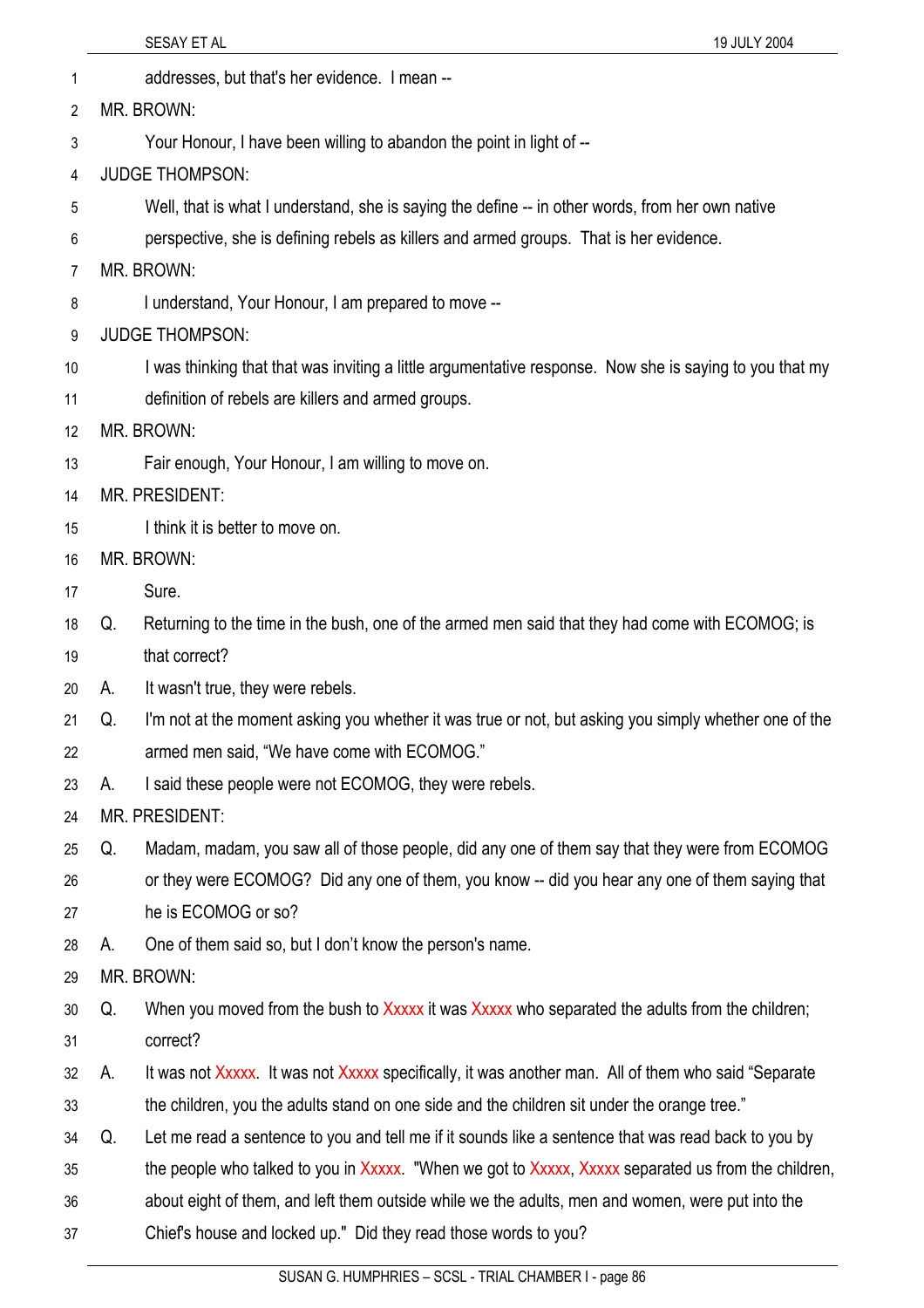addresses, but that's her evidence. I mean --

MR. BROWN:

Your Honour, I have been willing to abandon the point in light of --

JUDGE THOMPSON:

Well, that is what I understand, she is saying the define -- in other words, from her own native perspective, she is defining rebels as killers and armed groups. That is her evidence.

MR. BROWN:

I understand, Your Honour, I am prepared to move --

JUDGE THOMPSON:

I was thinking that that was inviting a little argumentative response. Now she is saying to you that my definition of rebels are killers and armed groups.

MR. BROWN:

Fair enough, Your Honour, I am willing to move on.

MR. PRESIDENT:

I think it is better to move on.

MR. BROWN:

Sure.

Q. Returning to the time in the bush, one of the armed men said that they had come with ECOMOG; is that correct?

A. It wasn't true, they were rebels.

Q. I'm not at the moment asking you whether it was true or not, but asking you simply whether one of the armed men said, "We have come with ECOMOG."

A. I said these people were not ECOMOG, they were rebels.

MR. PRESIDENT:

Q. Madam, madam, you saw all of those people, did any one of them say that they were from ECOMOG or they were ECOMOG? Did any one of them, you know -- did you hear any one of them saying that he is ECOMOG or so?

A. One of them said so, but I don't know the person's name.

MR. BROWN:

Q. When you moved from the bush to Xxxxx it was Xxxxx who separated the adults from the children; correct?

A. It was not Xxxxx. It was not Xxxxx specifically, it was another man. All of them who said "Separate the children, you the adults stand on one side and the children sit under the orange tree."

Q. Let me read a sentence to you and tell me if it sounds like a sentence that was read back to you by the people who talked to you in Xxxxx. "When we got to Xxxxx, Xxxxx separated us from the children, about eight of them, and left them outside while we the adults, men and women, were put into the Chief's house and locked up." Did they read those words to you?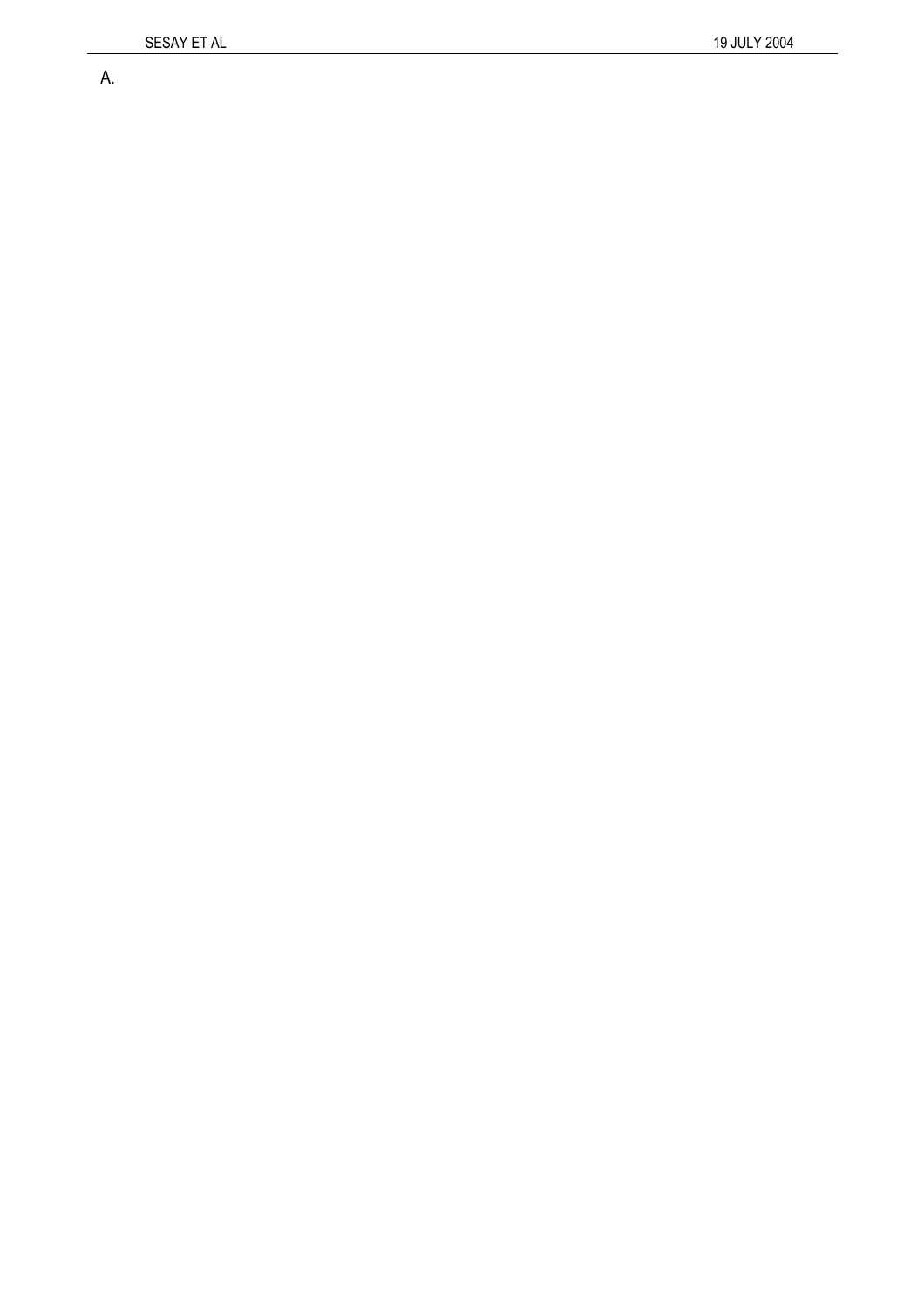A.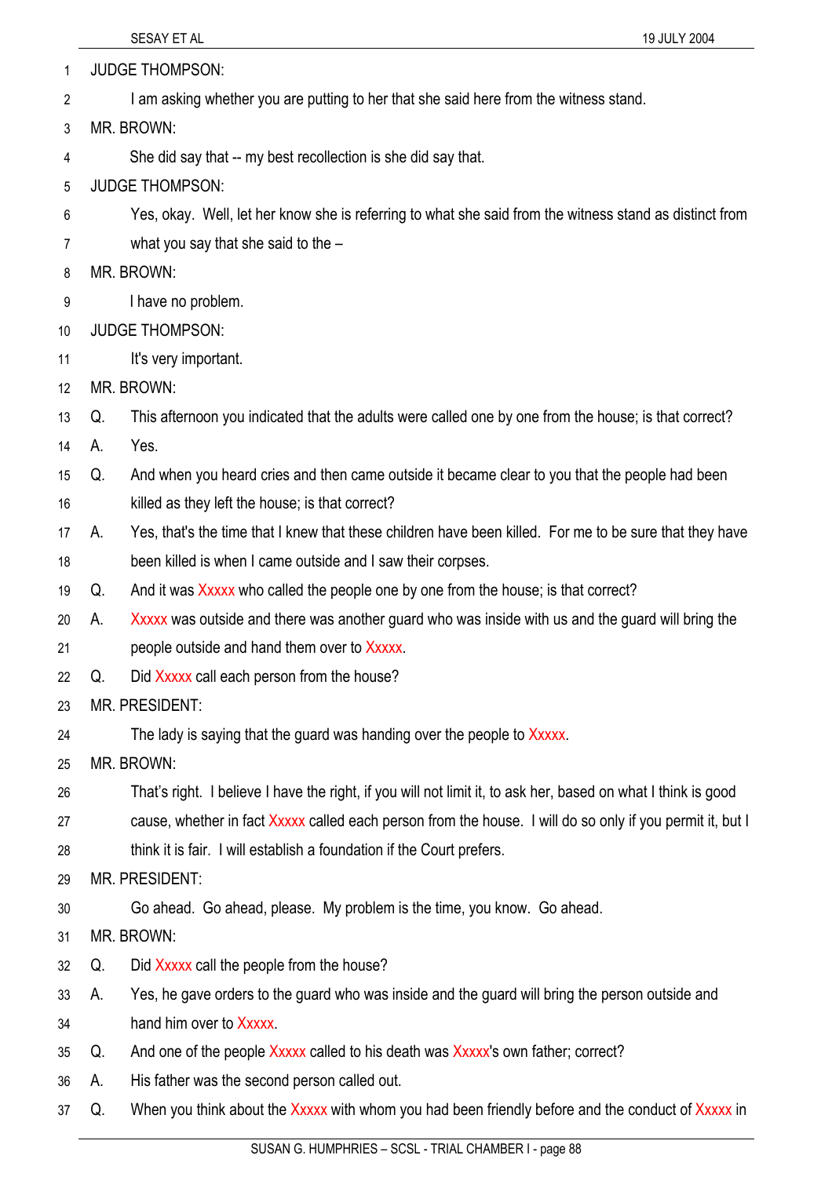JUDGE THOMPSON:

I am asking whether you are putting to her that she said here from the witness stand.

MR. BROWN:

She did say that -- my best recollection is she did say that.

JUDGE THOMPSON:

Yes, okay. Well, let her know she is referring to what she said from the witness stand as distinct from what you say that she said to the –

MR. BROWN:

I have no problem.

JUDGE THOMPSON:

It's very important.

MR. BROWN:

Q. This afternoon you indicated that the adults were called one by one from the house; is that correct?

A. Yes.

Q. And when you heard cries and then came outside it became clear to you that the people had been killed as they left the house; is that correct?

A. Yes, that's the time that I knew that these children have been killed. For me to be sure that they have been killed is when I came outside and I saw their corpses.

Q. And it was Xxxxx who called the people one by one from the house; is that correct?

A. Xxxxx was outside and there was another guard who was inside with us and the guard will bring the people outside and hand them over to Xxxxx.

Q. Did Xxxxx call each person from the house?

MR. PRESIDENT:

The lady is saying that the guard was handing over the people to Xxxxx.

MR. BROWN:

That's right. I believe I have the right, if you will not limit it, to ask her, based on what I think is good cause, whether in fact Xxxxx called each person from the house. I will do so only if you permit it, but I think it is fair. I will establish a foundation if the Court prefers.

MR. PRESIDENT:

Go ahead. Go ahead, please. My problem is the time, you know. Go ahead.

MR. BROWN:

Q. Did Xxxxx call the people from the house?

A. Yes, he gave orders to the guard who was inside and the guard will bring the person outside and hand him over to Xxxxx.

Q. And one of the people Xxxxx called to his death was Xxxxx's own father; correct?

A. His father was the second person called out.

Q. When you think about the Xxxxx with whom you had been friendly before and the conduct of Xxxxx in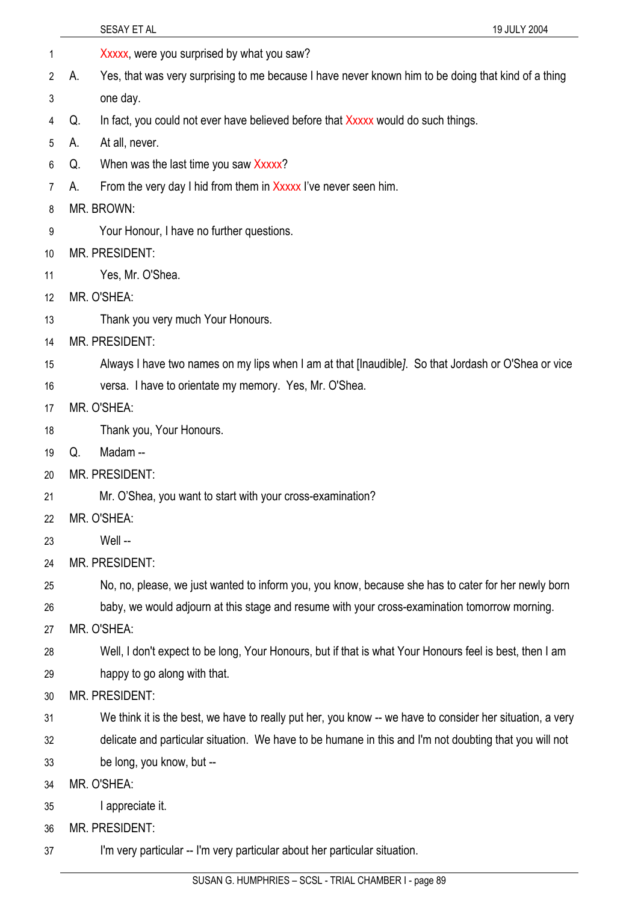Xxxxx, were you surprised by what you saw?

A. Yes, that was very surprising to me because I have never known him to be doing that kind of a thing one day.

Q. In fact, you could not ever have believed before that Xxxxx would do such things.

A. At all, never.

Q. When was the last time you saw Xxxxx?

A. From the very day I hid from them in Xxxxx I've never seen him.

MR. BROWN:

Your Honour, I have no further questions.

MR. PRESIDENT:

Yes, Mr. O'Shea.

MR. O'SHEA:

Thank you very much Your Honours.

MR. PRESIDENT:

Always I have two names on my lips when I am at that [Inaudible]. So that Jordash or O'Shea or vice versa. I have to orientate my memory. Yes, Mr. O'Shea.

MR. O'SHEA:

Thank you, Your Honours.

Q. Madam --

MR. PRESIDENT:

Mr. O'Shea, you want to start with your cross-examination?

MR. O'SHEA:

Well --

MR. PRESIDENT:

No, no, please, we just wanted to inform you, you know, because she has to cater for her newly born baby, we would adjourn at this stage and resume with your cross-examination tomorrow morning.

MR. O'SHEA:

Well, I don't expect to be long, Your Honours, but if that is what Your Honours feel is best, then I am happy to go along with that.

MR. PRESIDENT:

We think it is the best, we have to really put her, you know -- we have to consider her situation, a very delicate and particular situation. We have to be humane in this and I'm not doubting that you will not be long, you know, but --

MR. O'SHEA:

I appreciate it.

MR. PRESIDENT:

I'm very particular -- I'm very particular about her particular situation.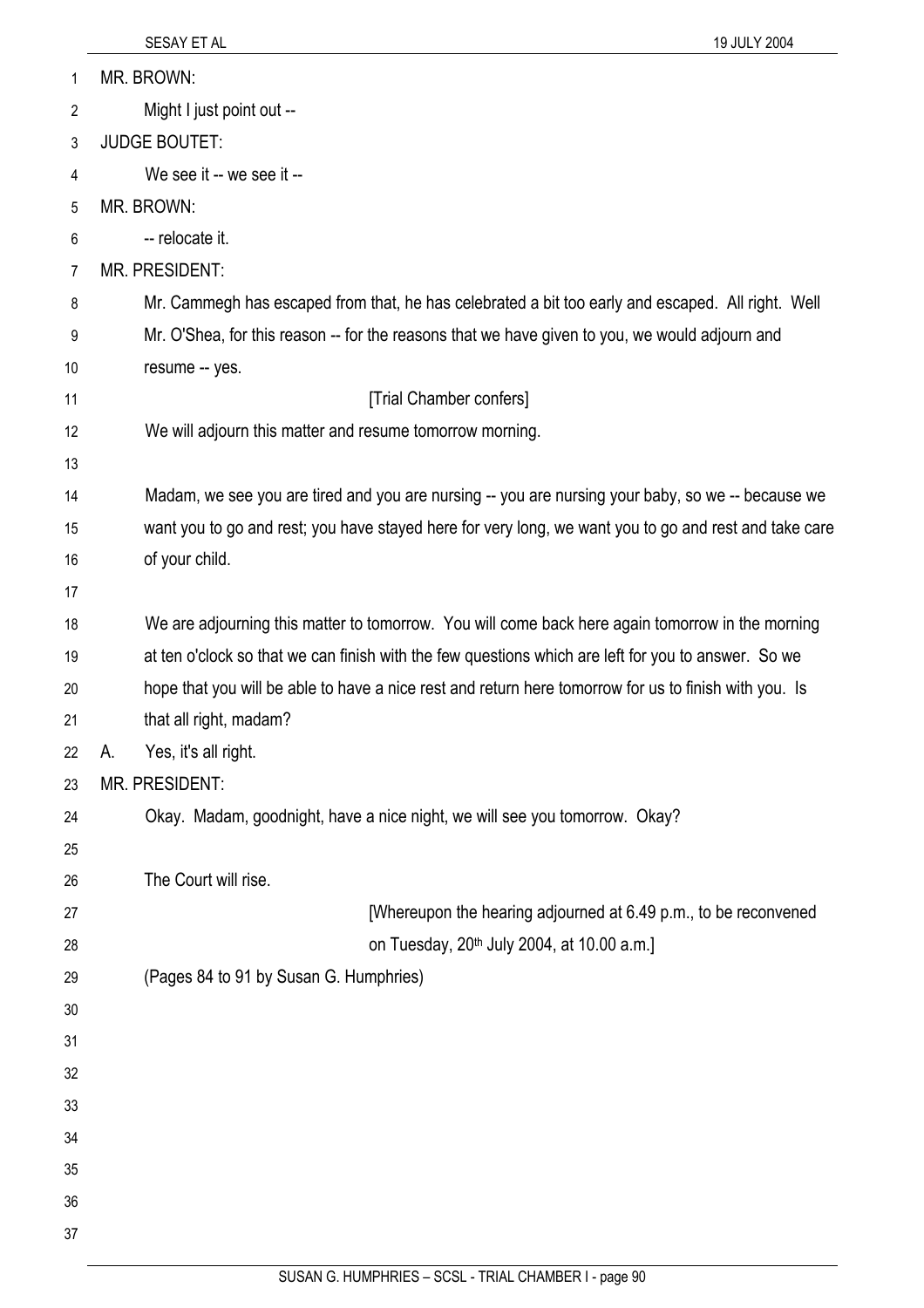MR. BROWN:

Might I just point out --

JUDGE BOUTET:

We see it -- we see it --

MR. BROWN:

-- relocate it.

MR. PRESIDENT:

Mr. Cammegh has escaped from that, he has celebrated a bit too early and escaped. All right. Well Mr. O'Shea, for this reason -- for the reasons that we have given to you, we would adjourn and resume -- yes.

[Trial Chamber confers]

We will adjourn this matter and resume tomorrow morning.

Madam, we see you are tired and you are nursing -- you are nursing your baby, so we -- because we want you to go and rest; you have stayed here for very long, we want you to go and rest and take care of your child.

We are adjourning this matter to tomorrow. You will come back here again tomorrow in the morning at ten o'clock so that we can finish with the few questions which are left for you to answer. So we hope that you will be able to have a nice rest and return here tomorrow for us to finish with you. Is that all right, madam?

A. Yes, it's all right.

MR. PRESIDENT:

Okay. Madam, goodnight, have a nice night, we will see you tomorrow. Okay?

The Court will rise.

[Whereupon the hearing adjourned at 6.49 p.m., to be reconvened on Tuesday, 20th July 2004, at 10.00 a.m.]

(Pages 84 to 91 by Susan G. Humphries)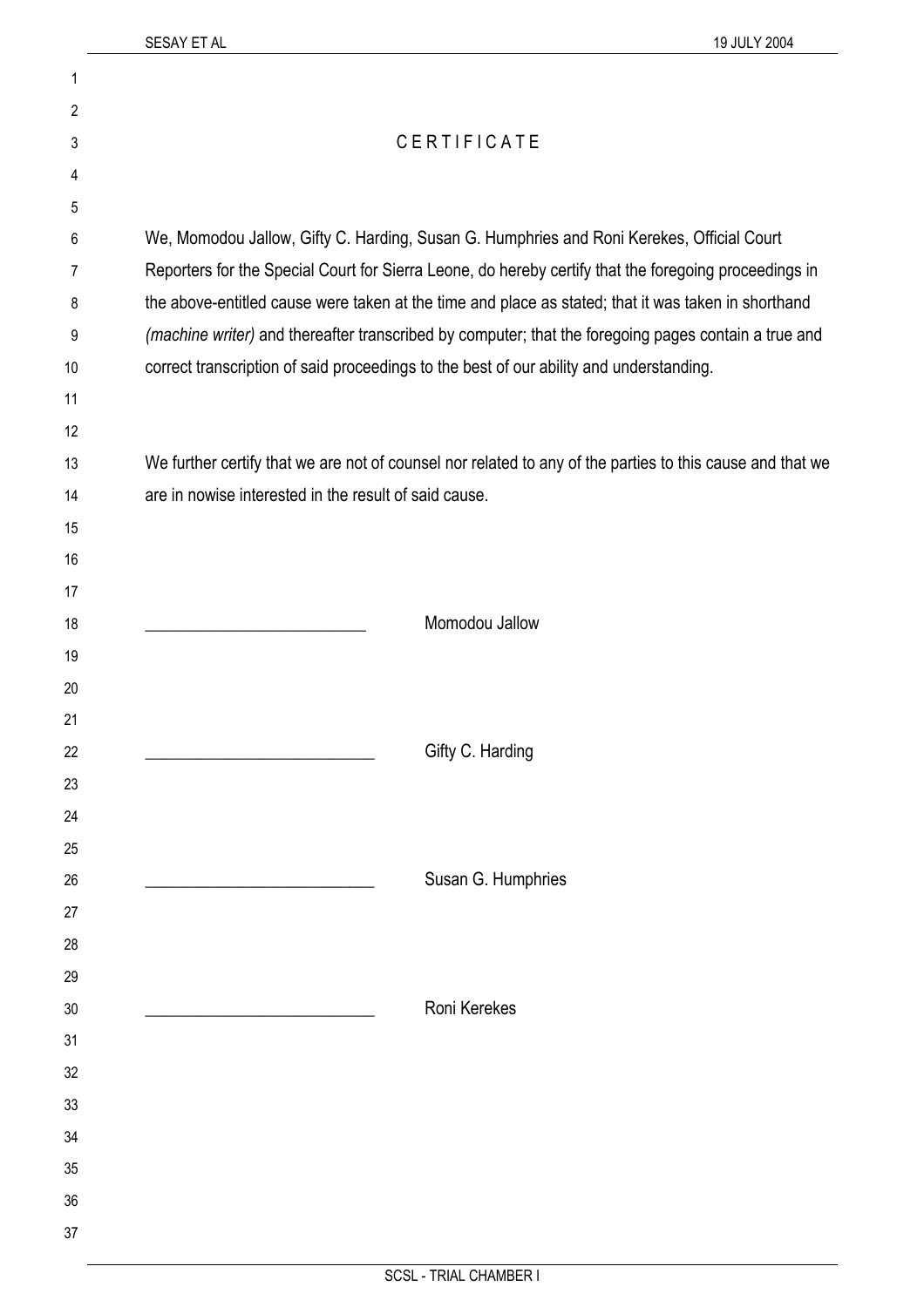# C E R T I F I C A T E

We, Momodou Jallow, Gifty C. Harding, Susan G. Humphries and Roni Kerekes, Official Court Reporters for the Special Court for Sierra Leone, do hereby certify that the foregoing proceedings in the above-entitled cause were taken at the time and place as stated; that it was taken in shorthand *(machine writer)* and thereafter transcribed by computer; that the foregoing pages contain a true and correct transcription of said proceedings to the best of our ability and understanding.

We further certify that we are not of counsel nor related to any of the parties to this cause and that we are in nowise interested in the result of said cause.

___________________________ Momodou Jallow

___________________________ Gifty C. Harding

___________________________ Susan G. Humphries

___________________________ Roni Kerekes